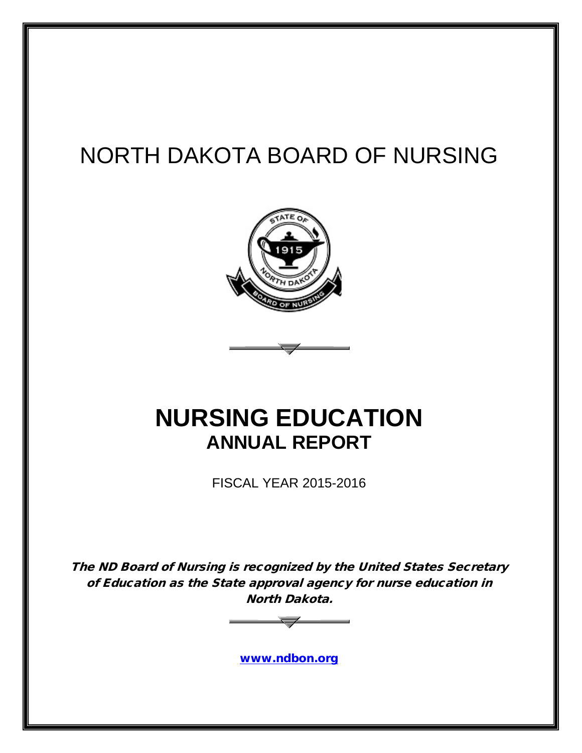# NORTH DAKOTA BOARD OF NURSING

# NURSING EDUCATION

## ANNUAL REPORT

FISCAL YEAR 2015-2016

***The ND Board of Nursing is recognized by the United States Secretary of Education as the State approval agency for nurse education in North Dakota.***

**www.ndbon.org**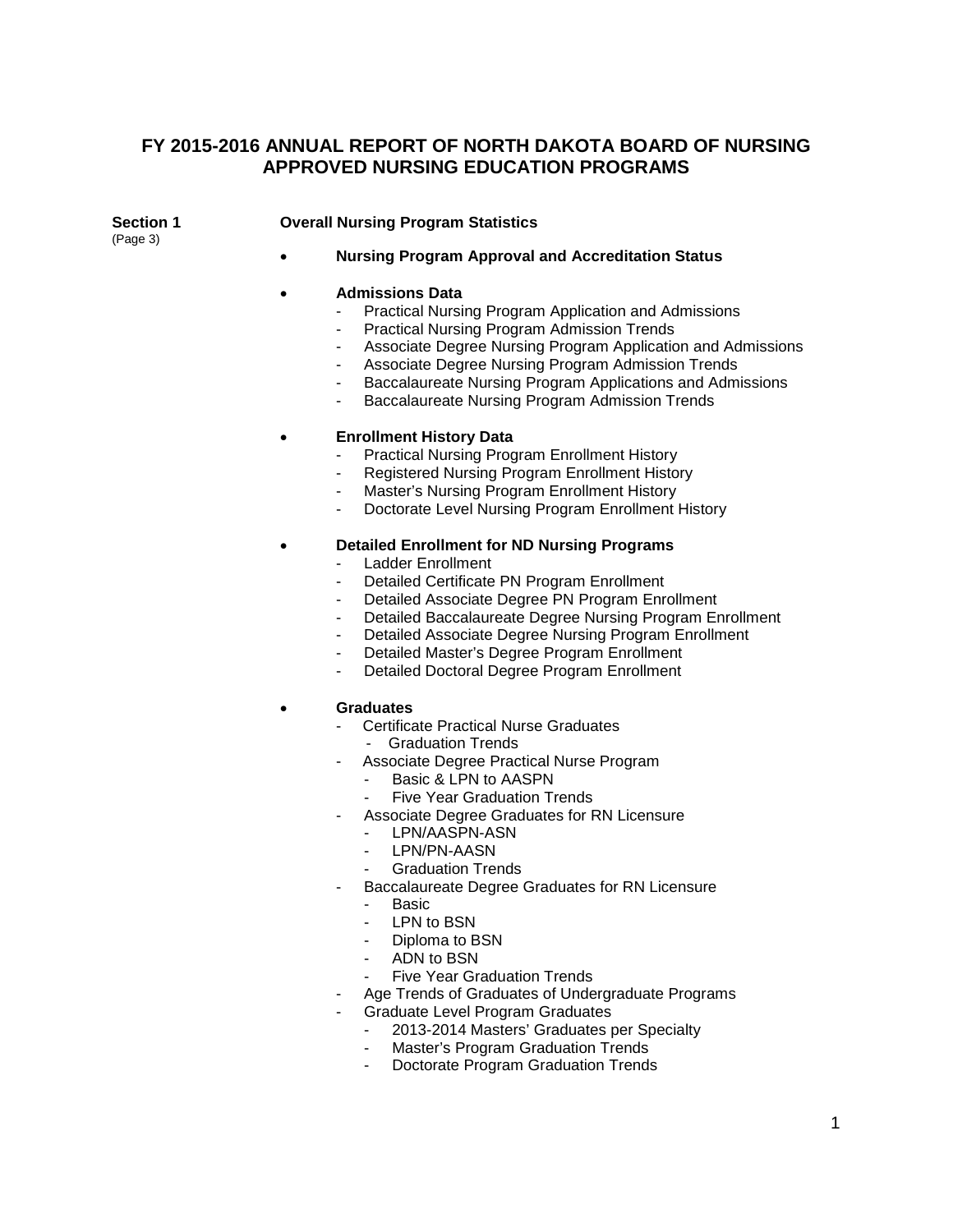# FY 2015-2016 ANNUAL REPORT OF NORTH DAKOTA BOARD OF NURSING APPROVED NURSING EDUCATION PROGRAMS

**Section 1** (Page 3) **Overall Nursing Program Statistics**

- **Nursing Program Approval and Accreditation Status**

- **Admissions Data**
  - Practical Nursing Program Application and Admissions
  - Practical Nursing Program Admission Trends
  - Associate Degree Nursing Program Application and Admissions
  - Associate Degree Nursing Program Admission Trends
  - Baccalaureate Nursing Program Applications and Admissions
  - Baccalaureate Nursing Program Admission Trends

- **Enrollment History Data**
  - Practical Nursing Program Enrollment History
  - Registered Nursing Program Enrollment History
  - Master's Nursing Program Enrollment History
  - Doctorate Level Nursing Program Enrollment History

- **Detailed Enrollment for ND Nursing Programs**
  - Ladder Enrollment
  - Detailed Certificate PN Program Enrollment
  - Detailed Associate Degree PN Program Enrollment
  - Detailed Baccalaureate Degree Nursing Program Enrollment
  - Detailed Associate Degree Nursing Program Enrollment
  - Detailed Master's Degree Program Enrollment
  - Detailed Doctoral Degree Program Enrollment

- **Graduates**
  - Certificate Practical Nurse Graduates
    - Graduation Trends
  - Associate Degree Practical Nurse Program
    - Basic & LPN to AASPN
    - Five Year Graduation Trends
  - Associate Degree Graduates for RN Licensure
    - LPN/AASPN-ASN
    - LPN/PN-AASN
    - Graduation Trends
  - Baccalaureate Degree Graduates for RN Licensure
    - Basic
    - LPN to BSN
    - Diploma to BSN
    - ADN to BSN
    - Five Year Graduation Trends
  - Age Trends of Graduates of Undergraduate Programs
  - Graduate Level Program Graduates
    - 2013-2014 Masters' Graduates per Specialty
    - Master's Program Graduation Trends
    - Doctorate Program Graduation Trends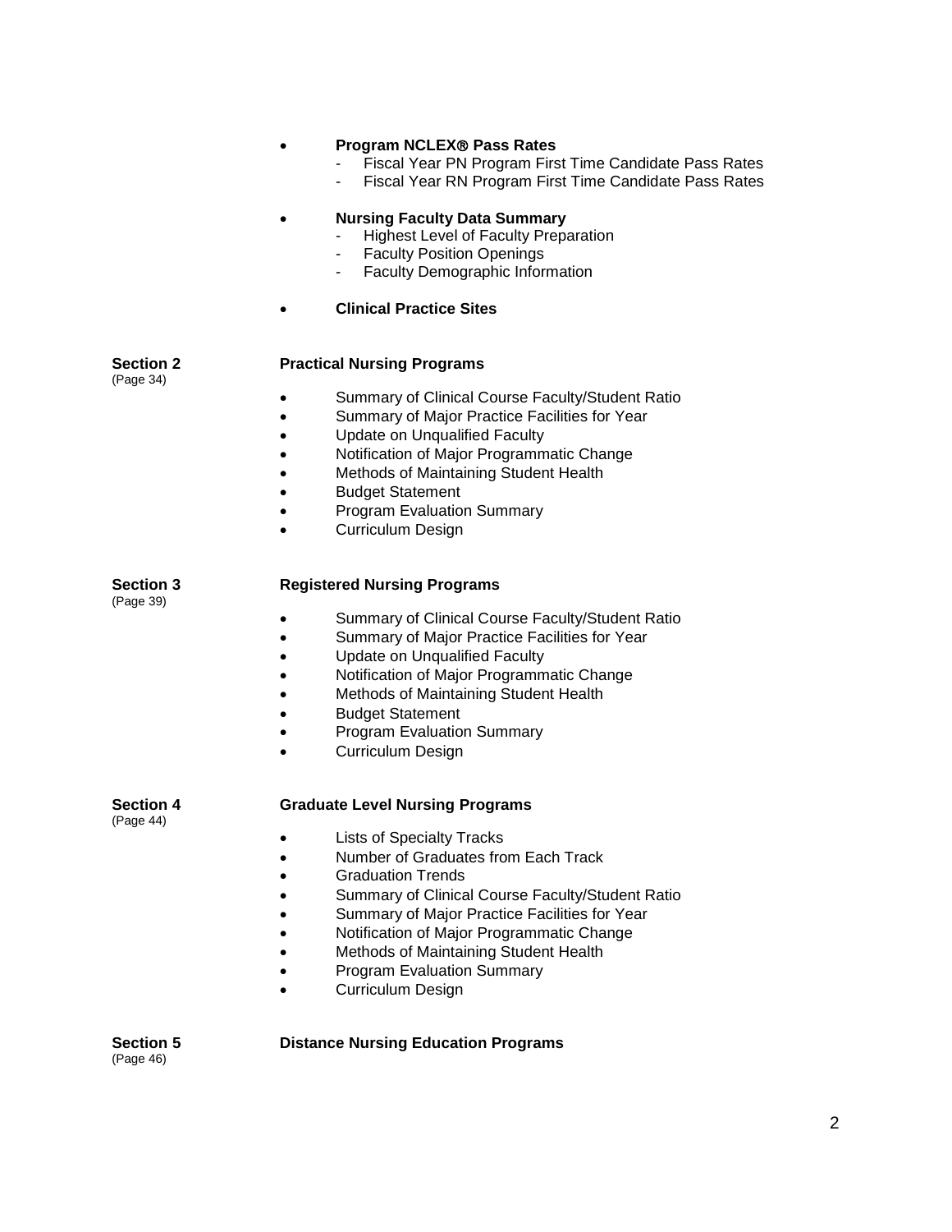- **Program NCLEX® Pass Rates**
    - Fiscal Year PN Program First Time Candidate Pass Rates
    - Fiscal Year RN Program First Time Candidate Pass Rates

- **Nursing Faculty Data Summary**
    - Highest Level of Faculty Preparation
    - Faculty Position Openings
    - Faculty Demographic Information

- **Clinical Practice Sites**

**Section 2** (Page 34) **Practical Nursing Programs**

- Summary of Clinical Course Faculty/Student Ratio
- Summary of Major Practice Facilities for Year
- Update on Unqualified Faculty
- Notification of Major Programmatic Change
- Methods of Maintaining Student Health
- Budget Statement
- Program Evaluation Summary
- Curriculum Design

**Section 3** (Page 39) **Registered Nursing Programs**

- Summary of Clinical Course Faculty/Student Ratio
- Summary of Major Practice Facilities for Year
- Update on Unqualified Faculty
- Notification of Major Programmatic Change
- Methods of Maintaining Student Health
- Budget Statement
- Program Evaluation Summary
- Curriculum Design

**Section 4** (Page 44) **Graduate Level Nursing Programs**

- Lists of Specialty Tracks
- Number of Graduates from Each Track
- Graduation Trends
- Summary of Clinical Course Faculty/Student Ratio
- Summary of Major Practice Facilities for Year
- Notification of Major Programmatic Change
- Methods of Maintaining Student Health
- Program Evaluation Summary
- Curriculum Design

**Section 5** (Page 46) **Distance Nursing Education Programs**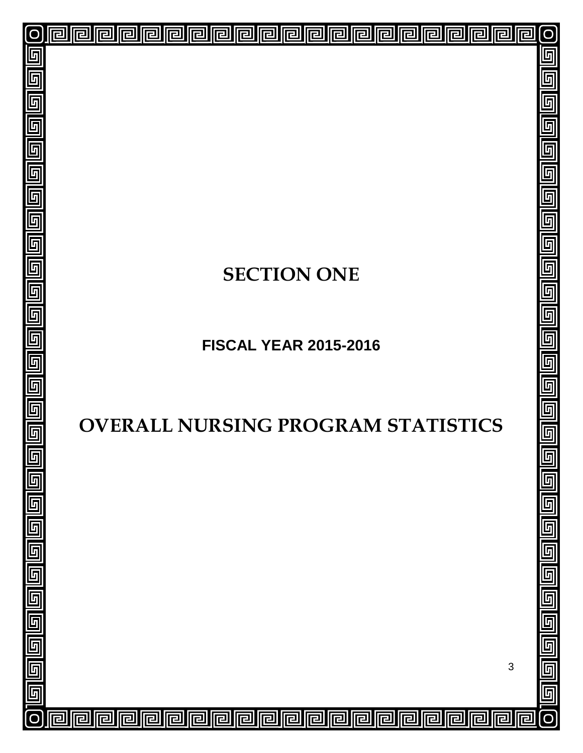# SECTION ONE

## FISCAL YEAR 2015-2016

# OVERALL NURSING PROGRAM STATISTICS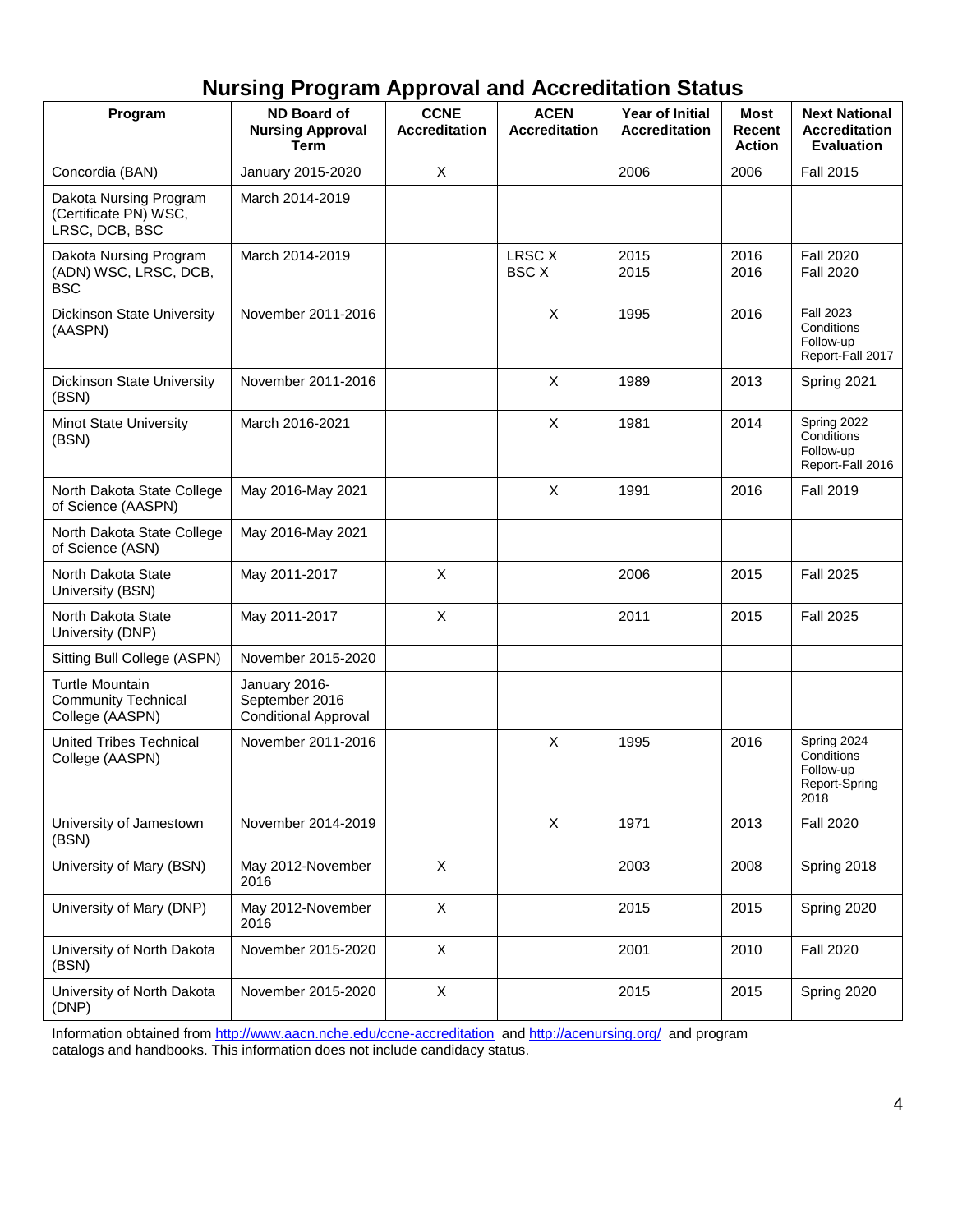# Nursing Program Approval and Accreditation Status

| Program | ND Board of Nursing Approval Term | CCNE Accreditation | ACEN Accreditation | Year of Initial Accreditation | Most Recent Action | Next National Accreditation Evaluation |
|---|---|---|---|---|---|---|
| Concordia (BAN) | January 2015-2020 | X | | 2006 | 2006 | Fall 2015 |
| Dakota Nursing Program (Certificate PN) WSC, LRSC, DCB, BSC | March 2014-2019 | | | | | |
| Dakota Nursing Program (ADN) WSC, LRSC, DCB, BSC | March 2014-2019 | | LRSC X<br>BSC X | 2015<br>2015 | 2016<br>2016 | Fall 2020<br>Fall 2020 |
| Dickinson State University (AASPN) | November 2011-2016 | | X | 1995 | 2016 | Fall 2023 Conditions Follow-up Report-Fall 2017 |
| Dickinson State University (BSN) | November 2011-2016 | | X | 1989 | 2013 | Spring 2021 |
| Minot State University (BSN) | March 2016-2021 | | X | 1981 | 2014 | Spring 2022 Conditions Follow-up Report-Fall 2016 |
| North Dakota State College of Science (AASPN) | May 2016-May 2021 | | X | 1991 | 2016 | Fall 2019 |
| North Dakota State College of Science (ASN) | May 2016-May 2021 | | | | | |
| North Dakota State University (BSN) | May 2011-2017 | X | | 2006 | 2015 | Fall 2025 |
| North Dakota State University (DNP) | May 2011-2017 | X | | 2011 | 2015 | Fall 2025 |
| Sitting Bull College (ASPN) | November 2015-2020 | | | | | |
| Turtle Mountain Community Technical College (AASPN) | January 2016-September 2016 Conditional Approval | | | | | |
| United Tribes Technical College (AASPN) | November 2011-2016 | | X | 1995 | 2016 | Spring 2024 Conditions Follow-up Report-Spring 2018 |
| University of Jamestown (BSN) | November 2014-2019 | | X | 1971 | 2013 | Fall 2020 |
| University of Mary (BSN) | May 2012-November 2016 | X | | 2003 | 2008 | Spring 2018 |
| University of Mary (DNP) | May 2012-November 2016 | X | | 2015 | 2015 | Spring 2020 |
| University of North Dakota (BSN) | November 2015-2020 | X | | 2001 | 2010 | Fall 2020 |
| University of North Dakota (DNP) | November 2015-2020 | X | | 2015 | 2015 | Spring 2020 |

Information obtained from http://www.aacn.nche.edu/ccne-accreditation and http://acenursing.org/ and program catalogs and handbooks. This information does not include candidacy status.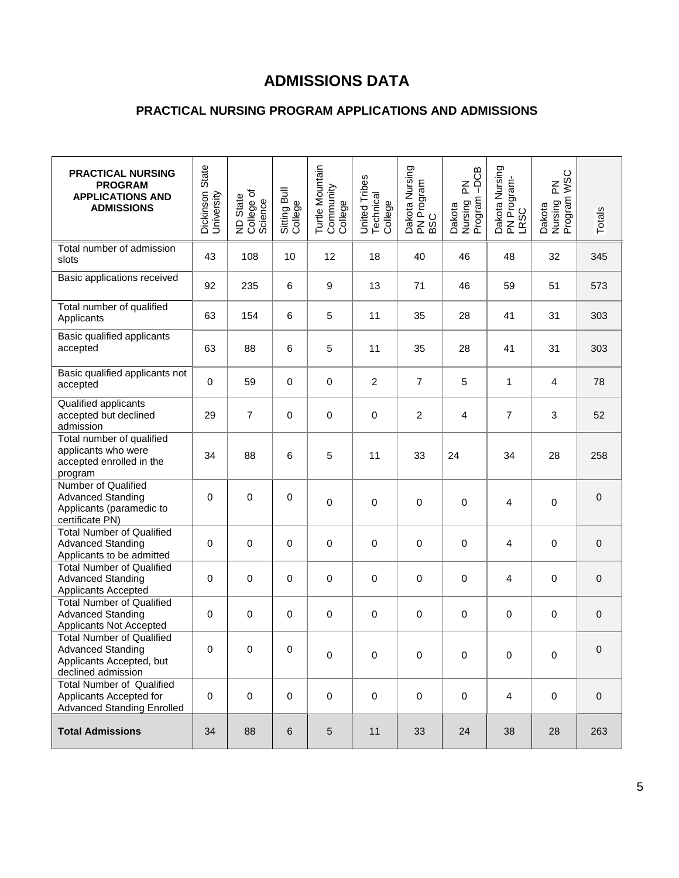# ADMISSIONS DATA

## PRACTICAL NURSING PROGRAM APPLICATIONS AND ADMISSIONS

| PRACTICAL NURSING PROGRAM APPLICATIONS AND ADMISSIONS | Dickinson State University | ND State College of Science | Sitting Bull College | Turtle Mountain Community College | United Tribes Technical College | Dakota Nursing PN Program BSC | Dakota Nursing PN Program –DCB | Dakota Nursing PN Program-LRSC | Dakota Nursing PN Program WSC | Totals |
|---|---|---|---|---|---|---|---|---|---|---|
| Total number of admission slots | 43 | 108 | 10 | 12 | 18 | 40 | 46 | 48 | 32 | 345 |
| Basic applications received | 92 | 235 | 6 | 9 | 13 | 71 | 46 | 59 | 51 | 573 |
| Total number of qualified Applicants | 63 | 154 | 6 | 5 | 11 | 35 | 28 | 41 | 31 | 303 |
| Basic qualified applicants accepted | 63 | 88 | 6 | 5 | 11 | 35 | 28 | 41 | 31 | 303 |
| Basic qualified applicants not accepted | 0 | 59 | 0 | 0 | 2 | 7 | 5 | 1 | 4 | 78 |
| Qualified applicants accepted but declined admission | 29 | 7 | 0 | 0 | 0 | 2 | 4 | 7 | 3 | 52 |
| Total number of qualified applicants who were accepted enrolled in the program | 34 | 88 | 6 | 5 | 11 | 33 | 24 | 34 | 28 | 258 |
| Number of Qualified Advanced Standing Applicants (paramedic to certificate PN) | 0 | 0 | 0 | 0 | 0 | 0 | 0 | 4 | 0 | 0 |
| Total Number of Qualified Advanced Standing Applicants to be admitted | 0 | 0 | 0 | 0 | 0 | 0 | 0 | 4 | 0 | 0 |
| Total Number of Qualified Advanced Standing Applicants Accepted | 0 | 0 | 0 | 0 | 0 | 0 | 0 | 4 | 0 | 0 |
| Total Number of Qualified Advanced Standing Applicants Not Accepted | 0 | 0 | 0 | 0 | 0 | 0 | 0 | 0 | 0 | 0 |
| Total Number of Qualified Advanced Standing Applicants Accepted, but declined admission | 0 | 0 | 0 | 0 | 0 | 0 | 0 | 0 | 0 | 0 |
| Total Number of Qualified Applicants Accepted for Advanced Standing Enrolled | 0 | 0 | 0 | 0 | 0 | 0 | 0 | 4 | 0 | 0 |
| **Total Admissions** | 34 | 88 | 6 | 5 | 11 | 33 | 24 | 38 | 28 | 263 |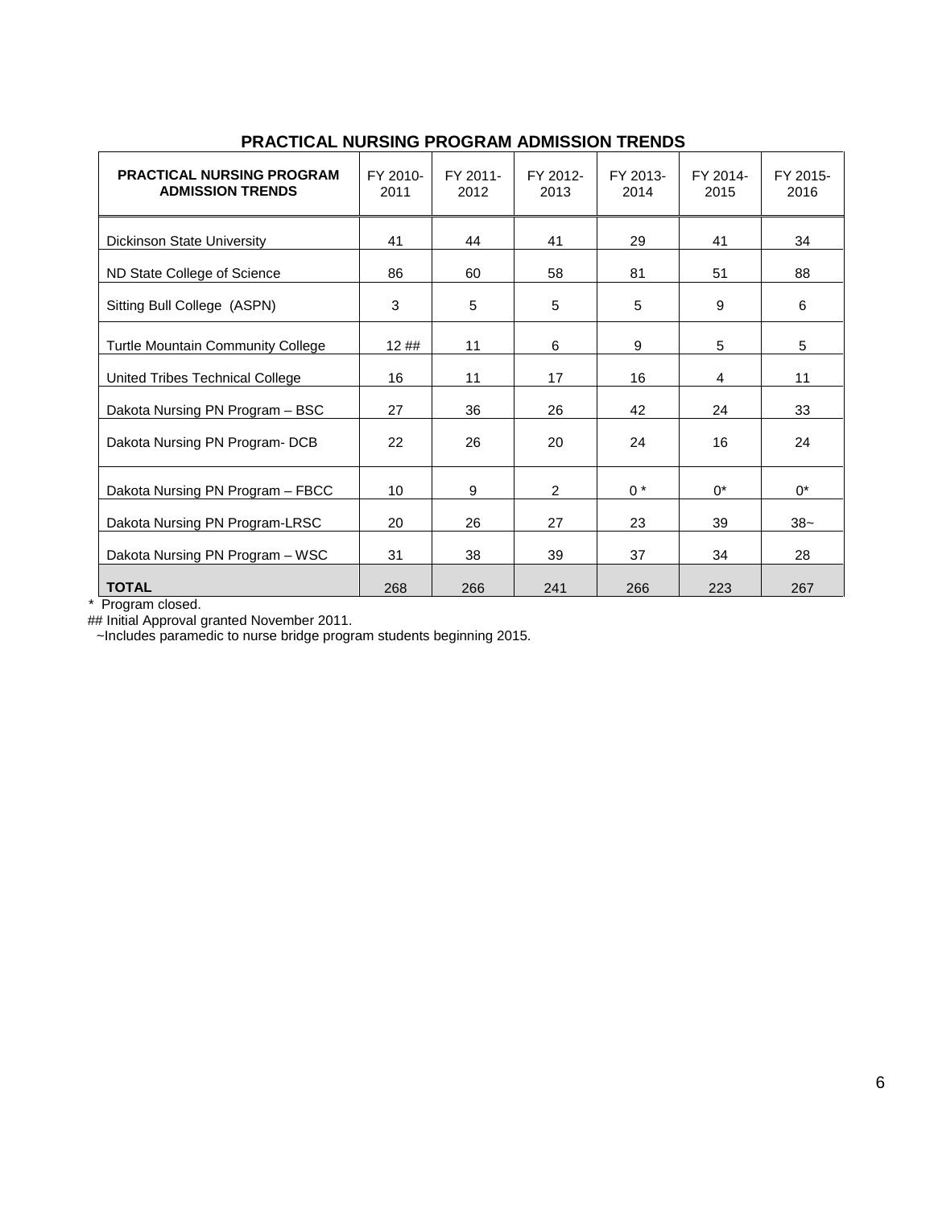## PRACTICAL NURSING PROGRAM ADMISSION TRENDS

| PRACTICAL NURSING PROGRAM ADMISSION TRENDS | FY 2010-2011 | FY 2011-2012 | FY 2012-2013 | FY 2013-2014 | FY 2014-2015 | FY 2015-2016 |
|---|---|---|---|---|---|---|
| Dickinson State University | 41 | 44 | 41 | 29 | 41 | 34 |
| ND State College of Science | 86 | 60 | 58 | 81 | 51 | 88 |
| Sitting Bull College (ASPN) | 3 | 5 | 5 | 5 | 9 | 6 |
| Turtle Mountain Community College | 12 ## | 11 | 6 | 9 | 5 | 5 |
| United Tribes Technical College | 16 | 11 | 17 | 16 | 4 | 11 |
| Dakota Nursing PN Program – BSC | 27 | 36 | 26 | 42 | 24 | 33 |
| Dakota Nursing PN Program- DCB | 22 | 26 | 20 | 24 | 16 | 24 |
| Dakota Nursing PN Program – FBCC | 10 | 9 | 2 | 0 * | 0* | 0* |
| Dakota Nursing PN Program-LRSC | 20 | 26 | 27 | 23 | 39 | 38~ |
| Dakota Nursing PN Program – WSC | 31 | 38 | 39 | 37 | 34 | 28 |
| **TOTAL** | 268 | 266 | 241 | 266 | 223 | 267 |

\* Program closed.

## Initial Approval granted November 2011.

~Includes paramedic to nurse bridge program students beginning 2015.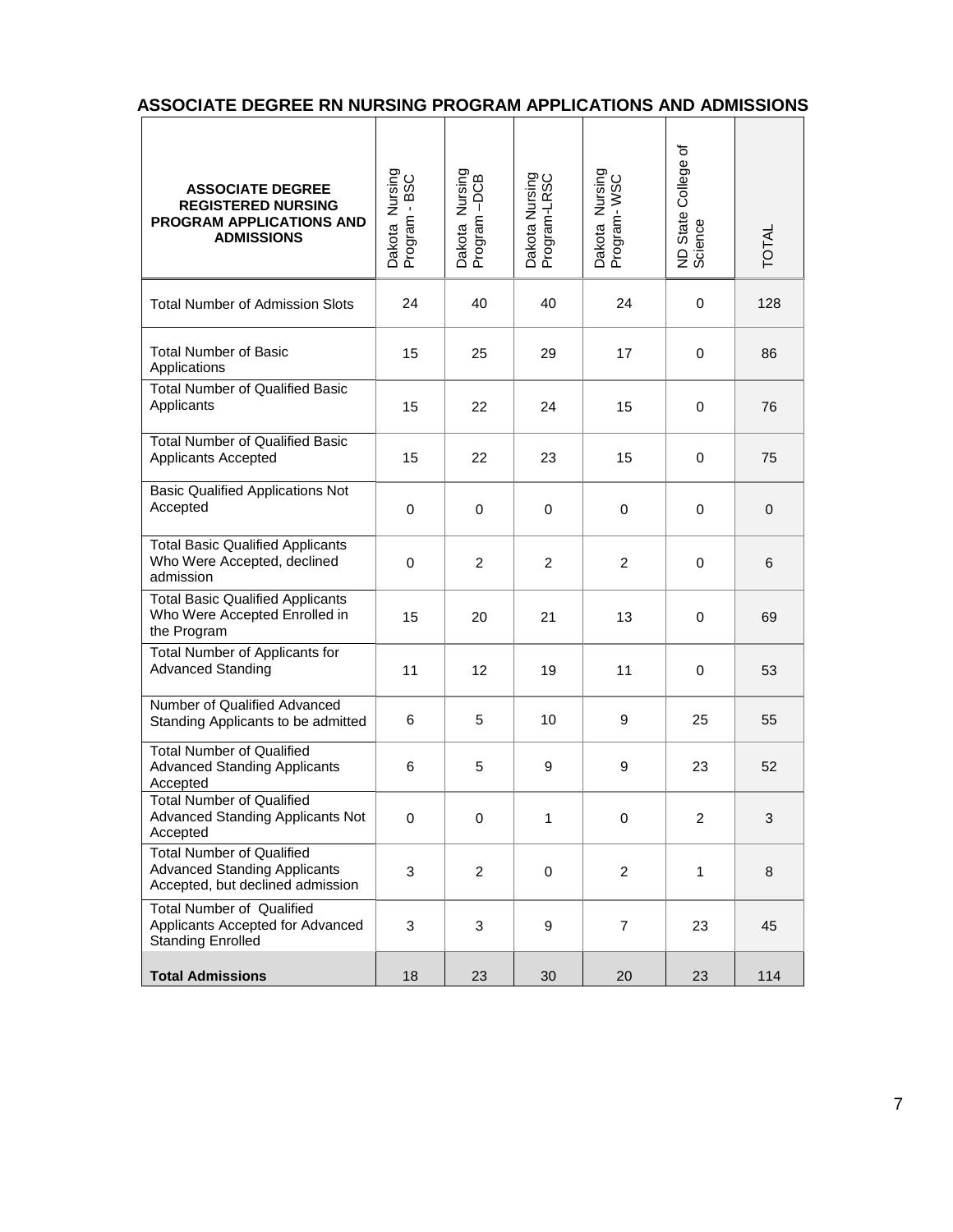## ASSOCIATE DEGREE RN NURSING PROGRAM APPLICATIONS AND ADMISSIONS

| ASSOCIATE DEGREE REGISTERED NURSING PROGRAM APPLICATIONS AND ADMISSIONS | Dakota Nursing Program - BSC | Dakota Nursing Program –DCB | Dakota Nursing Program-LRSC | Dakota Nursing Program- WSC | ND State College of Science | TOTAL |
|---|---|---|---|---|---|---|
| Total Number of Admission Slots | 24 | 40 | 40 | 24 | 0 | 128 |
| Total Number of Basic Applications | 15 | 25 | 29 | 17 | 0 | 86 |
| Total Number of Qualified Basic Applicants | 15 | 22 | 24 | 15 | 0 | 76 |
| Total Number of Qualified Basic Applicants Accepted | 15 | 22 | 23 | 15 | 0 | 75 |
| Basic Qualified Applications Not Accepted | 0 | 0 | 0 | 0 | 0 | 0 |
| Total Basic Qualified Applicants Who Were Accepted, declined admission | 0 | 2 | 2 | 2 | 0 | 6 |
| Total Basic Qualified Applicants Who Were Accepted Enrolled in the Program | 15 | 20 | 21 | 13 | 0 | 69 |
| Total Number of Applicants for Advanced Standing | 11 | 12 | 19 | 11 | 0 | 53 |
| Number of Qualified Advanced Standing Applicants to be admitted | 6 | 5 | 10 | 9 | 25 | 55 |
| Total Number of Qualified Advanced Standing Applicants Accepted | 6 | 5 | 9 | 9 | 23 | 52 |
| Total Number of Qualified Advanced Standing Applicants Not Accepted | 0 | 0 | 1 | 0 | 2 | 3 |
| Total Number of Qualified Advanced Standing Applicants Accepted, but declined admission | 3 | 2 | 0 | 2 | 1 | 8 |
| Total Number of Qualified Applicants Accepted for Advanced Standing Enrolled | 3 | 3 | 9 | 7 | 23 | 45 |
| **Total Admissions** | 18 | 23 | 30 | 20 | 23 | 114 |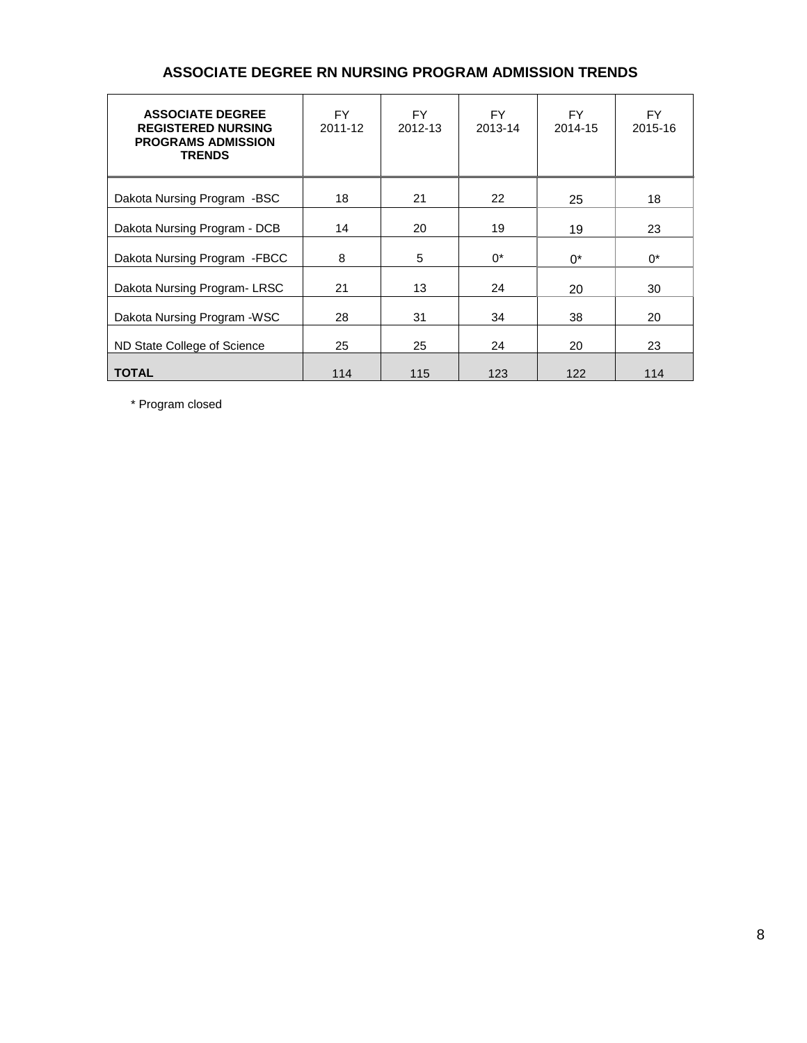## ASSOCIATE DEGREE RN NURSING PROGRAM ADMISSION TRENDS

| **ASSOCIATE DEGREE REGISTERED NURSING PROGRAMS ADMISSION TRENDS** | FY 2011-12 | FY 2012-13 | FY 2013-14 | FY 2014-15 | FY 2015-16 |
|---|---|---|---|---|---|
| Dakota Nursing Program -BSC | 18 | 21 | 22 | 25 | 18 |
| Dakota Nursing Program - DCB | 14 | 20 | 19 | 19 | 23 |
| Dakota Nursing Program -FBCC | 8 | 5 | 0* | 0* | 0* |
| Dakota Nursing Program- LRSC | 21 | 13 | 24 | 20 | 30 |
| Dakota Nursing Program -WSC | 28 | 31 | 34 | 38 | 20 |
| ND State College of Science | 25 | 25 | 24 | 20 | 23 |
| **TOTAL** | 114 | 115 | 123 | 122 | 114 |

\* Program closed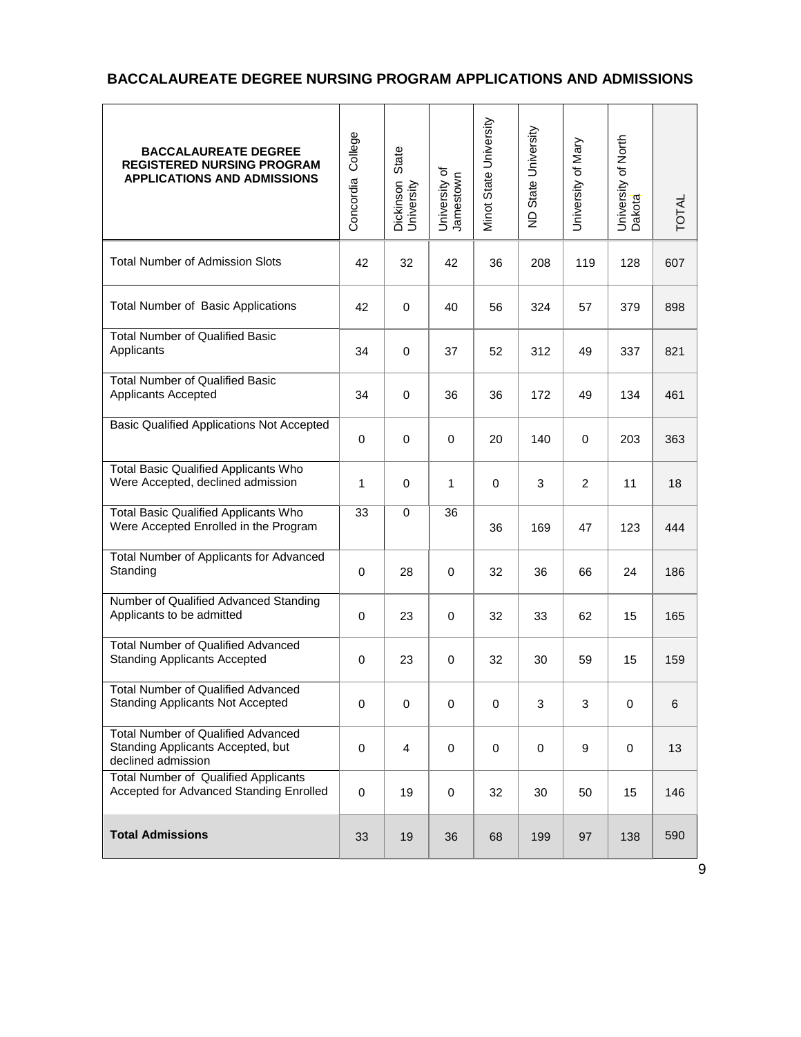## BACCALAUREATE DEGREE NURSING PROGRAM APPLICATIONS AND ADMISSIONS

| BACCALAUREATE DEGREE REGISTERED NURSING PROGRAM APPLICATIONS AND ADMISSIONS | Concordia College | Dickinson State University | University of Jamestown | Minot State University | ND State University | University of Mary | University of North Dakota | TOTAL |
|---|---|---|---|---|---|---|---|---|
| Total Number of Admission Slots | 42 | 32 | 42 | 36 | 208 | 119 | 128 | 607 |
| Total Number of Basic Applications | 42 | 0 | 40 | 56 | 324 | 57 | 379 | 898 |
| Total Number of Qualified Basic Applicants | 34 | 0 | 37 | 52 | 312 | 49 | 337 | 821 |
| Total Number of Qualified Basic Applicants Accepted | 34 | 0 | 36 | 36 | 172 | 49 | 134 | 461 |
| Basic Qualified Applications Not Accepted | 0 | 0 | 0 | 20 | 140 | 0 | 203 | 363 |
| Total Basic Qualified Applicants Who Were Accepted, declined admission | 1 | 0 | 1 | 0 | 3 | 2 | 11 | 18 |
| Total Basic Qualified Applicants Who Were Accepted Enrolled in the Program | 33 | 0 | 36 | 36 | 169 | 47 | 123 | 444 |
| Total Number of Applicants for Advanced Standing | 0 | 28 | 0 | 32 | 36 | 66 | 24 | 186 |
| Number of Qualified Advanced Standing Applicants to be admitted | 0 | 23 | 0 | 32 | 33 | 62 | 15 | 165 |
| Total Number of Qualified Advanced Standing Applicants Accepted | 0 | 23 | 0 | 32 | 30 | 59 | 15 | 159 |
| Total Number of Qualified Advanced Standing Applicants Not Accepted | 0 | 0 | 0 | 0 | 3 | 3 | 0 | 6 |
| Total Number of Qualified Advanced Standing Applicants Accepted, but declined admission | 0 | 4 | 0 | 0 | 0 | 9 | 0 | 13 |
| Total Number of Qualified Applicants Accepted for Advanced Standing Enrolled | 0 | 19 | 0 | 32 | 30 | 50 | 15 | 146 |
| **Total Admissions** | 33 | 19 | 36 | 68 | 199 | 97 | 138 | 590 |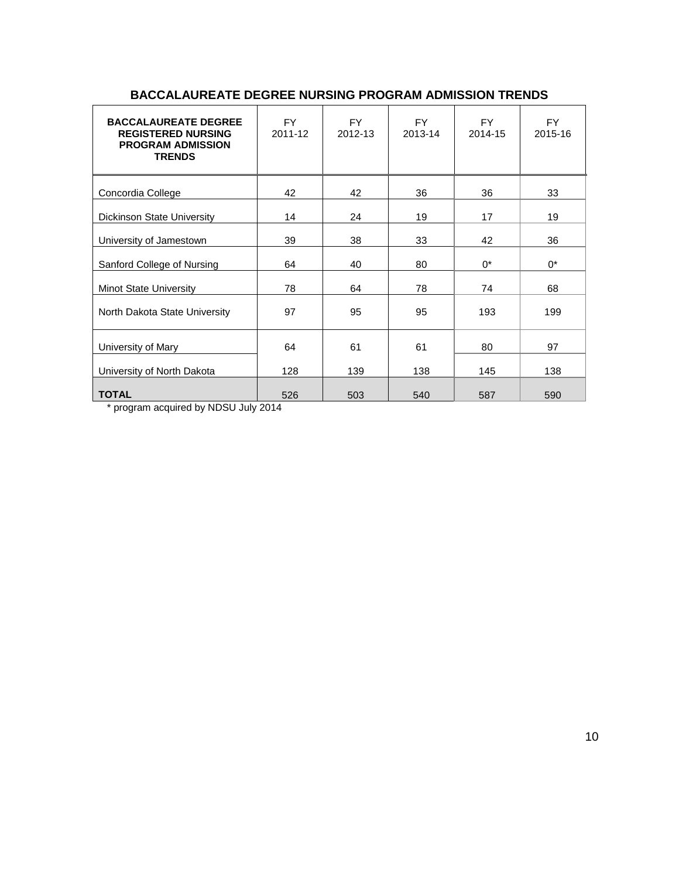## BACCALAUREATE DEGREE NURSING PROGRAM ADMISSION TRENDS

| **BACCALAUREATE DEGREE REGISTERED NURSING PROGRAM ADMISSION TRENDS** | FY 2011-12 | FY 2012-13 | FY 2013-14 | FY 2014-15 | FY 2015-16 |
|---|---|---|---|---|---|
| Concordia College | 42 | 42 | 36 | 36 | 33 |
| Dickinson State University | 14 | 24 | 19 | 17 | 19 |
| University of Jamestown | 39 | 38 | 33 | 42 | 36 |
| Sanford College of Nursing | 64 | 40 | 80 | 0* | 0* |
| Minot State University | 78 | 64 | 78 | 74 | 68 |
| North Dakota State University | 97 | 95 | 95 | 193 | 199 |
| University of Mary | 64 | 61 | 61 | 80 | 97 |
| University of North Dakota | 128 | 139 | 138 | 145 | 138 |
| **TOTAL** | 526 | 503 | 540 | 587 | 590 |

* program acquired by NDSU July 2014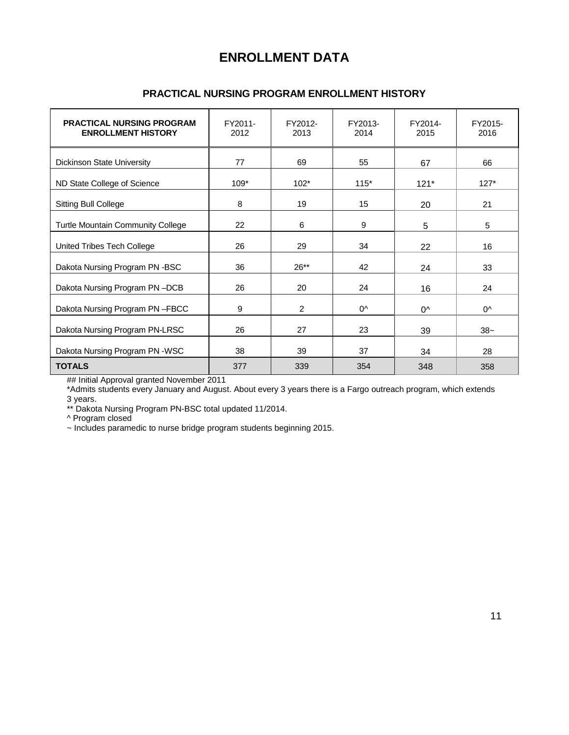# ENROLLMENT DATA

## PRACTICAL NURSING PROGRAM ENROLLMENT HISTORY

| PRACTICAL NURSING PROGRAM ENROLLMENT HISTORY | FY2011-2012 | FY2012-2013 | FY2013-2014 | FY2014-2015 | FY2015-2016 |
|---|---|---|---|---|---|
| Dickinson State University | 77 | 69 | 55 | 67 | 66 |
| ND State College of Science | 109* | 102* | 115* | 121* | 127* |
| Sitting Bull College | 8 | 19 | 15 | 20 | 21 |
| Turtle Mountain Community College | 22 | 6 | 9 | 5 | 5 |
| United Tribes Tech College | 26 | 29 | 34 | 22 | 16 |
| Dakota Nursing Program PN -BSC | 36 | 26** | 42 | 24 | 33 |
| Dakota Nursing Program PN –DCB | 26 | 20 | 24 | 16 | 24 |
| Dakota Nursing Program PN –FBCC | 9 | 2 | 0^ | 0^ | 0^ |
| Dakota Nursing Program PN-LRSC | 26 | 27 | 23 | 39 | 38~ |
| Dakota Nursing Program PN -WSC | 38 | 39 | 37 | 34 | 28 |
| **TOTALS** | 377 | 339 | 354 | 348 | 358 |

## Initial Approval granted November 2011

*Admits students every January and August. About every 3 years there is a Fargo outreach program, which extends 3 years.

** Dakota Nursing Program PN-BSC total updated 11/2014.

^ Program closed

~ Includes paramedic to nurse bridge program students beginning 2015.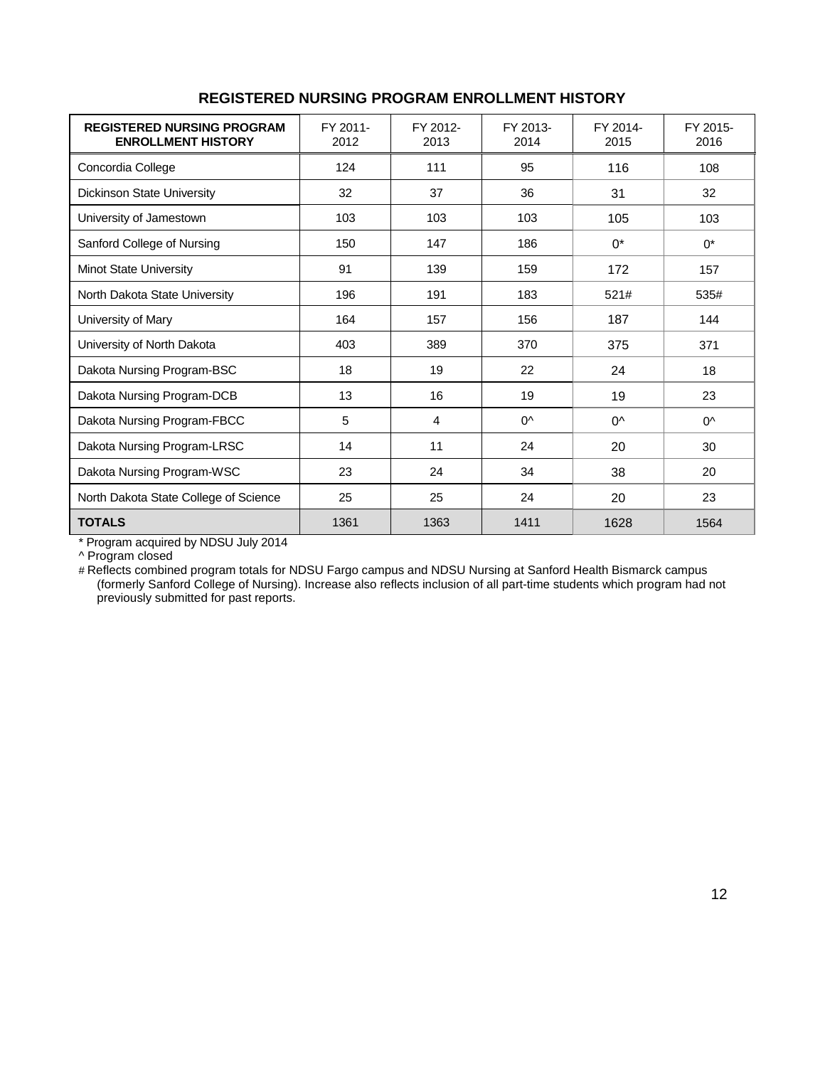## REGISTERED NURSING PROGRAM ENROLLMENT HISTORY

| REGISTERED NURSING PROGRAM ENROLLMENT HISTORY | FY 2011-2012 | FY 2012-2013 | FY 2013-2014 | FY 2014-2015 | FY 2015-2016 |
|---|---|---|---|---|---|
| Concordia College | 124 | 111 | 95 | 116 | 108 |
| Dickinson State University | 32 | 37 | 36 | 31 | 32 |
| University of Jamestown | 103 | 103 | 103 | 105 | 103 |
| Sanford College of Nursing | 150 | 147 | 186 | 0* | 0* |
| Minot State University | 91 | 139 | 159 | 172 | 157 |
| North Dakota State University | 196 | 191 | 183 | 521# | 535# |
| University of Mary | 164 | 157 | 156 | 187 | 144 |
| University of North Dakota | 403 | 389 | 370 | 375 | 371 |
| Dakota Nursing Program-BSC | 18 | 19 | 22 | 24 | 18 |
| Dakota Nursing Program-DCB | 13 | 16 | 19 | 19 | 23 |
| Dakota Nursing Program-FBCC | 5 | 4 | 0^ | 0^ | 0^ |
| Dakota Nursing Program-LRSC | 14 | 11 | 24 | 20 | 30 |
| Dakota Nursing Program-WSC | 23 | 24 | 34 | 38 | 20 |
| North Dakota State College of Science | 25 | 25 | 24 | 20 | 23 |
| **TOTALS** | 1361 | 1363 | 1411 | 1628 | 1564 |

* Program acquired by NDSU July 2014

^ Program closed

# Reflects combined program totals for NDSU Fargo campus and NDSU Nursing at Sanford Health Bismarck campus (formerly Sanford College of Nursing). Increase also reflects inclusion of all part-time students which program had not previously submitted for past reports.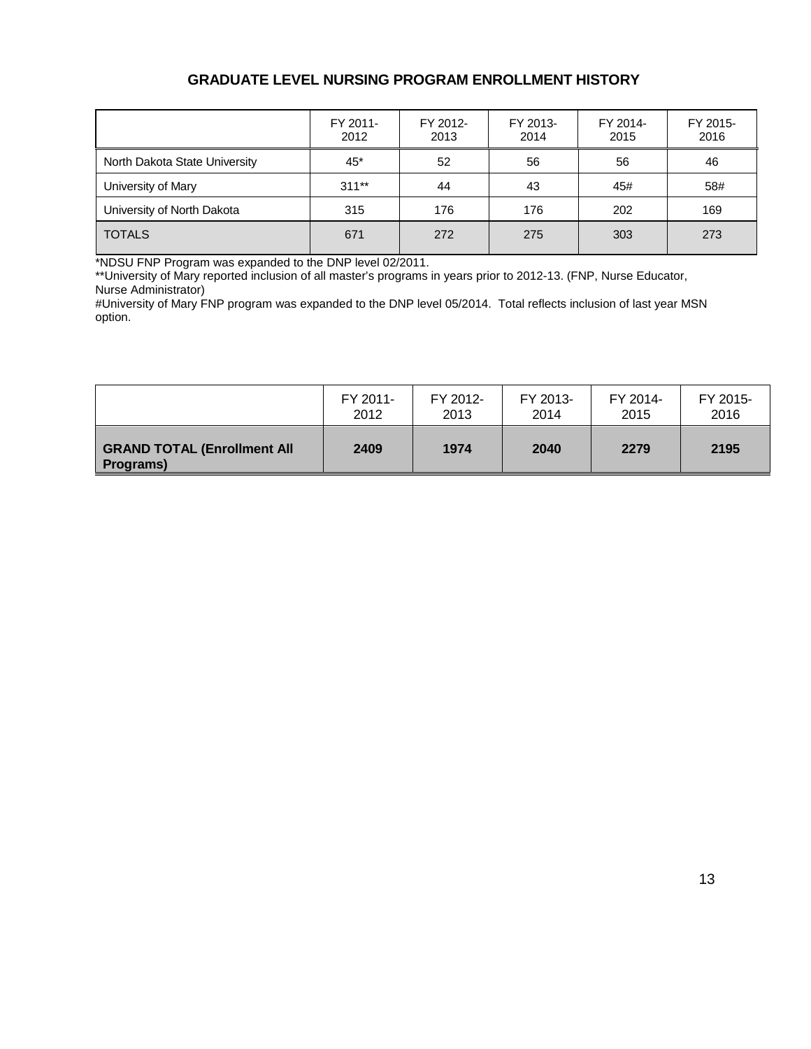## GRADUATE LEVEL NURSING PROGRAM ENROLLMENT HISTORY

| | FY 2011-2012 | FY 2012-2013 | FY 2013-2014 | FY 2014-2015 | FY 2015-2016 |
|---|---|---|---|---|---|
| North Dakota State University | 45* | 52 | 56 | 56 | 46 |
| University of Mary | 311** | 44 | 43 | 45# | 58# |
| University of North Dakota | 315 | 176 | 176 | 202 | 169 |
| TOTALS | 671 | 272 | 275 | 303 | 273 |

*NDSU FNP Program was expanded to the DNP level 02/2011.
**University of Mary reported inclusion of all master's programs in years prior to 2012-13. (FNP, Nurse Educator, Nurse Administrator)
#University of Mary FNP program was expanded to the DNP level 05/2014. Total reflects inclusion of last year MSN option.

| | FY 2011-2012 | FY 2012-2013 | FY 2013-2014 | FY 2014-2015 | FY 2015-2016 |
|---|---|---|---|---|---|
| **GRAND TOTAL (Enrollment All Programs)** | **2409** | **1974** | **2040** | **2279** | **2195** |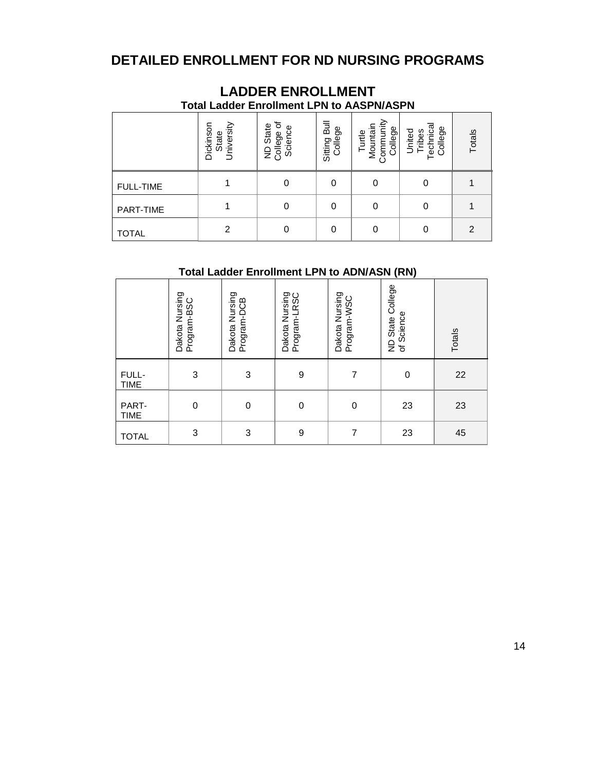# DETAILED ENROLLMENT FOR ND NURSING PROGRAMS

## LADDER ENROLLMENT

### Total Ladder Enrollment LPN to AASPN/ASPN

| | Dickinson State University | ND State College of Science | Sitting Bull College | Turtle Mountain Community College | United Tribes Technical College | Totals |
|---|---|---|---|---|---|---|
| FULL-TIME | 1 | 0 | 0 | 0 | 0 | 1 |
| PART-TIME | 1 | 0 | 0 | 0 | 0 | 1 |
| TOTAL | 2 | 0 | 0 | 0 | 0 | 2 |

### Total Ladder Enrollment LPN to ADN/ASN (RN)

| | Dakota Nursing Program-BSC | Dakota Nursing Program-DCB | Dakota Nursing Program-LRSC | Dakota Nursing Program-WSC | ND State College of Science | Totals |
|---|---|---|---|---|---|---|
| FULL-TIME | 3 | 3 | 9 | 7 | 0 | 22 |
| PART-TIME | 0 | 0 | 0 | 0 | 23 | 23 |
| TOTAL | 3 | 3 | 9 | 7 | 23 | 45 |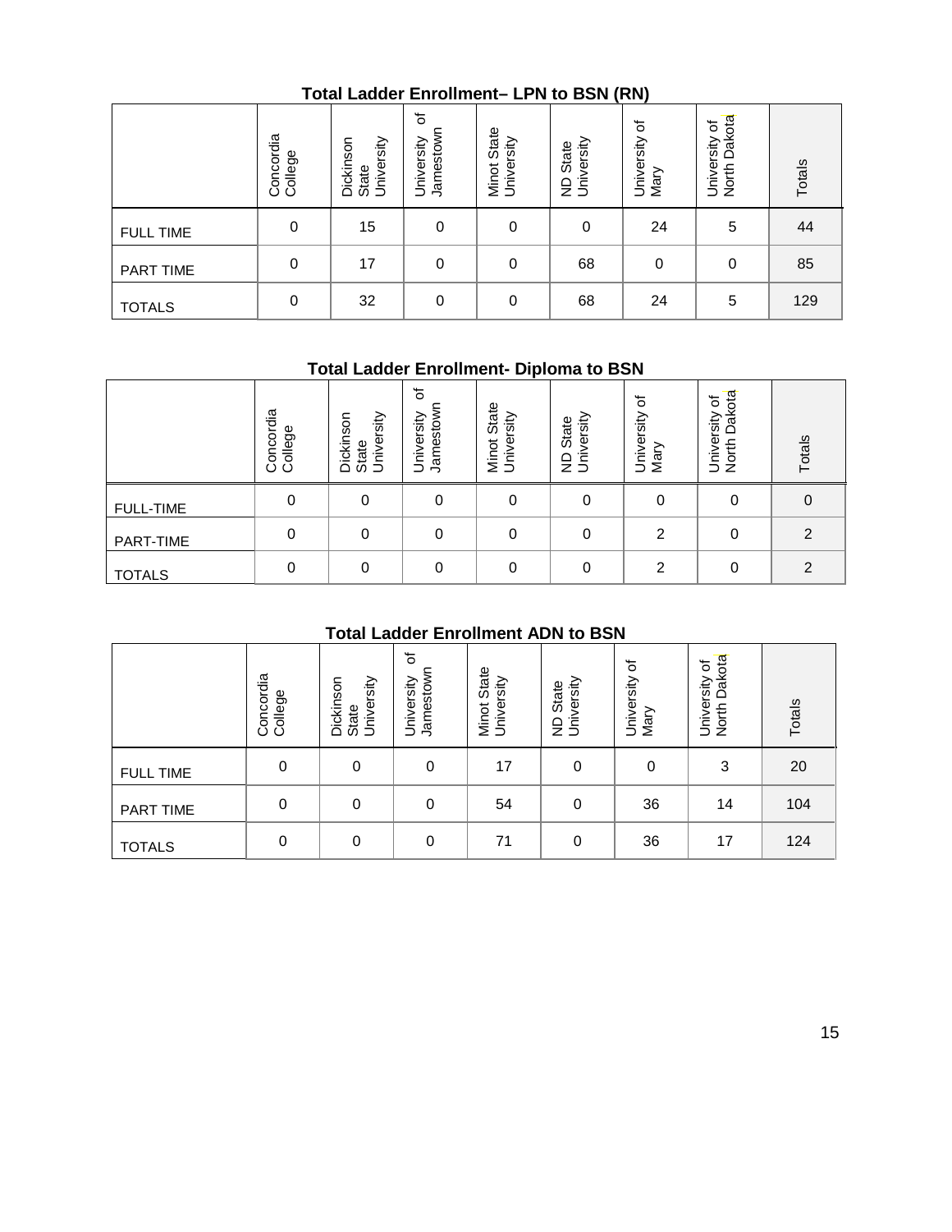## Total Ladder Enrollment– LPN to BSN (RN)

| | Concordia College | Dickinson State University | University of Jamestown | Minot State University | ND State University | University of Mary | University of North Dakota | Totals |
|---|---|---|---|---|---|---|---|---|
| FULL TIME | 0 | 15 | 0 | 0 | 0 | 24 | 5 | 44 |
| PART TIME | 0 | 17 | 0 | 0 | 68 | 0 | 0 | 85 |
| TOTALS | 0 | 32 | 0 | 0 | 68 | 24 | 5 | 129 |

## Total Ladder Enrollment- Diploma to BSN

| | Concordia College | Dickinson State University | University of Jamestown | Minot State University | ND State University | University of Mary | University of North Dakota | Totals |
|---|---|---|---|---|---|---|---|---|
| FULL-TIME | 0 | 0 | 0 | 0 | 0 | 0 | 0 | 0 |
| PART-TIME | 0 | 0 | 0 | 0 | 0 | 2 | 0 | 2 |
| TOTALS | 0 | 0 | 0 | 0 | 0 | 2 | 0 | 2 |

## Total Ladder Enrollment ADN to BSN

| | Concordia College | Dickinson State University | University of Jamestown | Minot State University | ND State University | University of Mary | University of North Dakota | Totals |
|---|---|---|---|---|---|---|---|---|
| FULL TIME | 0 | 0 | 0 | 17 | 0 | 0 | 3 | 20 |
| PART TIME | 0 | 0 | 0 | 54 | 0 | 36 | 14 | 104 |
| TOTALS | 0 | 0 | 0 | 71 | 0 | 36 | 17 | 124 |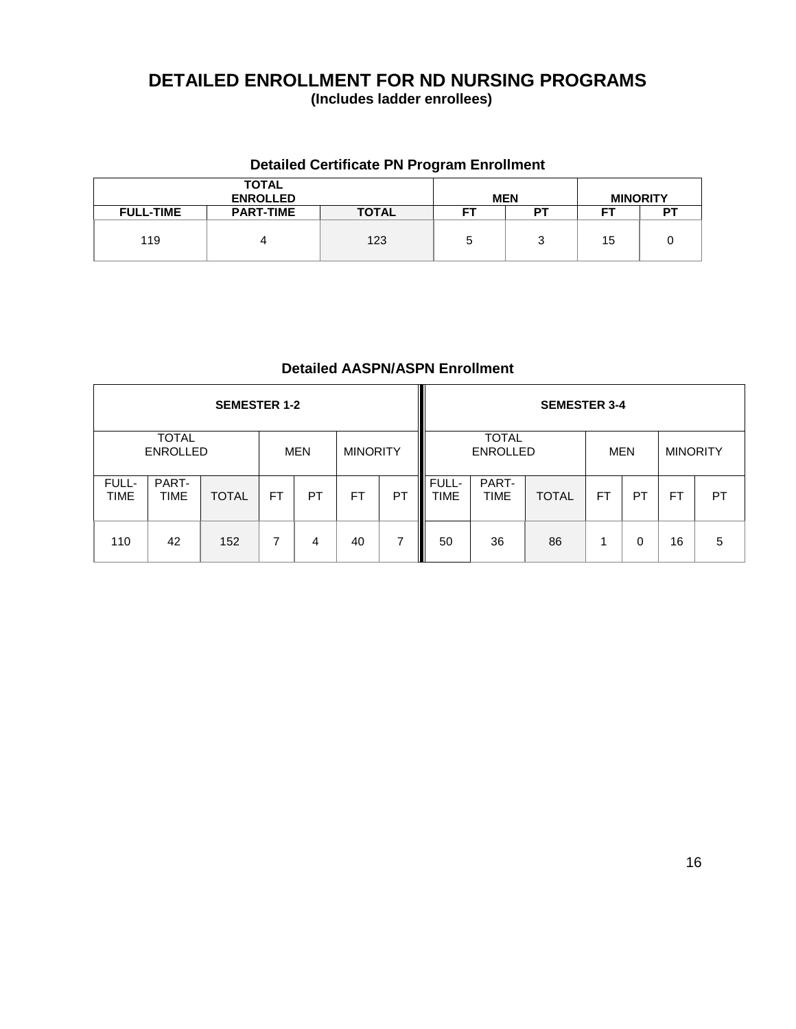# DETAILED ENROLLMENT FOR ND NURSING PROGRAMS

**(Includes ladder enrollees)**

### Detailed Certificate PN Program Enrollment

| TOTAL ENROLLED | | | MEN | | MINORITY | |
|---|---|---|---|---|---|---|
| FULL-TIME | PART-TIME | TOTAL | FT | PT | FT | PT |
| 119 | 4 | 123 | 5 | 3 | 15 | 0 |

### Detailed AASPN/ASPN Enrollment

| SEMESTER 1-2 | | | | | | | SEMESTER 3-4 | | | | | | |
|---|---|---|---|---|---|---|---|---|---|---|---|---|---|
| TOTAL ENROLLED | | | MEN | | MINORITY | | TOTAL ENROLLED | | | MEN | | MINORITY | |
| FULL-TIME | PART-TIME | TOTAL | FT | PT | FT | PT | FULL-TIME | PART-TIME | TOTAL | FT | PT | FT | PT |
| 110 | 42 | 152 | 7 | 4 | 40 | 7 | 50 | 36 | 86 | 1 | 0 | 16 | 5 |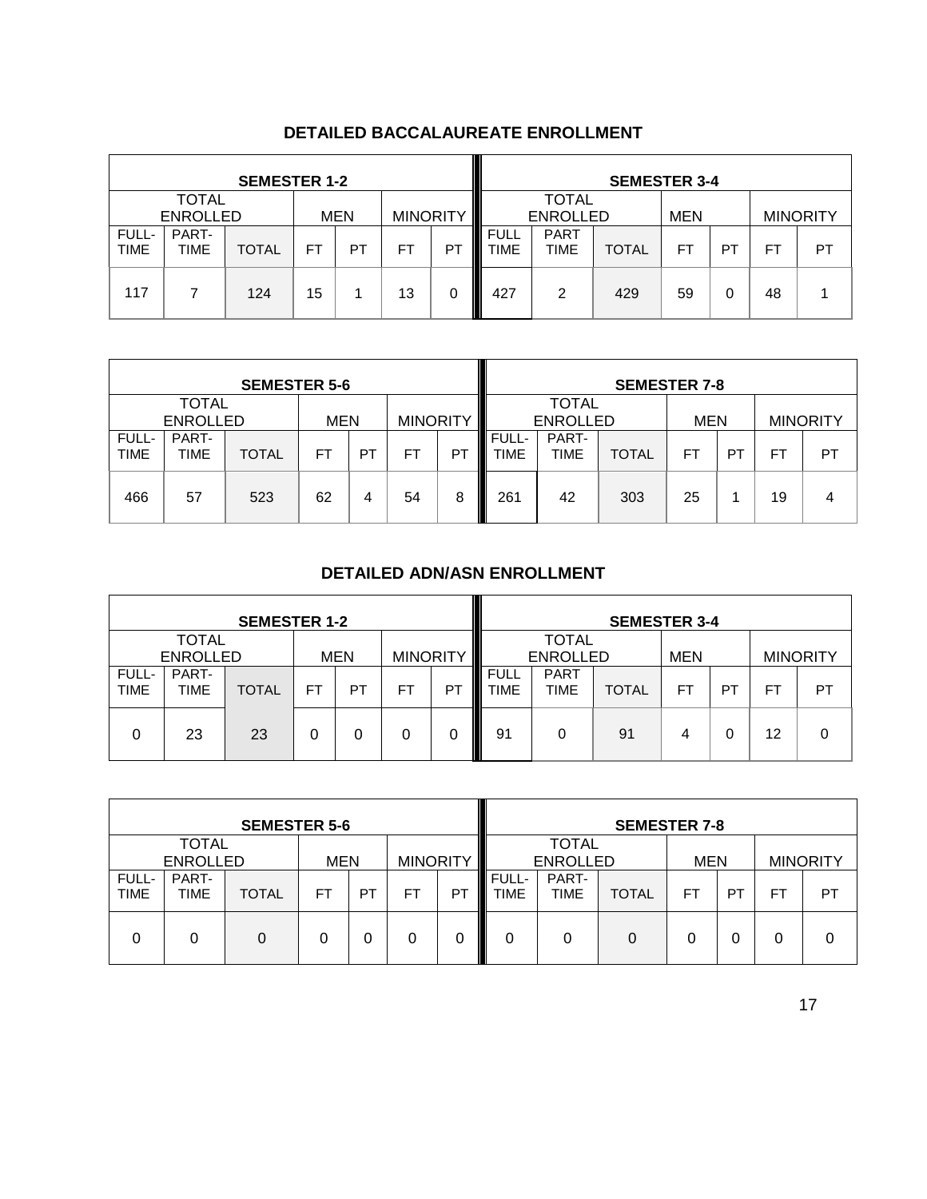## DETAILED BACCALAUREATE ENROLLMENT

| SEMESTER 1-2 | | | | | | | SEMESTER 3-4 | | | | | | |
|---|---|---|---|---|---|---|---|---|---|---|---|---|---|
| TOTAL ENROLLED | | | MEN | | MINORITY | | TOTAL ENROLLED | | | MEN | | MINORITY | |
| FULL-TIME | PART-TIME | TOTAL | FT | PT | FT | PT | FULL TIME | PART TIME | TOTAL | FT | PT | FT | PT |
| 117 | 7 | 124 | 15 | 1 | 13 | 0 | 427 | 2 | 429 | 59 | 0 | 48 | 1 |

| SEMESTER 5-6 | | | | | | | SEMESTER 7-8 | | | | | | |
|---|---|---|---|---|---|---|---|---|---|---|---|---|---|
| TOTAL ENROLLED | | | MEN | | MINORITY | | TOTAL ENROLLED | | | MEN | | MINORITY | |
| FULL-TIME | PART-TIME | TOTAL | FT | PT | FT | PT | FULL-TIME | PART-TIME | TOTAL | FT | PT | FT | PT |
| 466 | 57 | 523 | 62 | 4 | 54 | 8 | 261 | 42 | 303 | 25 | 1 | 19 | 4 |

## DETAILED ADN/ASN ENROLLMENT

| SEMESTER 1-2 | | | | | | | SEMESTER 3-4 | | | | | | |
|---|---|---|---|---|---|---|---|---|---|---|---|---|---|
| TOTAL ENROLLED | | | MEN | | MINORITY | | TOTAL ENROLLED | | | MEN | | MINORITY | |
| FULL-TIME | PART-TIME | TOTAL | FT | PT | FT | PT | FULL TIME | PART TIME | TOTAL | FT | PT | FT | PT |
| 0 | 23 | 23 | 0 | 0 | 0 | 0 | 91 | 0 | 91 | 4 | 0 | 12 | 0 |

| SEMESTER 5-6 | | | | | | | SEMESTER 7-8 | | | | | | |
|---|---|---|---|---|---|---|---|---|---|---|---|---|---|
| TOTAL ENROLLED | | | MEN | | MINORITY | | TOTAL ENROLLED | | | MEN | | MINORITY | |
| FULL-TIME | PART-TIME | TOTAL | FT | PT | FT | PT | FULL-TIME | PART-TIME | TOTAL | FT | PT | FT | PT |
| 0 | 0 | 0 | 0 | 0 | 0 | 0 | 0 | 0 | 0 | 0 | 0 | 0 | 0 |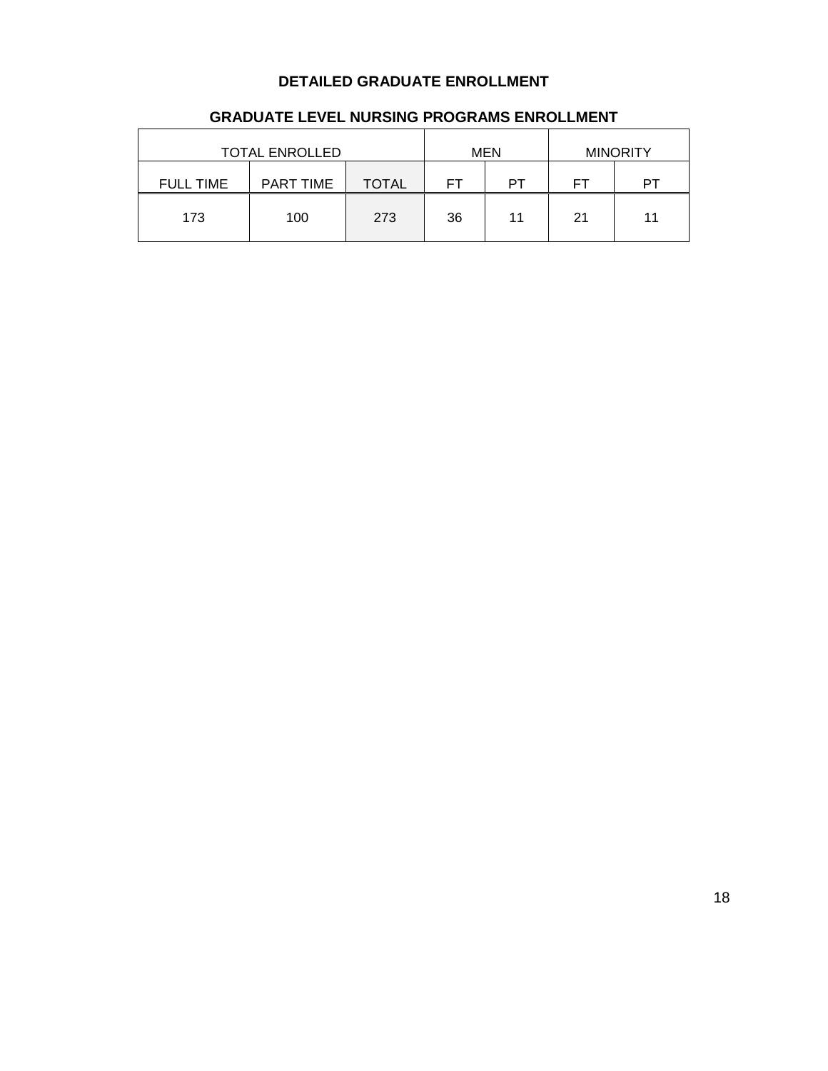## DETAILED GRADUATE ENROLLMENT

### GRADUATE LEVEL NURSING PROGRAMS ENROLLMENT

| TOTAL ENROLLED | | | MEN | | MINORITY | |
|---|---|---|---|---|---|---|
| FULL TIME | PART TIME | TOTAL | FT | PT | FT | PT |
| 173 | 100 | 273 | 36 | 11 | 21 | 11 |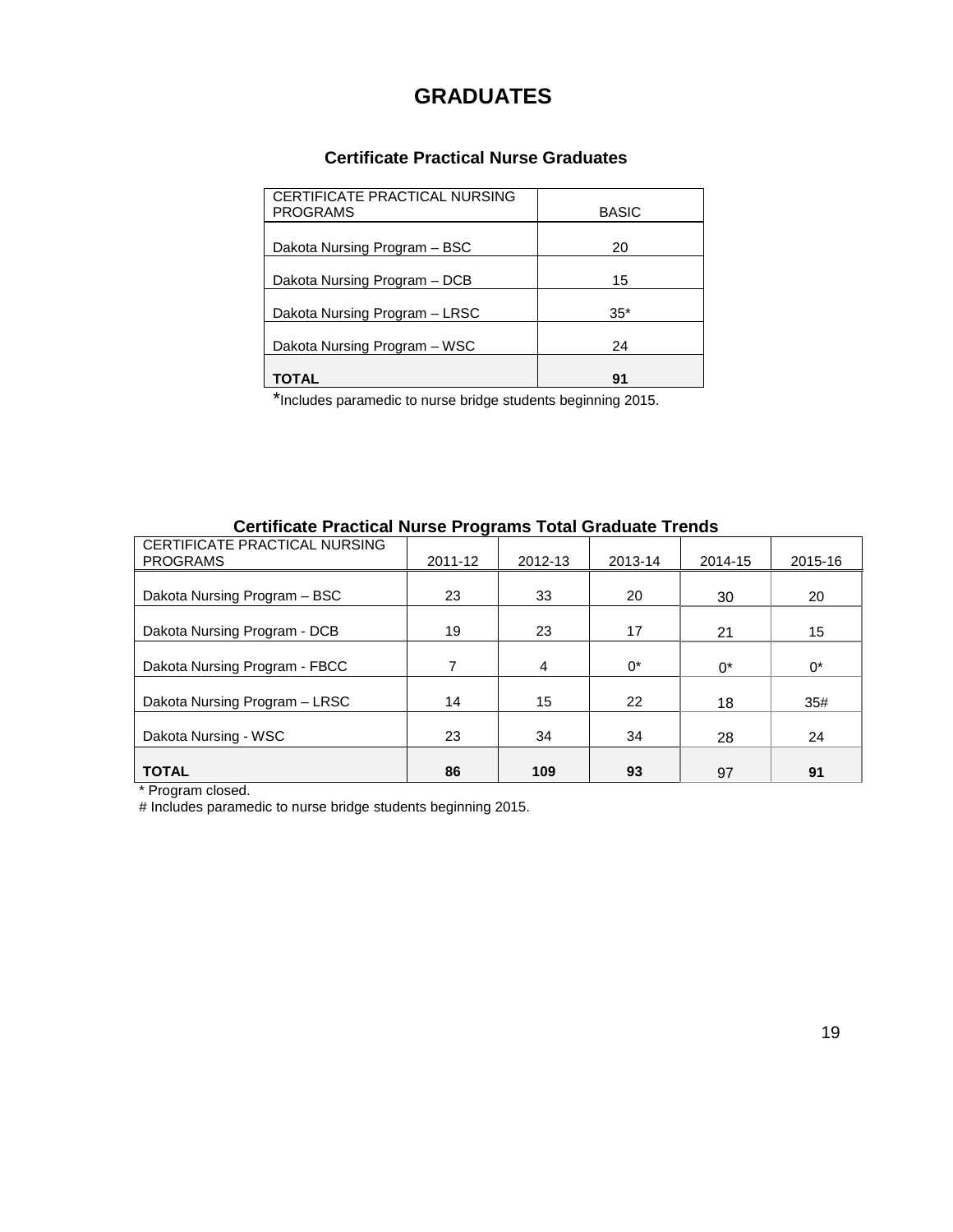# GRADUATES

### Certificate Practical Nurse Graduates

| CERTIFICATE PRACTICAL NURSING PROGRAMS | BASIC |
|---|---|
| Dakota Nursing Program – BSC | 20 |
| Dakota Nursing Program – DCB | 15 |
| Dakota Nursing Program – LRSC | 35* |
| Dakota Nursing Program – WSC | 24 |
| **TOTAL** | **91** |

*Includes paramedic to nurse bridge students beginning 2015.

### Certificate Practical Nurse Programs Total Graduate Trends

| CERTIFICATE PRACTICAL NURSING PROGRAMS | 2011-12 | 2012-13 | 2013-14 | 2014-15 | 2015-16 |
|---|---|---|---|---|---|
| Dakota Nursing Program – BSC | 23 | 33 | 20 | 30 | 20 |
| Dakota Nursing Program - DCB | 19 | 23 | 17 | 21 | 15 |
| Dakota Nursing Program - FBCC | 7 | 4 | 0* | 0* | 0* |
| Dakota Nursing Program – LRSC | 14 | 15 | 22 | 18 | 35# |
| Dakota Nursing - WSC | 23 | 34 | 34 | 28 | 24 |
| **TOTAL** | **86** | **109** | **93** | 97 | **91** |

* Program closed.

# Includes paramedic to nurse bridge students beginning 2015.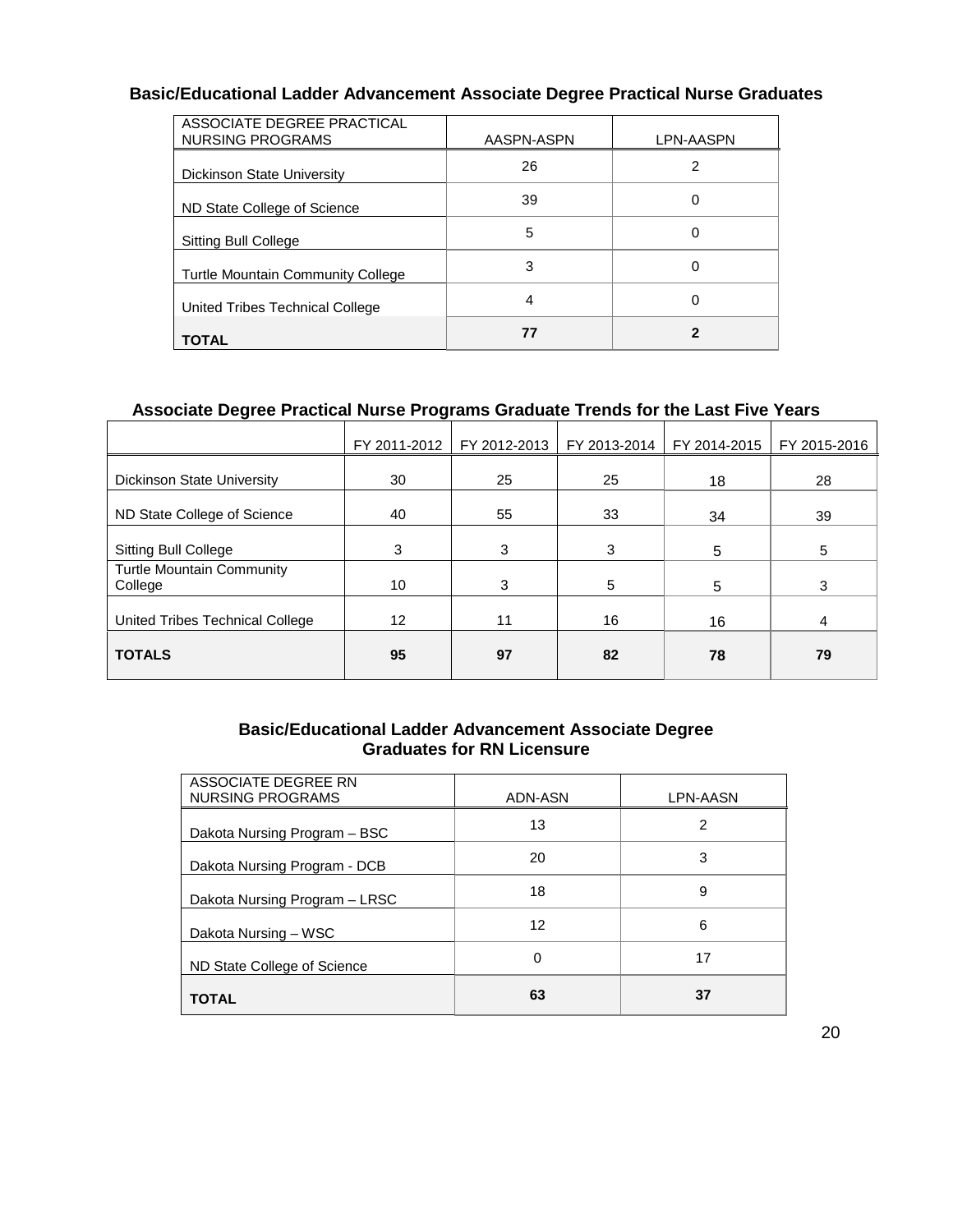### Basic/Educational Ladder Advancement Associate Degree Practical Nurse Graduates

| ASSOCIATE DEGREE PRACTICAL NURSING PROGRAMS | AASPN-ASPN | LPN-AASPN |
|---|---|---|
| Dickinson State University | 26 | 2 |
| ND State College of Science | 39 | 0 |
| Sitting Bull College | 5 | 0 |
| Turtle Mountain Community College | 3 | 0 |
| United Tribes Technical College | 4 | 0 |
| **TOTAL** | **77** | **2** |

### Associate Degree Practical Nurse Programs Graduate Trends for the Last Five Years

| | FY 2011-2012 | FY 2012-2013 | FY 2013-2014 | FY 2014-2015 | FY 2015-2016 |
|---|---|---|---|---|---|
| Dickinson State University | 30 | 25 | 25 | 18 | 28 |
| ND State College of Science | 40 | 55 | 33 | 34 | 39 |
| Sitting Bull College | 3 | 3 | 3 | 5 | 5 |
| Turtle Mountain Community College | 10 | 3 | 5 | 5 | 3 |
| United Tribes Technical College | 12 | 11 | 16 | 16 | 4 |
| **TOTALS** | **95** | **97** | **82** | **78** | **79** |

### Basic/Educational Ladder Advancement Associate Degree Graduates for RN Licensure

| ASSOCIATE DEGREE RN NURSING PROGRAMS | ADN-ASN | LPN-AASN |
|---|---|---|
| Dakota Nursing Program – BSC | 13 | 2 |
| Dakota Nursing Program - DCB | 20 | 3 |
| Dakota Nursing Program – LRSC | 18 | 9 |
| Dakota Nursing – WSC | 12 | 6 |
| ND State College of Science | 0 | 17 |
| **TOTAL** | **63** | **37** |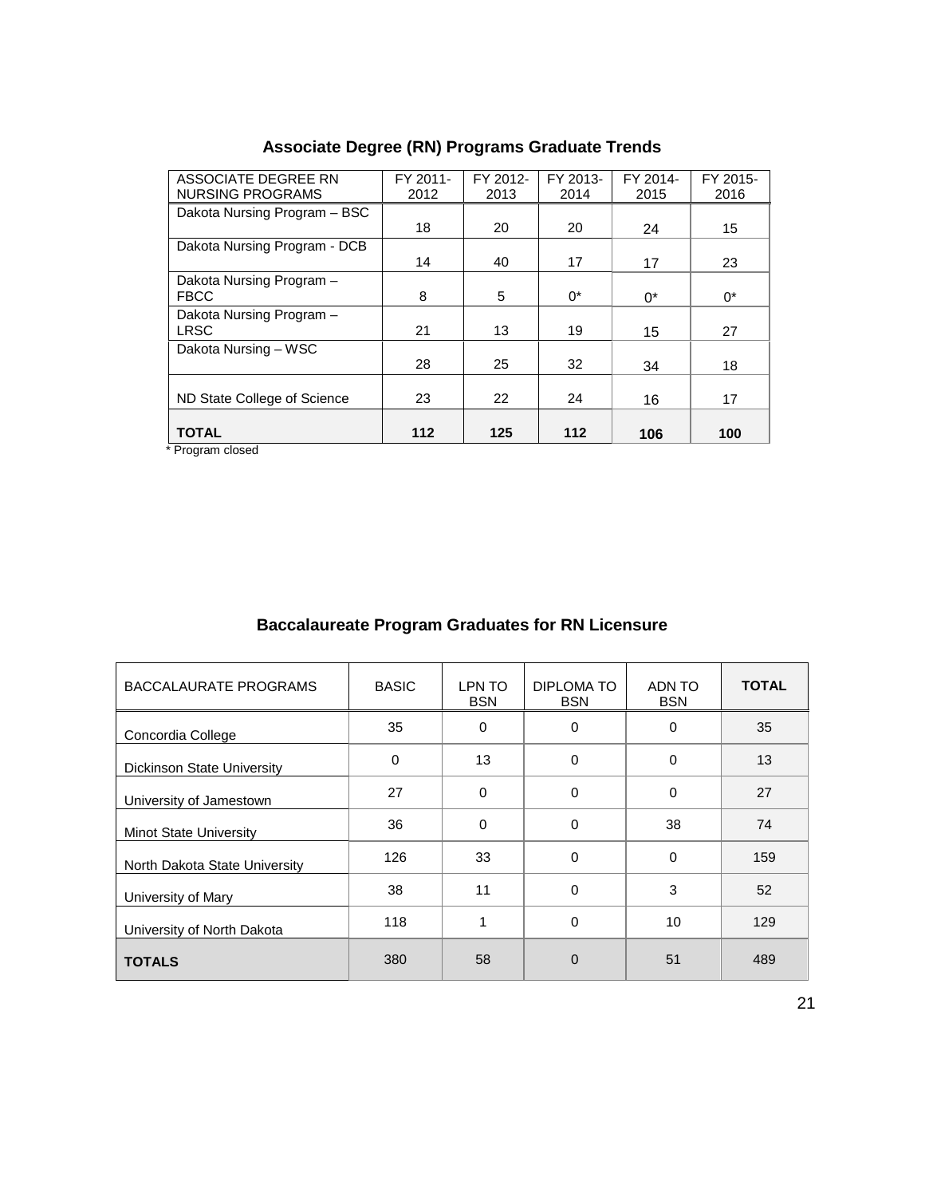## Associate Degree (RN) Programs Graduate Trends

| ASSOCIATE DEGREE RN NURSING PROGRAMS | FY 2011-2012 | FY 2012-2013 | FY 2013-2014 | FY 2014-2015 | FY 2015-2016 |
|---|---|---|---|---|---|
| Dakota Nursing Program – BSC | 18 | 20 | 20 | 24 | 15 |
| Dakota Nursing Program - DCB | 14 | 40 | 17 | 17 | 23 |
| Dakota Nursing Program – FBCC | 8 | 5 | 0* | 0* | 0* |
| Dakota Nursing Program – LRSC | 21 | 13 | 19 | 15 | 27 |
| Dakota Nursing – WSC | 28 | 25 | 32 | 34 | 18 |
| ND State College of Science | 23 | 22 | 24 | 16 | 17 |
| **TOTAL** | **112** | **125** | **112** | **106** | **100** |

* Program closed

## Baccalaureate Program Graduates for RN Licensure

| BACCALAURATE PROGRAMS | BASIC | LPN TO BSN | DIPLOMA TO BSN | ADN TO BSN | **TOTAL** |
|---|---|---|---|---|---|
| Concordia College | 35 | 0 | 0 | 0 | 35 |
| Dickinson State University | 0 | 13 | 0 | 0 | 13 |
| University of Jamestown | 27 | 0 | 0 | 0 | 27 |
| Minot State University | 36 | 0 | 0 | 38 | 74 |
| North Dakota State University | 126 | 33 | 0 | 0 | 159 |
| University of Mary | 38 | 11 | 0 | 3 | 52 |
| University of North Dakota | 118 | 1 | 0 | 10 | 129 |
| **TOTALS** | 380 | 58 | 0 | 51 | 489 |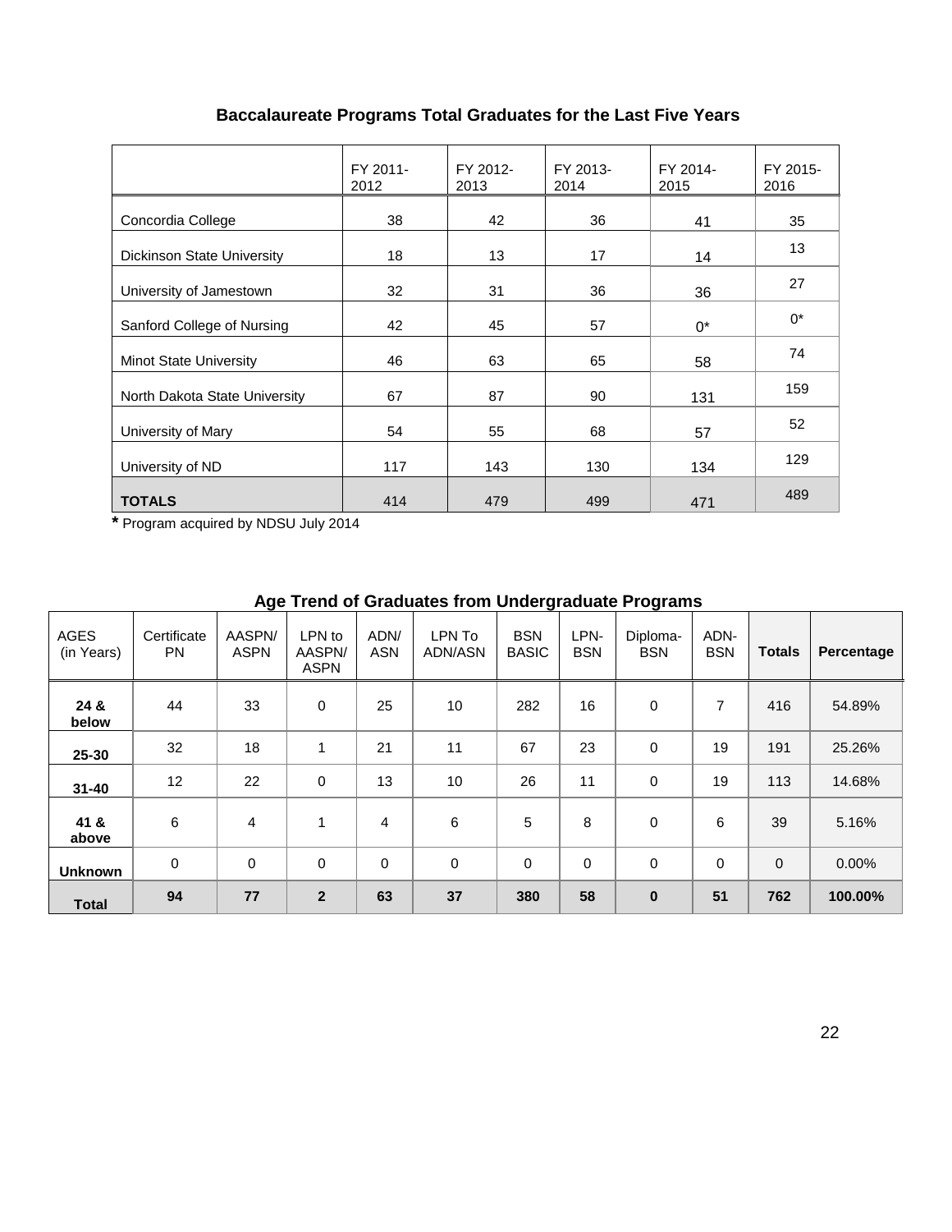## Baccalaureate Programs Total Graduates for the Last Five Years

| | FY 2011-2012 | FY 2012-2013 | FY 2013-2014 | FY 2014-2015 | FY 2015-2016 |
|---|---|---|---|---|---|
| Concordia College | 38 | 42 | 36 | 41 | 35 |
| Dickinson State University | 18 | 13 | 17 | 14 | 13 |
| University of Jamestown | 32 | 31 | 36 | 36 | 27 |
| Sanford College of Nursing | 42 | 45 | 57 | 0* | 0* |
| Minot State University | 46 | 63 | 65 | 58 | 74 |
| North Dakota State University | 67 | 87 | 90 | 131 | 159 |
| University of Mary | 54 | 55 | 68 | 57 | 52 |
| University of ND | 117 | 143 | 130 | 134 | 129 |
| **TOTALS** | 414 | 479 | 499 | 471 | 489 |

**\*** Program acquired by NDSU July 2014

## Age Trend of Graduates from Undergraduate Programs

| AGES (in Years) | Certificate PN | AASPN/ ASPN | LPN to AASPN/ ASPN | ADN/ ASN | LPN To ADN/ASN | BSN BASIC | LPN-BSN | Diploma-BSN | ADN-BSN | **Totals** | **Percentage** |
|---|---|---|---|---|---|---|---|---|---|---|---|
| **24 & below** | 44 | 33 | 0 | 25 | 10 | 282 | 16 | 0 | 7 | 416 | 54.89% |
| **25-30** | 32 | 18 | 1 | 21 | 11 | 67 | 23 | 0 | 19 | 191 | 25.26% |
| **31-40** | 12 | 22 | 0 | 13 | 10 | 26 | 11 | 0 | 19 | 113 | 14.68% |
| **41 & above** | 6 | 4 | 1 | 4 | 6 | 5 | 8 | 0 | 6 | 39 | 5.16% |
| **Unknown** | 0 | 0 | 0 | 0 | 0 | 0 | 0 | 0 | 0 | 0 | 0.00% |
| **Total** | **94** | **77** | **2** | **63** | **37** | **380** | **58** | **0** | **51** | **762** | **100.00%** |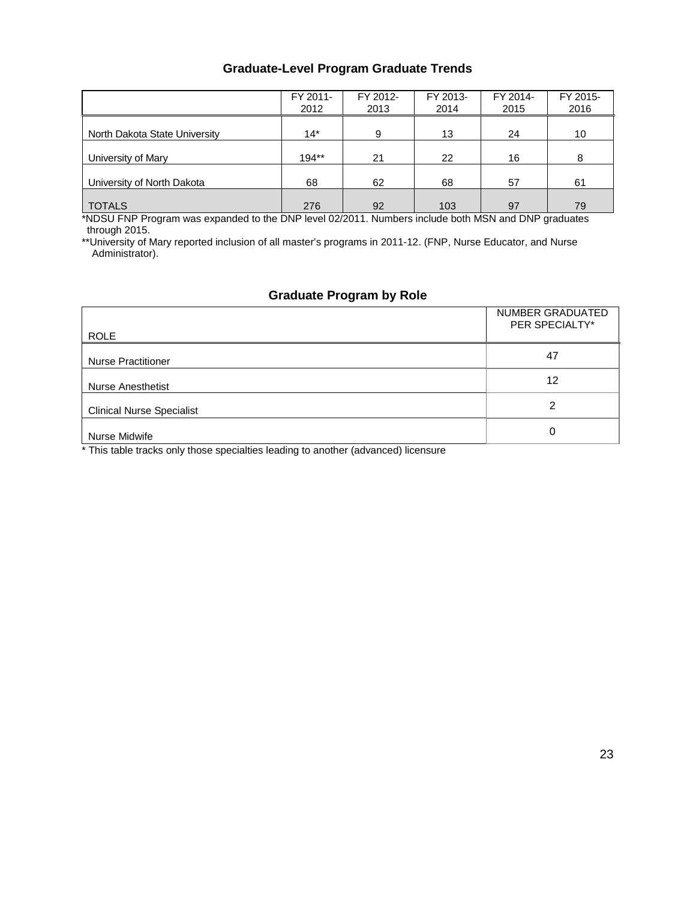## Graduate-Level Program Graduate Trends

| | FY 2011-2012 | FY 2012-2013 | FY 2013-2014 | FY 2014-2015 | FY 2015-2016 |
|---|---|---|---|---|---|
| North Dakota State University | 14* | 9 | 13 | 24 | 10 |
| University of Mary | 194** | 21 | 22 | 16 | 8 |
| University of North Dakota | 68 | 62 | 68 | 57 | 61 |
| TOTALS | 276 | 92 | 103 | 97 | 79 |

*NDSU FNP Program was expanded to the DNP level 02/2011. Numbers include both MSN and DNP graduates through 2015.

**University of Mary reported inclusion of all master's programs in 2011-12. (FNP, Nurse Educator, and Nurse Administrator).

## Graduate Program by Role

| ROLE | NUMBER GRADUATED PER SPECIALTY* |
|---|---|
| Nurse Practitioner | 47 |
| Nurse Anesthetist | 12 |
| Clinical Nurse Specialist | 2 |
| Nurse Midwife | 0 |

* This table tracks only those specialties leading to another (advanced) licensure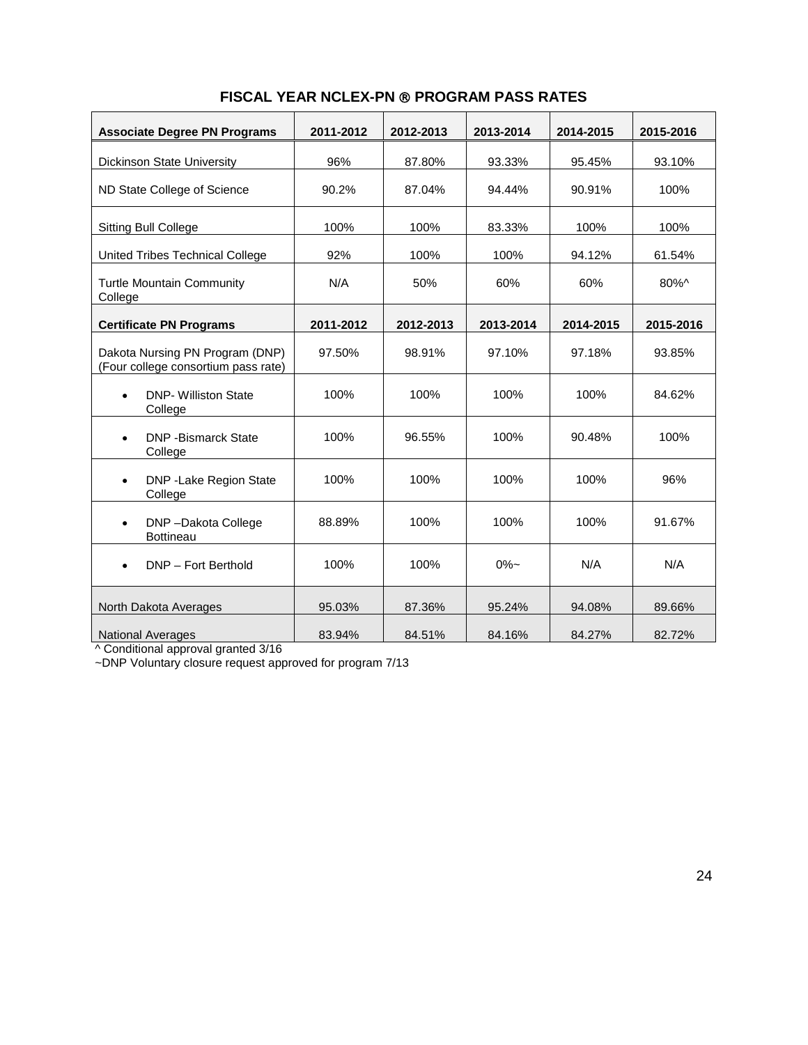## FISCAL YEAR NCLEX-PN ® PROGRAM PASS RATES

| **Associate Degree PN Programs** | **2011-2012** | **2012-2013** | **2013-2014** | **2014-2015** | **2015-2016** |
|---|---|---|---|---|---|
| Dickinson State University | 96% | 87.80% | 93.33% | 95.45% | 93.10% |
| ND State College of Science | 90.2% | 87.04% | 94.44% | 90.91% | 100% |
| Sitting Bull College | 100% | 100% | 83.33% | 100% | 100% |
| United Tribes Technical College | 92% | 100% | 100% | 94.12% | 61.54% |
| Turtle Mountain Community College | N/A | 50% | 60% | 60% | 80%^ |
| **Certificate PN Programs** | **2011-2012** | **2012-2013** | **2013-2014** | **2014-2015** | **2015-2016** |
| Dakota Nursing PN Program (DNP) (Four college consortium pass rate) | 97.50% | 98.91% | 97.10% | 97.18% | 93.85% |
| • DNP- Williston State College | 100% | 100% | 100% | 100% | 84.62% |
| • DNP -Bismarck State College | 100% | 96.55% | 100% | 90.48% | 100% |
| • DNP -Lake Region State College | 100% | 100% | 100% | 100% | 96% |
| • DNP –Dakota College Bottineau | 88.89% | 100% | 100% | 100% | 91.67% |
| • DNP – Fort Berthold | 100% | 100% | 0%~ | N/A | N/A |
| North Dakota Averages | 95.03% | 87.36% | 95.24% | 94.08% | 89.66% |
| National Averages | 83.94% | 84.51% | 84.16% | 84.27% | 82.72% |

^ Conditional approval granted 3/16

~DNP Voluntary closure request approved for program 7/13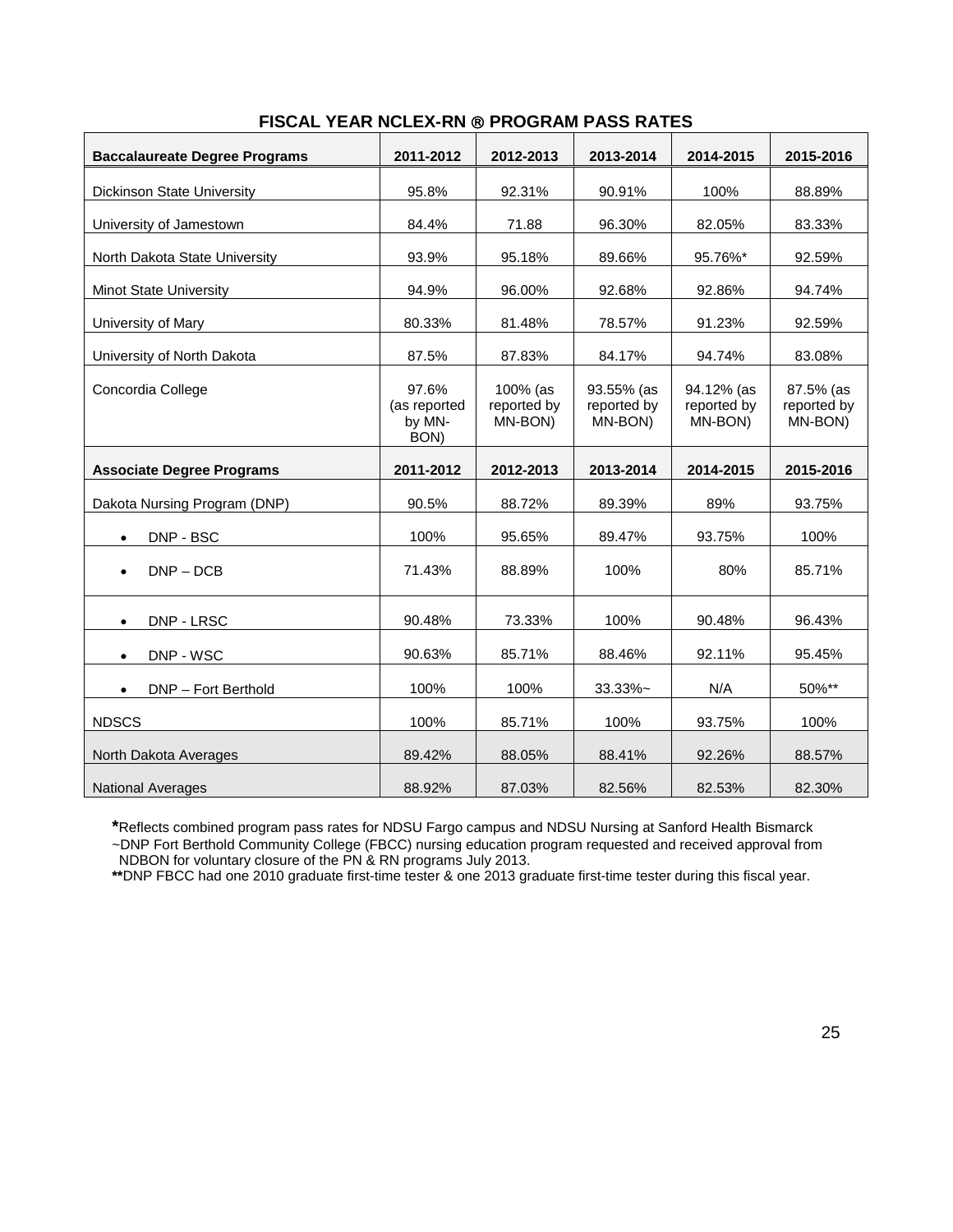## FISCAL YEAR NCLEX-RN ® PROGRAM PASS RATES

| Baccalaureate Degree Programs | 2011-2012 | 2012-2013 | 2013-2014 | 2014-2015 | 2015-2016 |
|---|---|---|---|---|---|
| Dickinson State University | 95.8% | 92.31% | 90.91% | 100% | 88.89% |
| University of Jamestown | 84.4% | 71.88 | 96.30% | 82.05% | 83.33% |
| North Dakota State University | 93.9% | 95.18% | 89.66% | 95.76%* | 92.59% |
| Minot State University | 94.9% | 96.00% | 92.68% | 92.86% | 94.74% |
| University of Mary | 80.33% | 81.48% | 78.57% | 91.23% | 92.59% |
| University of North Dakota | 87.5% | 87.83% | 84.17% | 94.74% | 83.08% |
| Concordia College | 97.6% (as reported by MN-BON) | 100% (as reported by MN-BON) | 93.55% (as reported by MN-BON) | 94.12% (as reported by MN-BON) | 87.5% (as reported by MN-BON) |
| **Associate Degree Programs** | **2011-2012** | **2012-2013** | **2013-2014** | **2014-2015** | **2015-2016** |
| Dakota Nursing Program (DNP) | 90.5% | 88.72% | 89.39% | 89% | 93.75% |
| • DNP - BSC | 100% | 95.65% | 89.47% | 93.75% | 100% |
| • DNP – DCB | 71.43% | 88.89% | 100% | 80% | 85.71% |
| • DNP - LRSC | 90.48% | 73.33% | 100% | 90.48% | 96.43% |
| • DNP - WSC | 90.63% | 85.71% | 88.46% | 92.11% | 95.45% |
| • DNP – Fort Berthold | 100% | 100% | 33.33%~ | N/A | 50%** |
| NDSCS | 100% | 85.71% | 100% | 93.75% | 100% |
| North Dakota Averages | 89.42% | 88.05% | 88.41% | 92.26% | 88.57% |
| National Averages | 88.92% | 87.03% | 82.56% | 82.53% | 82.30% |

*Reflects combined program pass rates for NDSU Fargo campus and NDSU Nursing at Sanford Health Bismarck

~DNP Fort Berthold Community College (FBCC) nursing education program requested and received approval from NDBON for voluntary closure of the PN & RN programs July 2013.

**DNP FBCC had one 2010 graduate first-time tester & one 2013 graduate first-time tester during this fiscal year.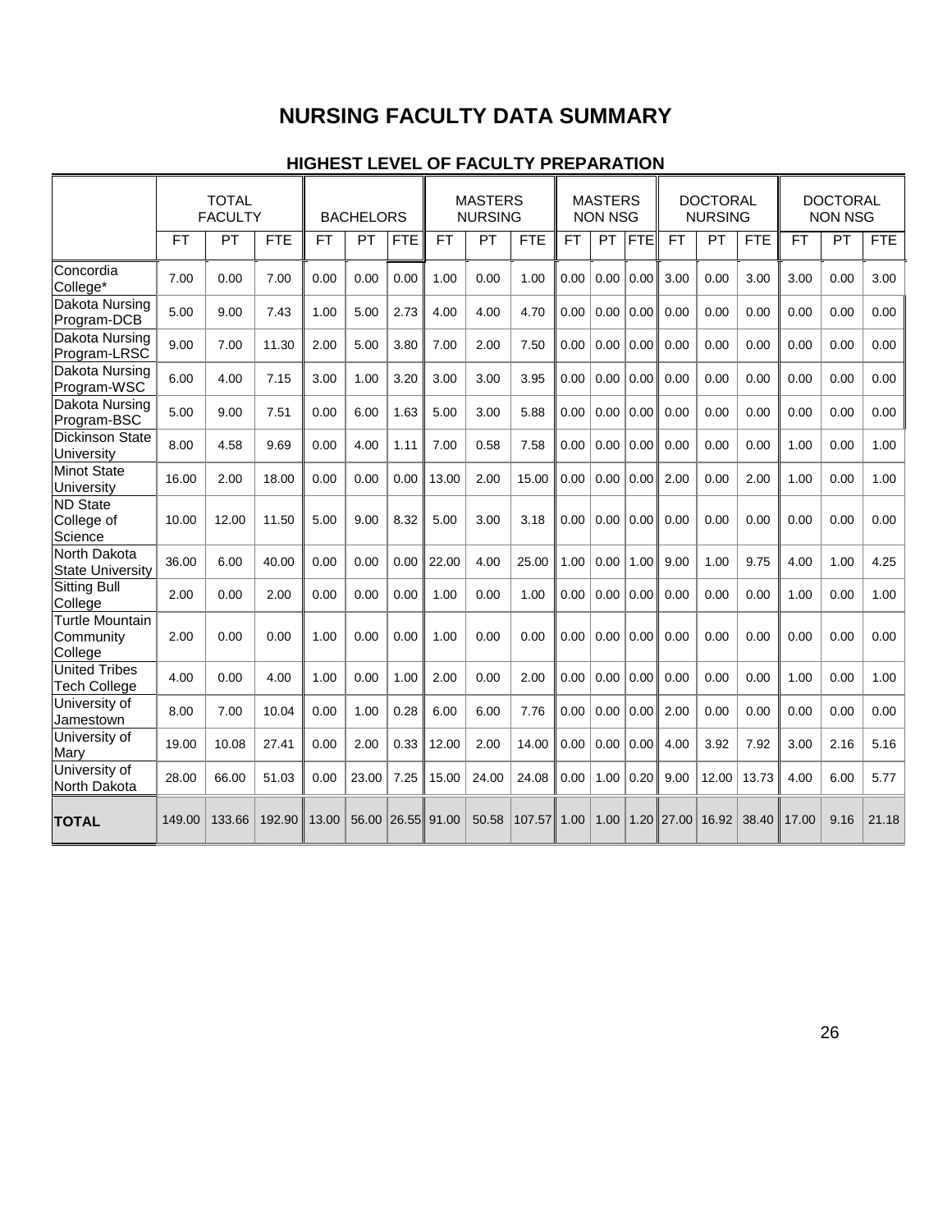# NURSING FACULTY DATA SUMMARY

## HIGHEST LEVEL OF FACULTY PREPARATION

| | TOTAL FACULTY | | | BACHELORS | | | MASTERS NURSING | | | MASTERS NON NSG | | | DOCTORAL NURSING | | | DOCTORAL NON NSG | | |
|---|---|---|---|---|---|---|---|---|---|---|---|---|---|---|---|---|---|---|
| | FT | PT | FTE | FT | PT | FTE | FT | PT | FTE | FT | PT | FTE | FT | PT | FTE | FT | PT | FTE |
| Concordia College* | 7.00 | 0.00 | 7.00 | 0.00 | 0.00 | 0.00 | 1.00 | 0.00 | 1.00 | 0.00 | 0.00 | 0.00 | 3.00 | 0.00 | 3.00 | 3.00 | 0.00 | 3.00 |
| Dakota Nursing Program-DCB | 5.00 | 9.00 | 7.43 | 1.00 | 5.00 | 2.73 | 4.00 | 4.00 | 4.70 | 0.00 | 0.00 | 0.00 | 0.00 | 0.00 | 0.00 | 0.00 | 0.00 | 0.00 |
| Dakota Nursing Program-LRSC | 9.00 | 7.00 | 11.30 | 2.00 | 5.00 | 3.80 | 7.00 | 2.00 | 7.50 | 0.00 | 0.00 | 0.00 | 0.00 | 0.00 | 0.00 | 0.00 | 0.00 | 0.00 |
| Dakota Nursing Program-WSC | 6.00 | 4.00 | 7.15 | 3.00 | 1.00 | 3.20 | 3.00 | 3.00 | 3.95 | 0.00 | 0.00 | 0.00 | 0.00 | 0.00 | 0.00 | 0.00 | 0.00 | 0.00 |
| Dakota Nursing Program-BSC | 5.00 | 9.00 | 7.51 | 0.00 | 6.00 | 1.63 | 5.00 | 3.00 | 5.88 | 0.00 | 0.00 | 0.00 | 0.00 | 0.00 | 0.00 | 0.00 | 0.00 | 0.00 |
| Dickinson State University | 8.00 | 4.58 | 9.69 | 0.00 | 4.00 | 1.11 | 7.00 | 0.58 | 7.58 | 0.00 | 0.00 | 0.00 | 0.00 | 0.00 | 0.00 | 1.00 | 0.00 | 1.00 |
| Minot State University | 16.00 | 2.00 | 18.00 | 0.00 | 0.00 | 0.00 | 13.00 | 2.00 | 15.00 | 0.00 | 0.00 | 0.00 | 2.00 | 0.00 | 2.00 | 1.00 | 0.00 | 1.00 |
| ND State College of Science | 10.00 | 12.00 | 11.50 | 5.00 | 9.00 | 8.32 | 5.00 | 3.00 | 3.18 | 0.00 | 0.00 | 0.00 | 0.00 | 0.00 | 0.00 | 0.00 | 0.00 | 0.00 |
| North Dakota State University | 36.00 | 6.00 | 40.00 | 0.00 | 0.00 | 0.00 | 22.00 | 4.00 | 25.00 | 1.00 | 0.00 | 1.00 | 9.00 | 1.00 | 9.75 | 4.00 | 1.00 | 4.25 |
| Sitting Bull College | 2.00 | 0.00 | 2.00 | 0.00 | 0.00 | 0.00 | 1.00 | 0.00 | 1.00 | 0.00 | 0.00 | 0.00 | 0.00 | 0.00 | 0.00 | 1.00 | 0.00 | 1.00 |
| Turtle Mountain Community College | 2.00 | 0.00 | 0.00 | 1.00 | 0.00 | 0.00 | 1.00 | 0.00 | 0.00 | 0.00 | 0.00 | 0.00 | 0.00 | 0.00 | 0.00 | 0.00 | 0.00 | 0.00 |
| United Tribes Tech College | 4.00 | 0.00 | 4.00 | 1.00 | 0.00 | 1.00 | 2.00 | 0.00 | 2.00 | 0.00 | 0.00 | 0.00 | 0.00 | 0.00 | 0.00 | 1.00 | 0.00 | 1.00 |
| University of Jamestown | 8.00 | 7.00 | 10.04 | 0.00 | 1.00 | 0.28 | 6.00 | 6.00 | 7.76 | 0.00 | 0.00 | 0.00 | 2.00 | 0.00 | 0.00 | 0.00 | 0.00 | 0.00 |
| University of Mary | 19.00 | 10.08 | 27.41 | 0.00 | 2.00 | 0.33 | 12.00 | 2.00 | 14.00 | 0.00 | 0.00 | 0.00 | 4.00 | 3.92 | 7.92 | 3.00 | 2.16 | 5.16 |
| University of North Dakota | 28.00 | 66.00 | 51.03 | 0.00 | 23.00 | 7.25 | 15.00 | 24.00 | 24.08 | 0.00 | 1.00 | 0.20 | 9.00 | 12.00 | 13.73 | 4.00 | 6.00 | 5.77 |
| **TOTAL** | 149.00 | 133.66 | 192.90 | 13.00 | 56.00 | 26.55 | 91.00 | 50.58 | 107.57 | 1.00 | 1.00 | 1.20 | 27.00 | 16.92 | 38.40 | 17.00 | 9.16 | 21.18 |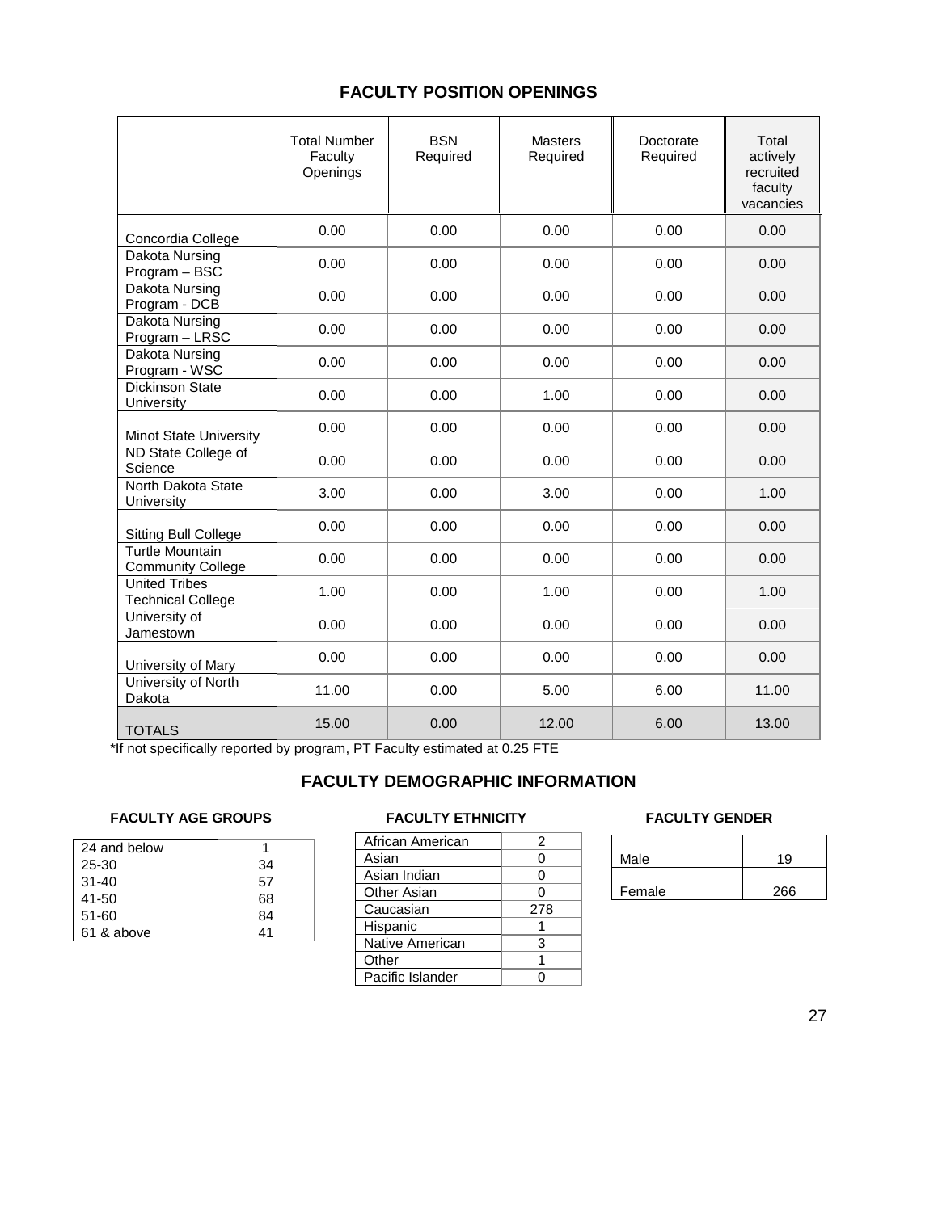## FACULTY POSITION OPENINGS

| | Total Number Faculty Openings | BSN Required | Masters Required | Doctorate Required | Total actively recruited faculty vacancies |
|---|---|---|---|---|---|
| Concordia College | 0.00 | 0.00 | 0.00 | 0.00 | 0.00 |
| Dakota Nursing Program – BSC | 0.00 | 0.00 | 0.00 | 0.00 | 0.00 |
| Dakota Nursing Program - DCB | 0.00 | 0.00 | 0.00 | 0.00 | 0.00 |
| Dakota Nursing Program – LRSC | 0.00 | 0.00 | 0.00 | 0.00 | 0.00 |
| Dakota Nursing Program - WSC | 0.00 | 0.00 | 0.00 | 0.00 | 0.00 |
| Dickinson State University | 0.00 | 0.00 | 1.00 | 0.00 | 0.00 |
| Minot State University | 0.00 | 0.00 | 0.00 | 0.00 | 0.00 |
| ND State College of Science | 0.00 | 0.00 | 0.00 | 0.00 | 0.00 |
| North Dakota State University | 3.00 | 0.00 | 3.00 | 0.00 | 1.00 |
| Sitting Bull College | 0.00 | 0.00 | 0.00 | 0.00 | 0.00 |
| Turtle Mountain Community College | 0.00 | 0.00 | 0.00 | 0.00 | 0.00 |
| United Tribes Technical College | 1.00 | 0.00 | 1.00 | 0.00 | 1.00 |
| University of Jamestown | 0.00 | 0.00 | 0.00 | 0.00 | 0.00 |
| University of Mary | 0.00 | 0.00 | 0.00 | 0.00 | 0.00 |
| University of North Dakota | 11.00 | 0.00 | 5.00 | 6.00 | 11.00 |
| TOTALS | 15.00 | 0.00 | 12.00 | 6.00 | 13.00 |

*If not specifically reported by program, PT Faculty estimated at 0.25 FTE

## FACULTY DEMOGRAPHIC INFORMATION

**FACULTY AGE GROUPS**

| Age Group | Count |
|---|---|
| 24 and below | 1 |
| 25-30 | 34 |
| 31-40 | 57 |
| 41-50 | 68 |
| 51-60 | 84 |
| 61 & above | 41 |

**FACULTY ETHNICITY**

| Ethnicity | Count |
|---|---|
| African American | 2 |
| Asian | 0 |
| Asian Indian | 0 |
| Other Asian | 0 |
| Caucasian | 278 |
| Hispanic | 1 |
| Native American | 3 |
| Other | 1 |
| Pacific Islander | 0 |

**FACULTY GENDER**

| Gender | Count |
|---|---|
| Male | 19 |
| Female | 266 |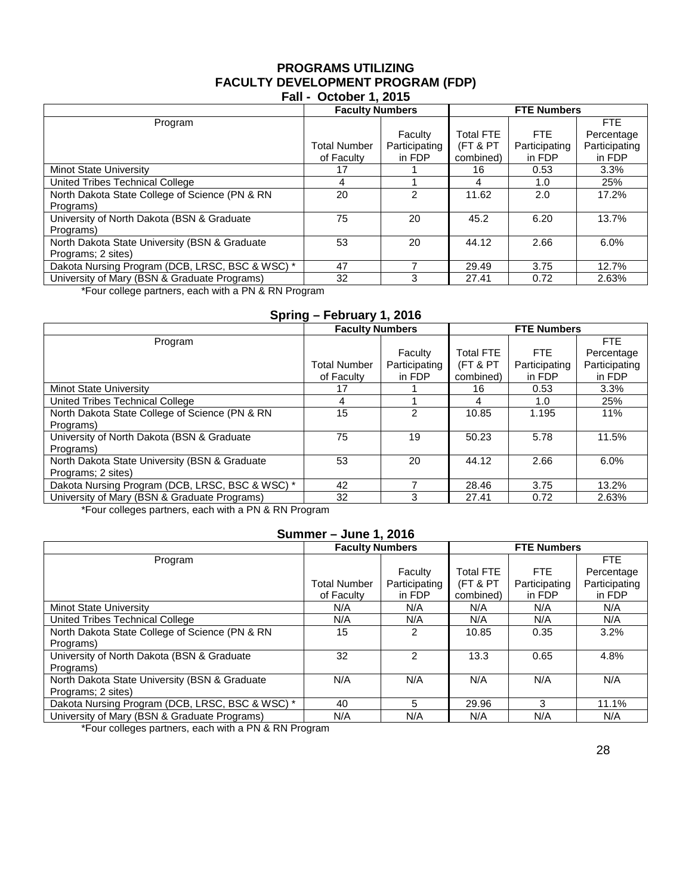## PROGRAMS UTILIZING
## FACULTY DEVELOPMENT PROGRAM (FDP)

### Fall - October 1, 2015

| Program | Faculty Numbers | | FTE Numbers | | |
|---|---|---|---|---|---|
| | Total Number of Faculty | Faculty Participating in FDP | Total FTE (FT & PT combined) | FTE Participating in FDP | FTE Percentage Participating in FDP |
| Minot State University | 17 | 1 | 16 | 0.53 | 3.3% |
| United Tribes Technical College | 4 | 1 | 4 | 1.0 | 25% |
| North Dakota State College of Science (PN & RN Programs) | 20 | 2 | 11.62 | 2.0 | 17.2% |
| University of North Dakota (BSN & Graduate Programs) | 75 | 20 | 45.2 | 6.20 | 13.7% |
| North Dakota State University (BSN & Graduate Programs; 2 sites) | 53 | 20 | 44.12 | 2.66 | 6.0% |
| Dakota Nursing Program (DCB, LRSC, BSC & WSC) * | 47 | 7 | 29.49 | 3.75 | 12.7% |
| University of Mary (BSN & Graduate Programs) | 32 | 3 | 27.41 | 0.72 | 2.63% |

*Four college partners, each with a PN & RN Program

### Spring – February 1, 2016

| Program | Faculty Numbers | | FTE Numbers | | |
|---|---|---|---|---|---|
| | Total Number of Faculty | Faculty Participating in FDP | Total FTE (FT & PT combined) | FTE Participating in FDP | FTE Percentage Participating in FDP |
| Minot State University | 17 | 1 | 16 | 0.53 | 3.3% |
| United Tribes Technical College | 4 | 1 | 4 | 1.0 | 25% |
| North Dakota State College of Science (PN & RN Programs) | 15 | 2 | 10.85 | 1.195 | 11% |
| University of North Dakota (BSN & Graduate Programs) | 75 | 19 | 50.23 | 5.78 | 11.5% |
| North Dakota State University (BSN & Graduate Programs; 2 sites) | 53 | 20 | 44.12 | 2.66 | 6.0% |
| Dakota Nursing Program (DCB, LRSC, BSC & WSC) * | 42 | 7 | 28.46 | 3.75 | 13.2% |
| University of Mary (BSN & Graduate Programs) | 32 | 3 | 27.41 | 0.72 | 2.63% |

*Four colleges partners, each with a PN & RN Program

### Summer – June 1, 2016

| Program | Faculty Numbers | | FTE Numbers | | |
|---|---|---|---|---|---|
| | Total Number of Faculty | Faculty Participating in FDP | Total FTE (FT & PT combined) | FTE Participating in FDP | FTE Percentage Participating in FDP |
| Minot State University | N/A | N/A | N/A | N/A | N/A |
| United Tribes Technical College | N/A | N/A | N/A | N/A | N/A |
| North Dakota State College of Science (PN & RN Programs) | 15 | 2 | 10.85 | 0.35 | 3.2% |
| University of North Dakota (BSN & Graduate Programs) | 32 | 2 | 13.3 | 0.65 | 4.8% |
| North Dakota State University (BSN & Graduate Programs; 2 sites) | N/A | N/A | N/A | N/A | N/A |
| Dakota Nursing Program (DCB, LRSC, BSC & WSC) * | 40 | 5 | 29.96 | 3 | 11.1% |
| University of Mary (BSN & Graduate Programs) | N/A | N/A | N/A | N/A | N/A |

*Four colleges partners, each with a PN & RN Program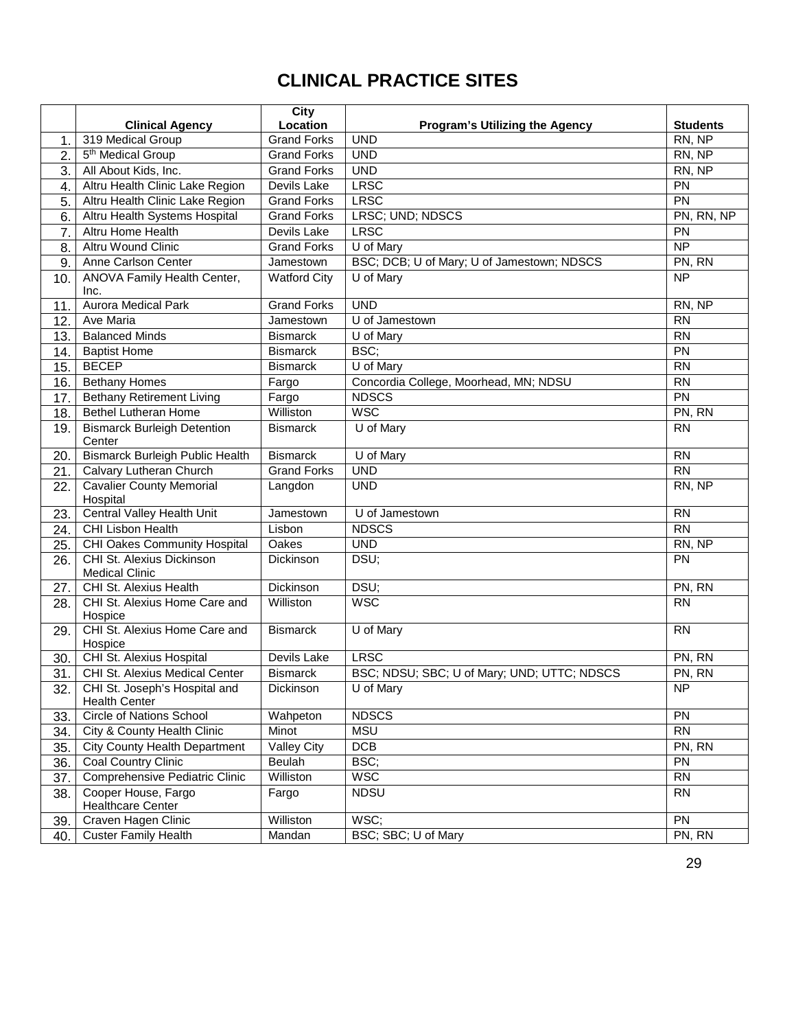# CLINICAL PRACTICE SITES

| | Clinical Agency | City Location | Program's Utilizing the Agency | Students |
|---|---|---|---|---|
| 1. | 319 Medical Group | Grand Forks | UND | RN, NP |
| 2. | 5th Medical Group | Grand Forks | UND | RN, NP |
| 3. | All About Kids, Inc. | Grand Forks | UND | RN, NP |
| 4. | Altru Health Clinic Lake Region | Devils Lake | LRSC | PN |
| 5. | Altru Health Clinic Lake Region | Grand Forks | LRSC | PN |
| 6. | Altru Health Systems Hospital | Grand Forks | LRSC; UND; NDSCS | PN, RN, NP |
| 7. | Altru Home Health | Devils Lake | LRSC | PN |
| 8. | Altru Wound Clinic | Grand Forks | U of Mary | NP |
| 9. | Anne Carlson Center | Jamestown | BSC; DCB; U of Mary; U of Jamestown; NDSCS | PN, RN |
| 10. | ANOVA Family Health Center, Inc. | Watford City | U of Mary | NP |
| 11. | Aurora Medical Park | Grand Forks | UND | RN, NP |
| 12. | Ave Maria | Jamestown | U of Jamestown | RN |
| 13. | Balanced Minds | Bismarck | U of Mary | RN |
| 14. | Baptist Home | Bismarck | BSC; | PN |
| 15. | BECEP | Bismarck | U of Mary | RN |
| 16. | Bethany Homes | Fargo | Concordia College, Moorhead, MN; NDSU | RN |
| 17. | Bethany Retirement Living | Fargo | NDSCS | PN |
| 18. | Bethel Lutheran Home | Williston | WSC | PN, RN |
| 19. | Bismarck Burleigh Detention Center | Bismarck | U of Mary | RN |
| 20. | Bismarck Burleigh Public Health | Bismarck | U of Mary | RN |
| 21. | Calvary Lutheran Church | Grand Forks | UND | RN |
| 22. | Cavalier County Memorial Hospital | Langdon | UND | RN, NP |
| 23. | Central Valley Health Unit | Jamestown | U of Jamestown | RN |
| 24. | CHI Lisbon Health | Lisbon | NDSCS | RN |
| 25. | CHI Oakes Community Hospital | Oakes | UND | RN, NP |
| 26. | CHI St. Alexius Dickinson Medical Clinic | Dickinson | DSU; | PN |
| 27. | CHI St. Alexius Health | Dickinson | DSU; | PN, RN |
| 28. | CHI St. Alexius Home Care and Hospice | Williston | WSC | RN |
| 29. | CHI St. Alexius Home Care and Hospice | Bismarck | U of Mary | RN |
| 30. | CHI St. Alexius Hospital | Devils Lake | LRSC | PN, RN |
| 31. | CHI St. Alexius Medical Center | Bismarck | BSC; NDSU; SBC; U of Mary; UND; UTTC; NDSCS | PN, RN |
| 32. | CHI St. Joseph's Hospital and Health Center | Dickinson | U of Mary | NP |
| 33. | Circle of Nations School | Wahpeton | NDSCS | PN |
| 34. | City & County Health Clinic | Minot | MSU | RN |
| 35. | City County Health Department | Valley City | DCB | PN, RN |
| 36. | Coal Country Clinic | Beulah | BSC; | PN |
| 37. | Comprehensive Pediatric Clinic | Williston | WSC | RN |
| 38. | Cooper House, Fargo Healthcare Center | Fargo | NDSU | RN |
| 39. | Craven Hagen Clinic | Williston | WSC; | PN |
| 40. | Custer Family Health | Mandan | BSC; SBC; U of Mary | PN, RN |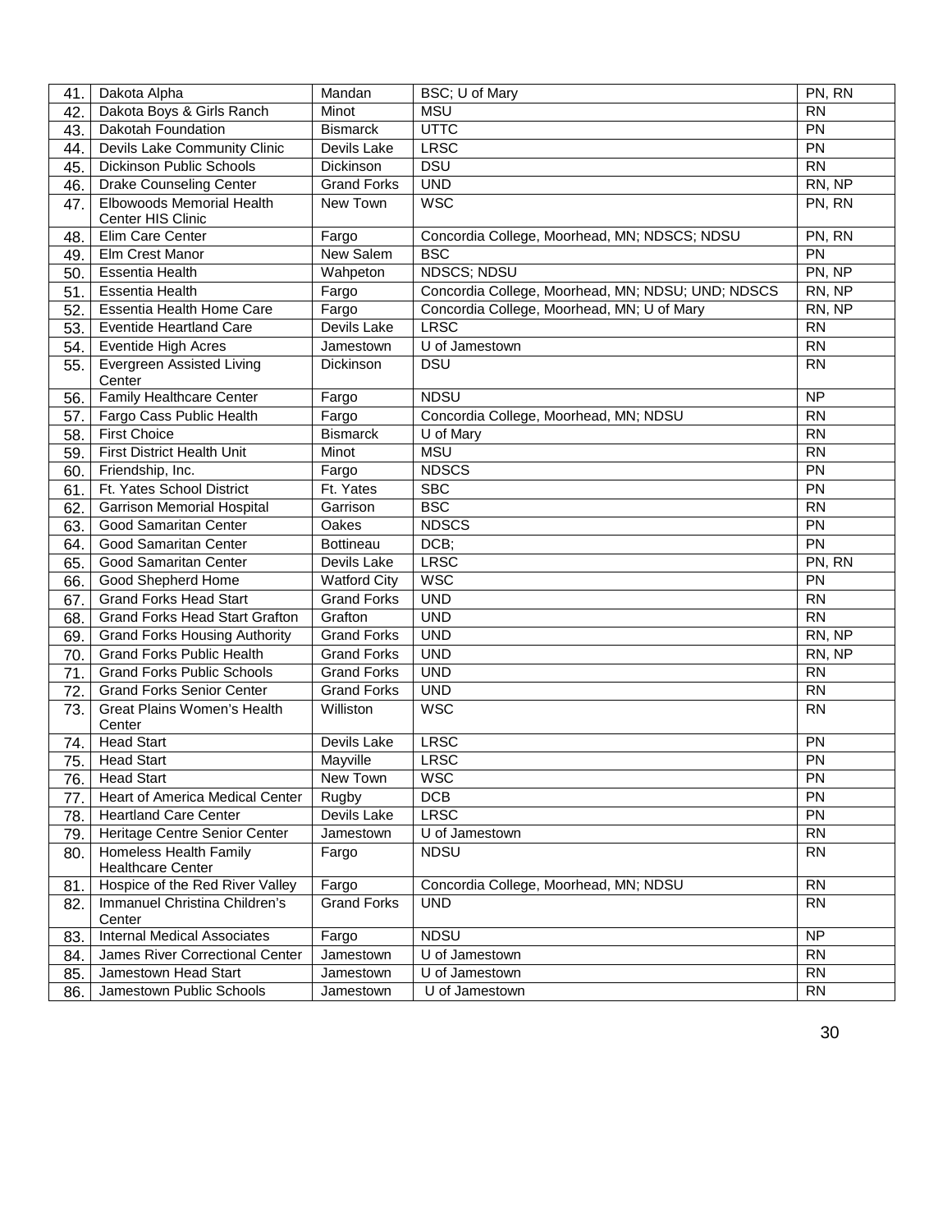| | | | | |
|---|---|---|---|---|
| 41. | Dakota Alpha | Mandan | BSC; U of Mary | PN, RN |
| 42. | Dakota Boys & Girls Ranch | Minot | MSU | RN |
| 43. | Dakotah Foundation | Bismarck | UTTC | PN |
| 44. | Devils Lake Community Clinic | Devils Lake | LRSC | PN |
| 45. | Dickinson Public Schools | Dickinson | DSU | RN |
| 46. | Drake Counseling Center | Grand Forks | UND | RN, NP |
| 47. | Elbowoods Memorial Health Center HIS Clinic | New Town | WSC | PN, RN |
| 48. | Elim Care Center | Fargo | Concordia College, Moorhead, MN; NDSCS; NDSU | PN, RN |
| 49. | Elm Crest Manor | New Salem | BSC | PN |
| 50. | Essentia Health | Wahpeton | NDSCS; NDSU | PN, NP |
| 51. | Essentia Health | Fargo | Concordia College, Moorhead, MN; NDSU; UND; NDSCS | RN, NP |
| 52. | Essentia Health Home Care | Fargo | Concordia College, Moorhead, MN; U of Mary | RN, NP |
| 53. | Eventide Heartland Care | Devils Lake | LRSC | RN |
| 54. | Eventide High Acres | Jamestown | U of Jamestown | RN |
| 55. | Evergreen Assisted Living Center | Dickinson | DSU | RN |
| 56. | Family Healthcare Center | Fargo | NDSU | NP |
| 57. | Fargo Cass Public Health | Fargo | Concordia College, Moorhead, MN; NDSU | RN |
| 58. | First Choice | Bismarck | U of Mary | RN |
| 59. | First District Health Unit | Minot | MSU | RN |
| 60. | Friendship, Inc. | Fargo | NDSCS | PN |
| 61. | Ft. Yates School District | Ft. Yates | SBC | PN |
| 62. | Garrison Memorial Hospital | Garrison | BSC | RN |
| 63. | Good Samaritan Center | Oakes | NDSCS | PN |
| 64. | Good Samaritan Center | Bottineau | DCB; | PN |
| 65. | Good Samaritan Center | Devils Lake | LRSC | PN, RN |
| 66. | Good Shepherd Home | Watford City | WSC | PN |
| 67. | Grand Forks Head Start | Grand Forks | UND | RN |
| 68. | Grand Forks Head Start Grafton | Grafton | UND | RN |
| 69. | Grand Forks Housing Authority | Grand Forks | UND | RN, NP |
| 70. | Grand Forks Public Health | Grand Forks | UND | RN, NP |
| 71. | Grand Forks Public Schools | Grand Forks | UND | RN |
| 72. | Grand Forks Senior Center | Grand Forks | UND | RN |
| 73. | Great Plains Women's Health Center | Williston | WSC | RN |
| 74. | Head Start | Devils Lake | LRSC | PN |
| 75. | Head Start | Mayville | LRSC | PN |
| 76. | Head Start | New Town | WSC | PN |
| 77. | Heart of America Medical Center | Rugby | DCB | PN |
| 78. | Heartland Care Center | Devils Lake | LRSC | PN |
| 79. | Heritage Centre Senior Center | Jamestown | U of Jamestown | RN |
| 80. | Homeless Health Family Healthcare Center | Fargo | NDSU | RN |
| 81. | Hospice of the Red River Valley | Fargo | Concordia College, Moorhead, MN; NDSU | RN |
| 82. | Immanuel Christina Children's Center | Grand Forks | UND | RN |
| 83. | Internal Medical Associates | Fargo | NDSU | NP |
| 84. | James River Correctional Center | Jamestown | U of Jamestown | RN |
| 85. | Jamestown Head Start | Jamestown | U of Jamestown | RN |
| 86. | Jamestown Public Schools | Jamestown | U of Jamestown | RN |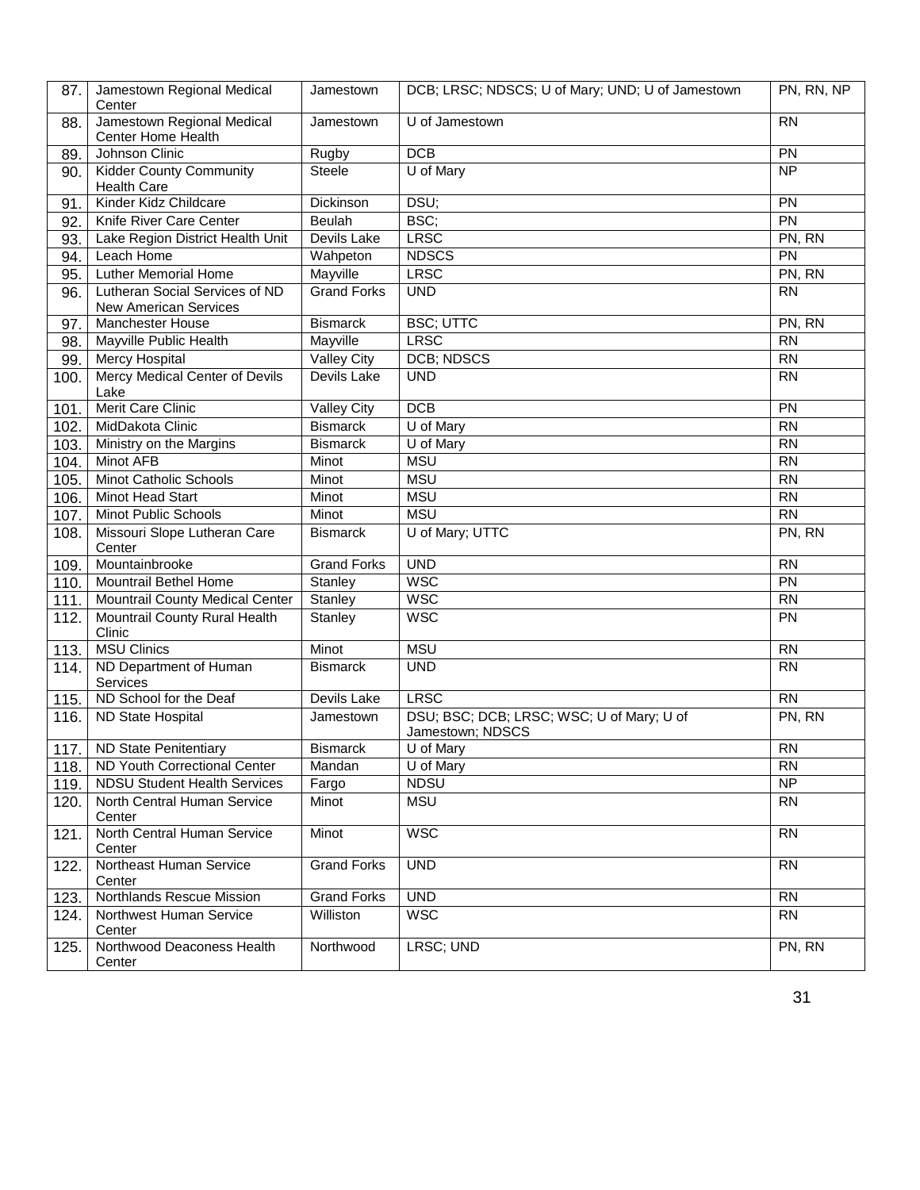| | | | | |
|---|---|---|---|---|
| 87. | Jamestown Regional Medical Center | Jamestown | DCB; LRSC; NDSCS; U of Mary; UND; U of Jamestown | PN, RN, NP |
| 88. | Jamestown Regional Medical Center Home Health | Jamestown | U of Jamestown | RN |
| 89. | Johnson Clinic | Rugby | DCB | PN |
| 90. | Kidder County Community Health Care | Steele | U of Mary | NP |
| 91. | Kinder Kidz Childcare | Dickinson | DSU; | PN |
| 92. | Knife River Care Center | Beulah | BSC; | PN |
| 93. | Lake Region District Health Unit | Devils Lake | LRSC | PN, RN |
| 94. | Leach Home | Wahpeton | NDSCS | PN |
| 95. | Luther Memorial Home | Mayville | LRSC | PN, RN |
| 96. | Lutheran Social Services of ND New American Services | Grand Forks | UND | RN |
| 97. | Manchester House | Bismarck | BSC; UTTC | PN, RN |
| 98. | Mayville Public Health | Mayville | LRSC | RN |
| 99. | Mercy Hospital | Valley City | DCB; NDSCS | RN |
| 100. | Mercy Medical Center of Devils Lake | Devils Lake | UND | RN |
| 101. | Merit Care Clinic | Valley City | DCB | PN |
| 102. | MidDakota Clinic | Bismarck | U of Mary | RN |
| 103. | Ministry on the Margins | Bismarck | U of Mary | RN |
| 104. | Minot AFB | Minot | MSU | RN |
| 105. | Minot Catholic Schools | Minot | MSU | RN |
| 106. | Minot Head Start | Minot | MSU | RN |
| 107. | Minot Public Schools | Minot | MSU | RN |
| 108. | Missouri Slope Lutheran Care Center | Bismarck | U of Mary; UTTC | PN, RN |
| 109. | Mountainbrooke | Grand Forks | UND | RN |
| 110. | Mountrail Bethel Home | Stanley | WSC | PN |
| 111. | Mountrail County Medical Center | Stanley | WSC | RN |
| 112. | Mountrail County Rural Health Clinic | Stanley | WSC | PN |
| 113. | MSU Clinics | Minot | MSU | RN |
| 114. | ND Department of Human Services | Bismarck | UND | RN |
| 115. | ND School for the Deaf | Devils Lake | LRSC | RN |
| 116. | ND State Hospital | Jamestown | DSU; BSC; DCB; LRSC; WSC; U of Mary; U of Jamestown; NDSCS | PN, RN |
| 117. | ND State Penitentiary | Bismarck | U of Mary | RN |
| 118. | ND Youth Correctional Center | Mandan | U of Mary | RN |
| 119. | NDSU Student Health Services | Fargo | NDSU | NP |
| 120. | North Central Human Service Center | Minot | MSU | RN |
| 121. | North Central Human Service Center | Minot | WSC | RN |
| 122. | Northeast Human Service Center | Grand Forks | UND | RN |
| 123. | Northlands Rescue Mission | Grand Forks | UND | RN |
| 124. | Northwest Human Service Center | Williston | WSC | RN |
| 125. | Northwood Deaconess Health Center | Northwood | LRSC; UND | PN, RN |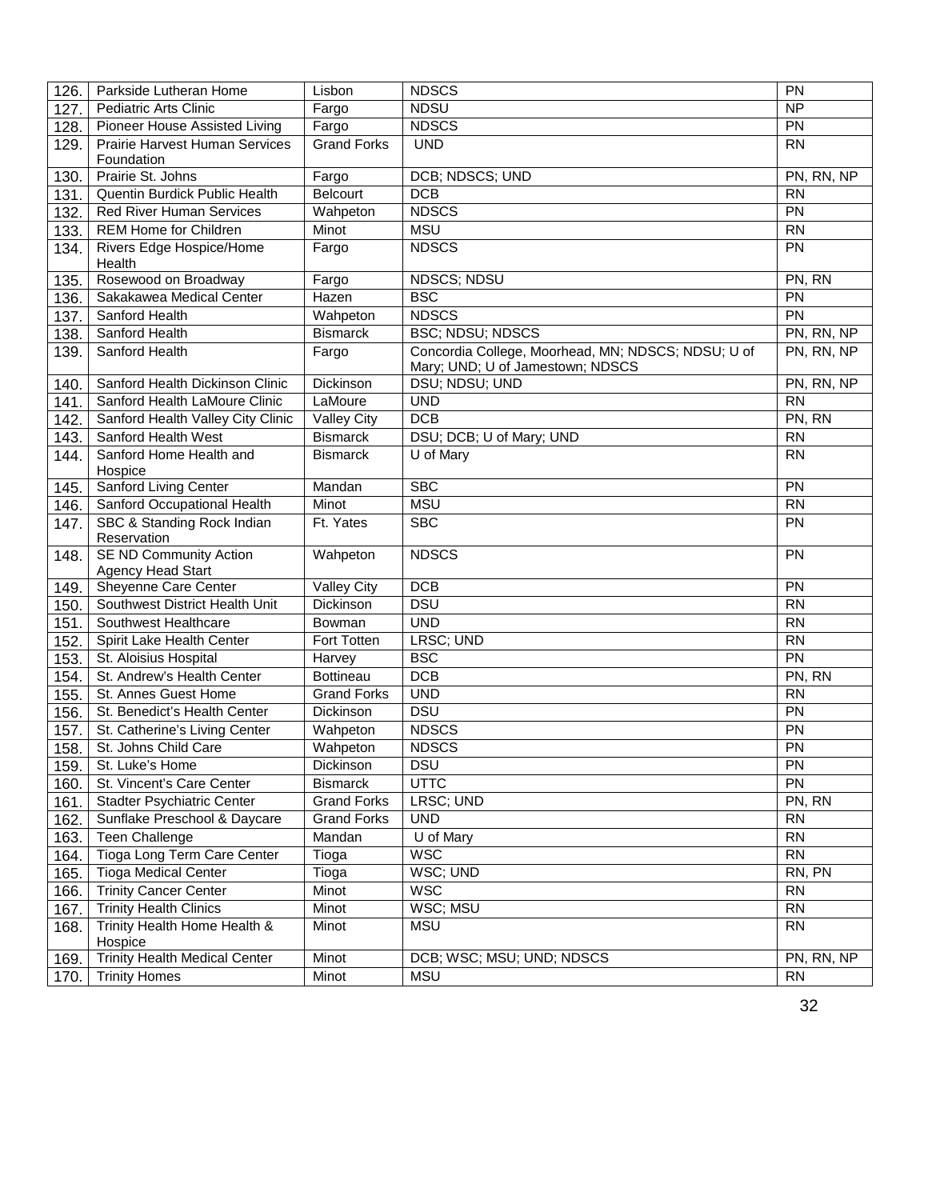| 126. | Parkside Lutheran Home | Lisbon | NDSCS | PN |
|---|---|---|---|---|
| 127. | Pediatric Arts Clinic | Fargo | NDSU | NP |
| 128. | Pioneer House Assisted Living | Fargo | NDSCS | PN |
| 129. | Prairie Harvest Human Services Foundation | Grand Forks | UND | RN |
| 130. | Prairie St. Johns | Fargo | DCB; NDSCS; UND | PN, RN, NP |
| 131. | Quentin Burdick Public Health | Belcourt | DCB | RN |
| 132. | Red River Human Services | Wahpeton | NDSCS | PN |
| 133. | REM Home for Children | Minot | MSU | RN |
| 134. | Rivers Edge Hospice/Home Health | Fargo | NDSCS | PN |
| 135. | Rosewood on Broadway | Fargo | NDSCS; NDSU | PN, RN |
| 136. | Sakakawea Medical Center | Hazen | BSC | PN |
| 137. | Sanford Health | Wahpeton | NDSCS | PN |
| 138. | Sanford Health | Bismarck | BSC; NDSU; NDSCS | PN, RN, NP |
| 139. | Sanford Health | Fargo | Concordia College, Moorhead, MN; NDSCS; NDSU; U of Mary; UND; U of Jamestown; NDSCS | PN, RN, NP |
| 140. | Sanford Health Dickinson Clinic | Dickinson | DSU; NDSU; UND | PN, RN, NP |
| 141. | Sanford Health LaMoure Clinic | LaMoure | UND | RN |
| 142. | Sanford Health Valley City Clinic | Valley City | DCB | PN, RN |
| 143. | Sanford Health West | Bismarck | DSU; DCB; U of Mary; UND | RN |
| 144. | Sanford Home Health and Hospice | Bismarck | U of Mary | RN |
| 145. | Sanford Living Center | Mandan | SBC | PN |
| 146. | Sanford Occupational Health | Minot | MSU | RN |
| 147. | SBC & Standing Rock Indian Reservation | Ft. Yates | SBC | PN |
| 148. | SE ND Community Action Agency Head Start | Wahpeton | NDSCS | PN |
| 149. | Sheyenne Care Center | Valley City | DCB | PN |
| 150. | Southwest District Health Unit | Dickinson | DSU | RN |
| 151. | Southwest Healthcare | Bowman | UND | RN |
| 152. | Spirit Lake Health Center | Fort Totten | LRSC; UND | RN |
| 153. | St. Aloisius Hospital | Harvey | BSC | PN |
| 154. | St. Andrew's Health Center | Bottineau | DCB | PN, RN |
| 155. | St. Annes Guest Home | Grand Forks | UND | RN |
| 156. | St. Benedict's Health Center | Dickinson | DSU | PN |
| 157. | St. Catherine's Living Center | Wahpeton | NDSCS | PN |
| 158. | St. Johns Child Care | Wahpeton | NDSCS | PN |
| 159. | St. Luke's Home | Dickinson | DSU | PN |
| 160. | St. Vincent's Care Center | Bismarck | UTTC | PN |
| 161. | Stadter Psychiatric Center | Grand Forks | LRSC; UND | PN, RN |
| 162. | Sunflake Preschool & Daycare | Grand Forks | UND | RN |
| 163. | Teen Challenge | Mandan | U of Mary | RN |
| 164. | Tioga Long Term Care Center | Tioga | WSC | RN |
| 165. | Tioga Medical Center | Tioga | WSC; UND | RN, PN |
| 166. | Trinity Cancer Center | Minot | WSC | RN |
| 167. | Trinity Health Clinics | Minot | WSC; MSU | RN |
| 168. | Trinity Health Home Health & Hospice | Minot | MSU | RN |
| 169. | Trinity Health Medical Center | Minot | DCB; WSC; MSU; UND; NDSCS | PN, RN, NP |
| 170. | Trinity Homes | Minot | MSU | RN |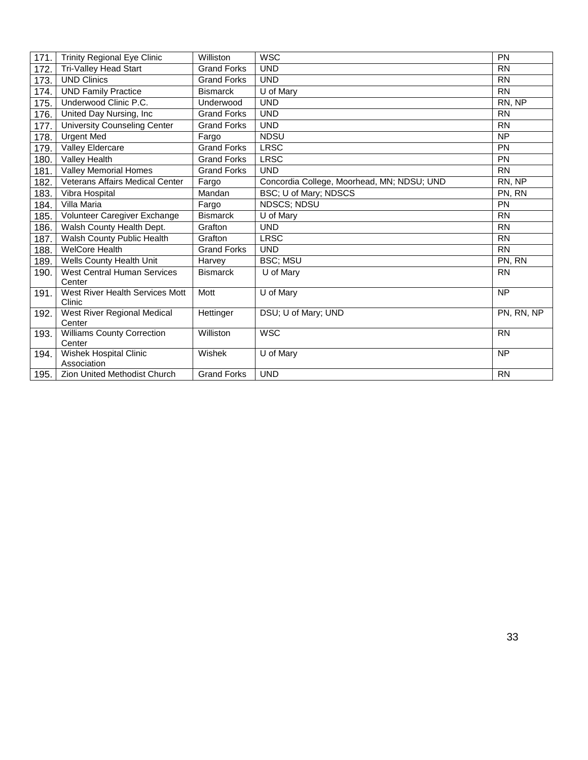| | | | | |
|---|---|---|---|---|
| 171. | Trinity Regional Eye Clinic | Williston | WSC | PN |
| 172. | Tri-Valley Head Start | Grand Forks | UND | RN |
| 173. | UND Clinics | Grand Forks | UND | RN |
| 174. | UND Family Practice | Bismarck | U of Mary | RN |
| 175. | Underwood Clinic P.C. | Underwood | UND | RN, NP |
| 176. | United Day Nursing, Inc | Grand Forks | UND | RN |
| 177. | University Counseling Center | Grand Forks | UND | RN |
| 178. | Urgent Med | Fargo | NDSU | NP |
| 179. | Valley Eldercare | Grand Forks | LRSC | PN |
| 180. | Valley Health | Grand Forks | LRSC | PN |
| 181. | Valley Memorial Homes | Grand Forks | UND | RN |
| 182. | Veterans Affairs Medical Center | Fargo | Concordia College, Moorhead, MN; NDSU; UND | RN, NP |
| 183. | Vibra Hospital | Mandan | BSC; U of Mary; NDSCS | PN, RN |
| 184. | Villa Maria | Fargo | NDSCS; NDSU | PN |
| 185. | Volunteer Caregiver Exchange | Bismarck | U of Mary | RN |
| 186. | Walsh County Health Dept. | Grafton | UND | RN |
| 187. | Walsh County Public Health | Grafton | LRSC | RN |
| 188. | WelCore Health | Grand Forks | UND | RN |
| 189. | Wells County Health Unit | Harvey | BSC; MSU | PN, RN |
| 190. | West Central Human Services Center | Bismarck | U of Mary | RN |
| 191. | West River Health Services Mott Clinic | Mott | U of Mary | NP |
| 192. | West River Regional Medical Center | Hettinger | DSU; U of Mary; UND | PN, RN, NP |
| 193. | Williams County Correction Center | Williston | WSC | RN |
| 194. | Wishek Hospital Clinic Association | Wishek | U of Mary | NP |
| 195. | Zion United Methodist Church | Grand Forks | UND | RN |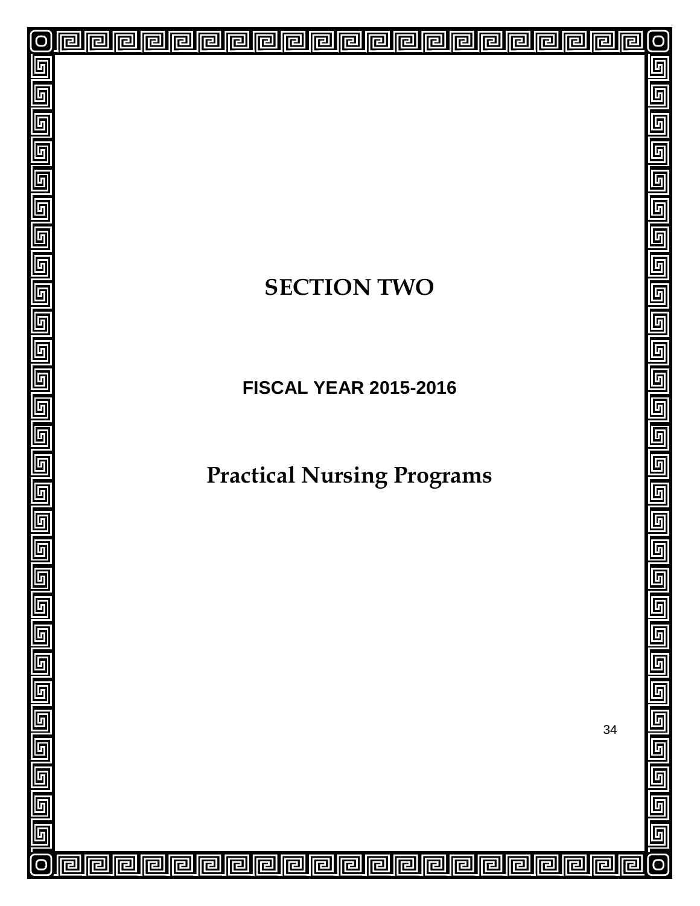# SECTION TWO

## FISCAL YEAR 2015-2016

# Practical Nursing Programs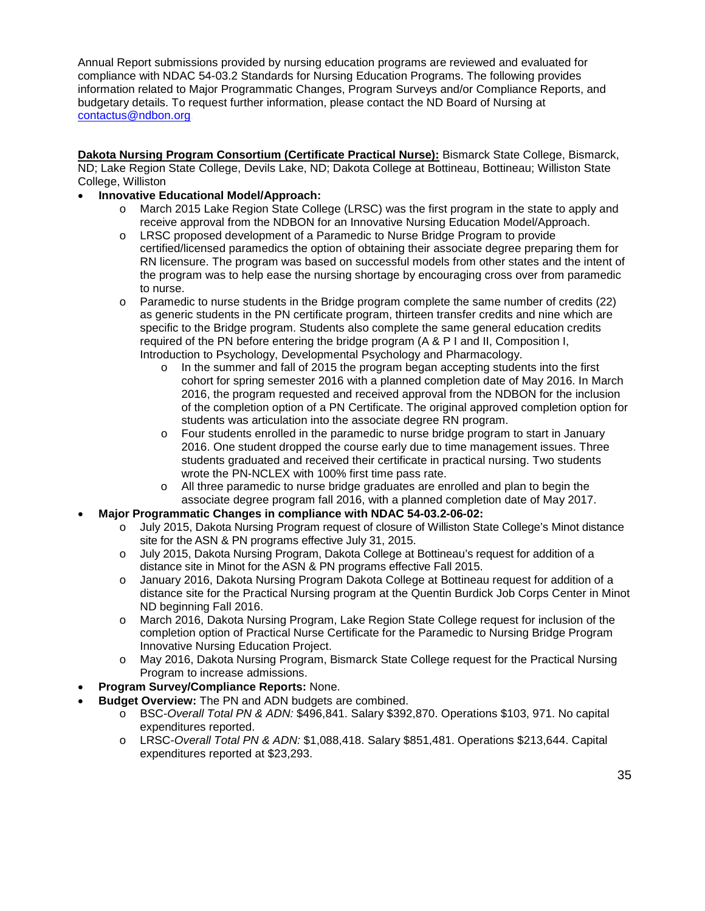Annual Report submissions provided by nursing education programs are reviewed and evaluated for compliance with NDAC 54-03.2 Standards for Nursing Education Programs. The following provides information related to Major Programmatic Changes, Program Surveys and/or Compliance Reports, and budgetary details. To request further information, please contact the ND Board of Nursing at [contactus@ndbon.org](mailto:contactus@ndbon.org)

**Dakota Nursing Program Consortium (Certificate Practical Nurse):** Bismarck State College, Bismarck, ND; Lake Region State College, Devils Lake, ND; Dakota College at Bottineau, Bottineau; Williston State College, Williston

- **Innovative Educational Model/Approach:**
  - March 2015 Lake Region State College (LRSC) was the first program in the state to apply and receive approval from the NDBON for an Innovative Nursing Education Model/Approach.
  - LRSC proposed development of a Paramedic to Nurse Bridge Program to provide certified/licensed paramedics the option of obtaining their associate degree preparing them for RN licensure. The program was based on successful models from other states and the intent of the program was to help ease the nursing shortage by encouraging cross over from paramedic to nurse.
  - Paramedic to nurse students in the Bridge program complete the same number of credits (22) as generic students in the PN certificate program, thirteen transfer credits and nine which are specific to the Bridge program. Students also complete the same general education credits required of the PN before entering the bridge program (A & P I and II, Composition I, Introduction to Psychology, Developmental Psychology and Pharmacology.
    - In the summer and fall of 2015 the program began accepting students into the first cohort for spring semester 2016 with a planned completion date of May 2016. In March 2016, the program requested and received approval from the NDBON for the inclusion of the completion option of a PN Certificate. The original approved completion option for students was articulation into the associate degree RN program.
    - Four students enrolled in the paramedic to nurse bridge program to start in January 2016. One student dropped the course early due to time management issues. Three students graduated and received their certificate in practical nursing. Two students wrote the PN-NCLEX with 100% first time pass rate.
    - All three paramedic to nurse bridge graduates are enrolled and plan to begin the associate degree program fall 2016, with a planned completion date of May 2017.
- **Major Programmatic Changes in compliance with NDAC 54-03.2-06-02:**
  - July 2015, Dakota Nursing Program request of closure of Williston State College's Minot distance site for the ASN & PN programs effective July 31, 2015.
  - July 2015, Dakota Nursing Program, Dakota College at Bottineau's request for addition of a distance site in Minot for the ASN & PN programs effective Fall 2015.
  - January 2016, Dakota Nursing Program Dakota College at Bottineau request for addition of a distance site for the Practical Nursing program at the Quentin Burdick Job Corps Center in Minot ND beginning Fall 2016.
  - March 2016, Dakota Nursing Program, Lake Region State College request for inclusion of the completion option of Practical Nurse Certificate for the Paramedic to Nursing Bridge Program Innovative Nursing Education Project.
  - May 2016, Dakota Nursing Program, Bismarck State College request for the Practical Nursing Program to increase admissions.
- **Program Survey/Compliance Reports:** None.
- **Budget Overview:** The PN and ADN budgets are combined.
  - BSC-*Overall Total PN & ADN:* $496,841. Salary $392,870. Operations $103, 971. No capital expenditures reported.
  - LRSC-*Overall Total PN & ADN:* $1,088,418. Salary $851,481. Operations $213,644. Capital expenditures reported at $23,293.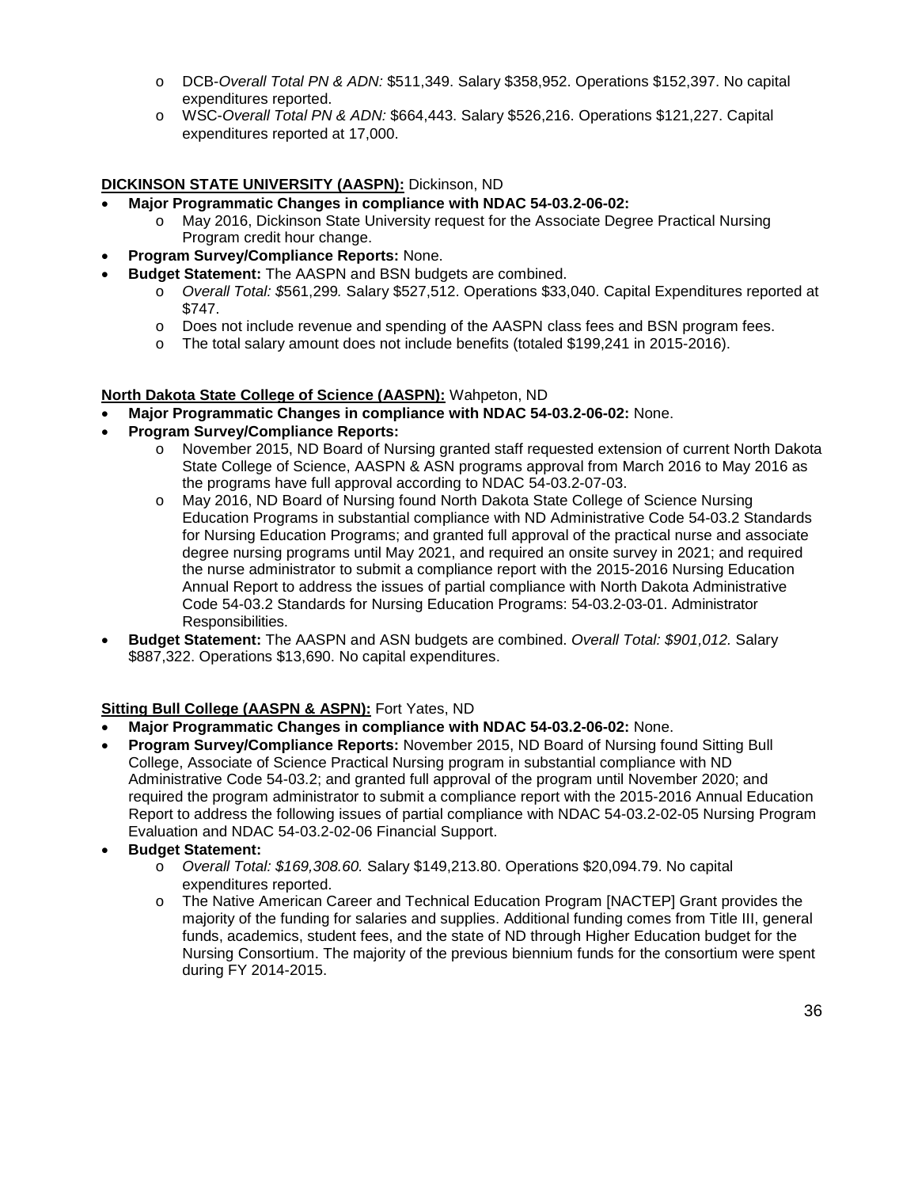- DCB-*Overall Total PN & ADN:* $511,349. Salary $358,952. Operations $152,397. No capital expenditures reported.
- WSC-*Overall Total PN & ADN:* $664,443. Salary $526,216. Operations $121,227. Capital expenditures reported at 17,000.

**DICKINSON STATE UNIVERSITY (AASPN):** Dickinson, ND

- **Major Programmatic Changes in compliance with NDAC 54-03.2-06-02:**
  - May 2016, Dickinson State University request for the Associate Degree Practical Nursing Program credit hour change.
- **Program Survey/Compliance Reports:** None.
- **Budget Statement:** The AASPN and BSN budgets are combined.
  - *Overall Total: $561,299.* Salary $527,512. Operations $33,040. Capital Expenditures reported at $747.
  - Does not include revenue and spending of the AASPN class fees and BSN program fees.
  - The total salary amount does not include benefits (totaled $199,241 in 2015-2016).

**North Dakota State College of Science (AASPN):** Wahpeton, ND

- **Major Programmatic Changes in compliance with NDAC 54-03.2-06-02:** None.
- **Program Survey/Compliance Reports:**
  - November 2015, ND Board of Nursing granted staff requested extension of current North Dakota State College of Science, AASPN & ASN programs approval from March 2016 to May 2016 as the programs have full approval according to NDAC 54-03.2-07-03.
  - May 2016, ND Board of Nursing found North Dakota State College of Science Nursing Education Programs in substantial compliance with ND Administrative Code 54-03.2 Standards for Nursing Education Programs; and granted full approval of the practical nurse and associate degree nursing programs until May 2021, and required an onsite survey in 2021; and required the nurse administrator to submit a compliance report with the 2015-2016 Nursing Education Annual Report to address the issues of partial compliance with North Dakota Administrative Code 54-03.2 Standards for Nursing Education Programs: 54-03.2-03-01. Administrator Responsibilities.
- **Budget Statement:** The AASPN and ASN budgets are combined. *Overall Total: $901,012.* Salary $887,322. Operations $13,690. No capital expenditures.

**Sitting Bull College (AASPN & ASPN):** Fort Yates, ND

- **Major Programmatic Changes in compliance with NDAC 54-03.2-06-02:** None.
- **Program Survey/Compliance Reports:** November 2015, ND Board of Nursing found Sitting Bull College, Associate of Science Practical Nursing program in substantial compliance with ND Administrative Code 54-03.2; and granted full approval of the program until November 2020; and required the program administrator to submit a compliance report with the 2015-2016 Annual Education Report to address the following issues of partial compliance with NDAC 54-03.2-02-05 Nursing Program Evaluation and NDAC 54-03.2-02-06 Financial Support.
- **Budget Statement:**
  - *Overall Total: $169,308.60.* Salary $149,213.80. Operations $20,094.79. No capital expenditures reported.
  - The Native American Career and Technical Education Program [NACTEP] Grant provides the majority of the funding for salaries and supplies. Additional funding comes from Title III, general funds, academics, student fees, and the state of ND through Higher Education budget for the Nursing Consortium. The majority of the previous biennium funds for the consortium were spent during FY 2014-2015.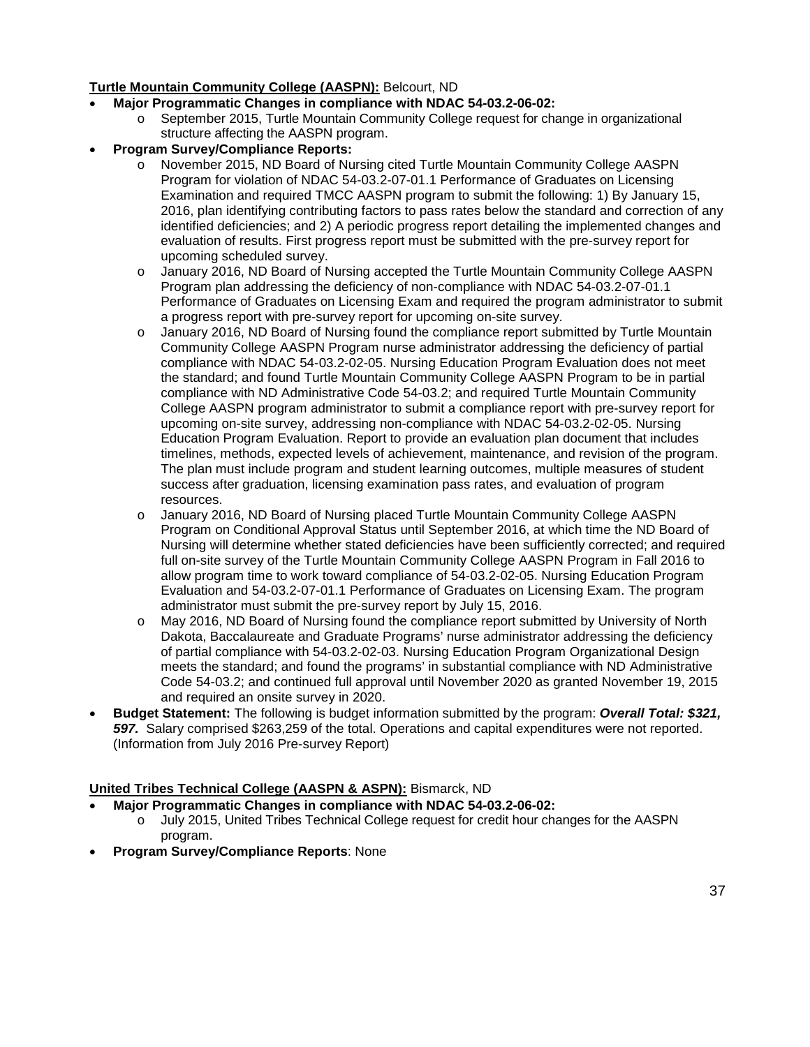**<u>Turtle Mountain Community College (AASPN):</u>** Belcourt, ND

- **Major Programmatic Changes in compliance with NDAC 54-03.2-06-02:**
  - September 2015, Turtle Mountain Community College request for change in organizational structure affecting the AASPN program.
- **Program Survey/Compliance Reports:**
  - November 2015, ND Board of Nursing cited Turtle Mountain Community College AASPN Program for violation of NDAC 54-03.2-07-01.1 Performance of Graduates on Licensing Examination and required TMCC AASPN program to submit the following: 1) By January 15, 2016, plan identifying contributing factors to pass rates below the standard and correction of any identified deficiencies; and 2) A periodic progress report detailing the implemented changes and evaluation of results. First progress report must be submitted with the pre-survey report for upcoming scheduled survey.
  - January 2016, ND Board of Nursing accepted the Turtle Mountain Community College AASPN Program plan addressing the deficiency of non-compliance with NDAC 54-03.2-07-01.1 Performance of Graduates on Licensing Exam and required the program administrator to submit a progress report with pre-survey report for upcoming on-site survey.
  - January 2016, ND Board of Nursing found the compliance report submitted by Turtle Mountain Community College AASPN Program nurse administrator addressing the deficiency of partial compliance with NDAC 54-03.2-02-05. Nursing Education Program Evaluation does not meet the standard; and found Turtle Mountain Community College AASPN Program to be in partial compliance with ND Administrative Code 54-03.2; and required Turtle Mountain Community College AASPN program administrator to submit a compliance report with pre-survey report for upcoming on-site survey, addressing non-compliance with NDAC 54-03.2-02-05. Nursing Education Program Evaluation. Report to provide an evaluation plan document that includes timelines, methods, expected levels of achievement, maintenance, and revision of the program. The plan must include program and student learning outcomes, multiple measures of student success after graduation, licensing examination pass rates, and evaluation of program resources.
  - January 2016, ND Board of Nursing placed Turtle Mountain Community College AASPN Program on Conditional Approval Status until September 2016, at which time the ND Board of Nursing will determine whether stated deficiencies have been sufficiently corrected; and required full on-site survey of the Turtle Mountain Community College AASPN Program in Fall 2016 to allow program time to work toward compliance of 54-03.2-02-05. Nursing Education Program Evaluation and 54-03.2-07-01.1 Performance of Graduates on Licensing Exam. The program administrator must submit the pre-survey report by July 15, 2016.
  - May 2016, ND Board of Nursing found the compliance report submitted by University of North Dakota, Baccalaureate and Graduate Programs' nurse administrator addressing the deficiency of partial compliance with 54-03.2-02-03. Nursing Education Program Organizational Design meets the standard; and found the programs' in substantial compliance with ND Administrative Code 54-03.2; and continued full approval until November 2020 as granted November 19, 2015 and required an onsite survey in 2020.
- **Budget Statement:** The following is budget information submitted by the program: ***Overall Total: $321, 597.*** Salary comprised $263,259 of the total. Operations and capital expenditures were not reported. (Information from July 2016 Pre-survey Report)

**<u>United Tribes Technical College (AASPN & ASPN):</u>** Bismarck, ND

- **Major Programmatic Changes in compliance with NDAC 54-03.2-06-02:**
  - July 2015, United Tribes Technical College request for credit hour changes for the AASPN program.
- **Program Survey/Compliance Reports**: None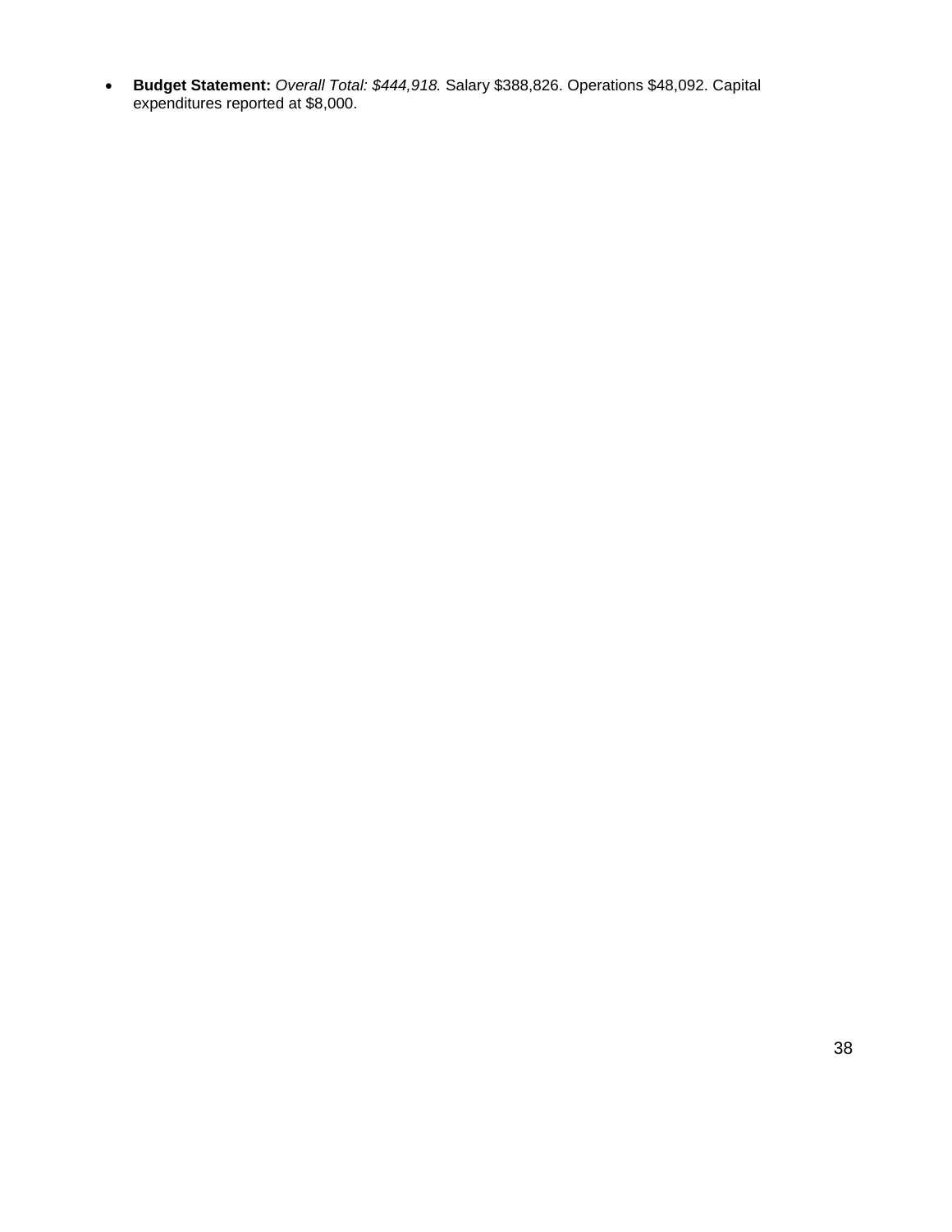- **Budget Statement:** *Overall Total: $444,918.* Salary $388,826. Operations $48,092. Capital expenditures reported at $8,000.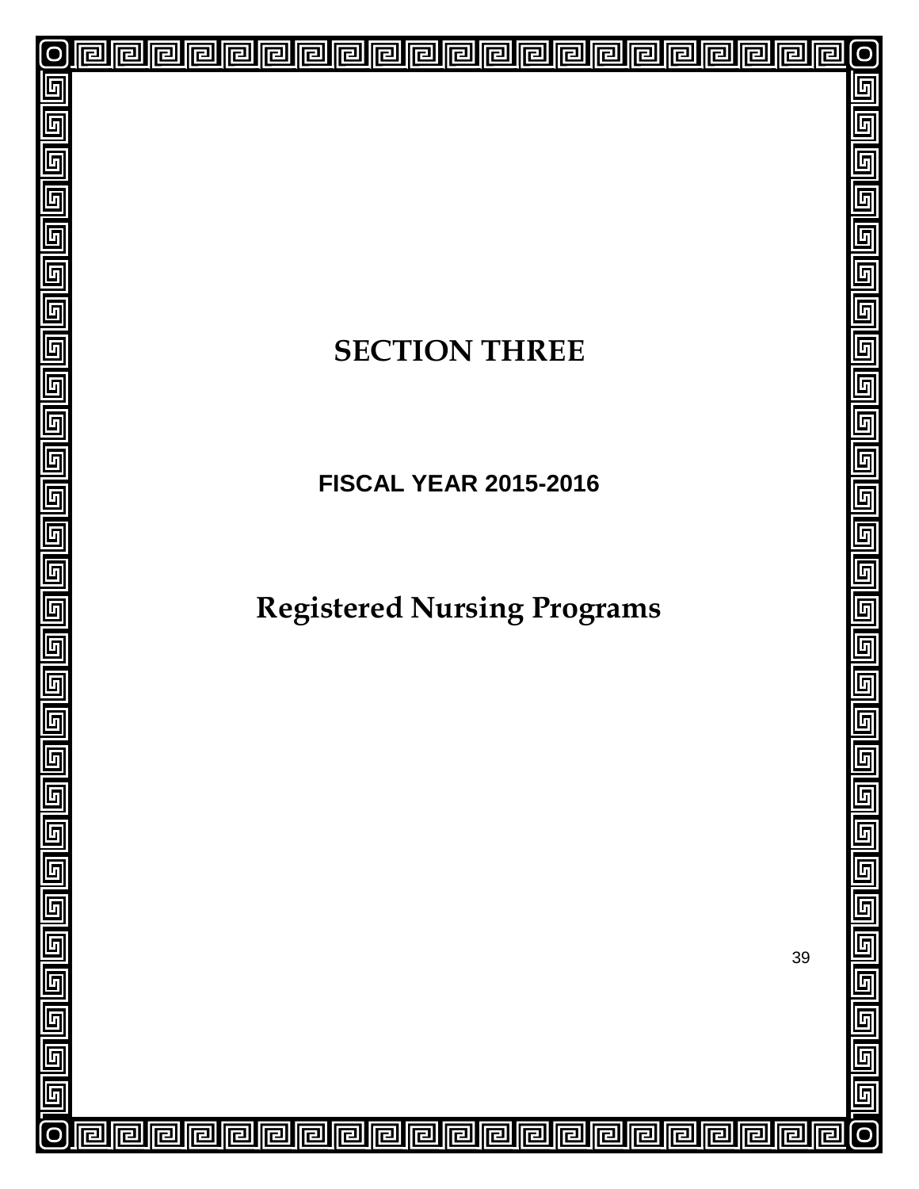# SECTION THREE

## FISCAL YEAR 2015-2016

# Registered Nursing Programs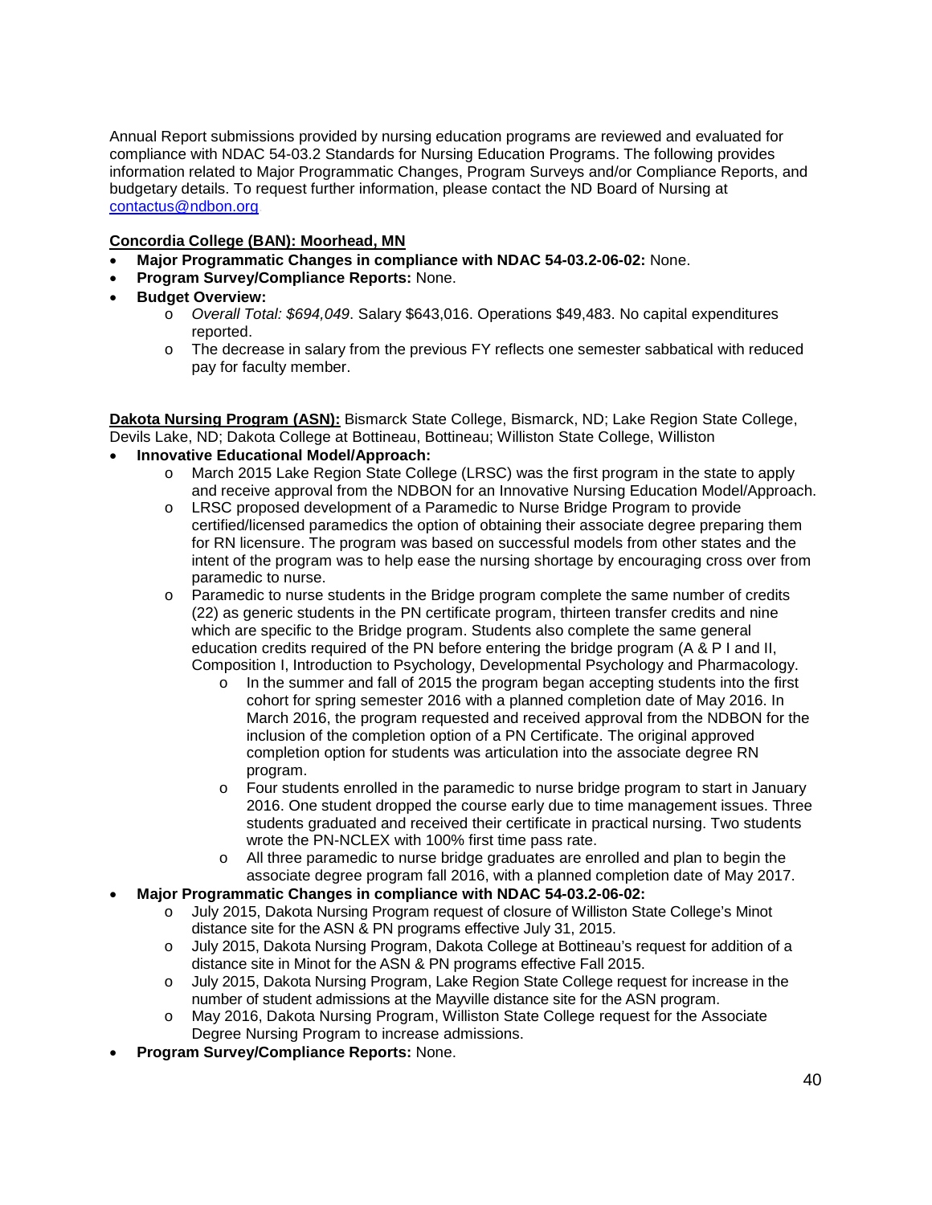Annual Report submissions provided by nursing education programs are reviewed and evaluated for compliance with NDAC 54-03.2 Standards for Nursing Education Programs. The following provides information related to Major Programmatic Changes, Program Surveys and/or Compliance Reports, and budgetary details. To request further information, please contact the ND Board of Nursing at [contactus@ndbon.org](mailto:contactus@ndbon.org)

**Concordia College (BAN): Moorhead, MN**

- **Major Programmatic Changes in compliance with NDAC 54-03.2-06-02:** None.
- **Program Survey/Compliance Reports:** None.
- **Budget Overview:**
  - *Overall Total: $694,049*. Salary $643,016. Operations $49,483. No capital expenditures reported.
  - The decrease in salary from the previous FY reflects one semester sabbatical with reduced pay for faculty member.

**Dakota Nursing Program (ASN):** Bismarck State College, Bismarck, ND; Lake Region State College, Devils Lake, ND; Dakota College at Bottineau, Bottineau; Williston State College, Williston

- **Innovative Educational Model/Approach:**
  - March 2015 Lake Region State College (LRSC) was the first program in the state to apply and receive approval from the NDBON for an Innovative Nursing Education Model/Approach.
  - LRSC proposed development of a Paramedic to Nurse Bridge Program to provide certified/licensed paramedics the option of obtaining their associate degree preparing them for RN licensure. The program was based on successful models from other states and the intent of the program was to help ease the nursing shortage by encouraging cross over from paramedic to nurse.
  - Paramedic to nurse students in the Bridge program complete the same number of credits (22) as generic students in the PN certificate program, thirteen transfer credits and nine which are specific to the Bridge program. Students also complete the same general education credits required of the PN before entering the bridge program (A & P I and II, Composition I, Introduction to Psychology, Developmental Psychology and Pharmacology.
    - In the summer and fall of 2015 the program began accepting students into the first cohort for spring semester 2016 with a planned completion date of May 2016. In March 2016, the program requested and received approval from the NDBON for the inclusion of the completion option of a PN Certificate. The original approved completion option for students was articulation into the associate degree RN program.
    - Four students enrolled in the paramedic to nurse bridge program to start in January 2016. One student dropped the course early due to time management issues. Three students graduated and received their certificate in practical nursing. Two students wrote the PN-NCLEX with 100% first time pass rate.
    - All three paramedic to nurse bridge graduates are enrolled and plan to begin the associate degree program fall 2016, with a planned completion date of May 2017.
- **Major Programmatic Changes in compliance with NDAC 54-03.2-06-02:**
  - July 2015, Dakota Nursing Program request of closure of Williston State College's Minot distance site for the ASN & PN programs effective July 31, 2015.
  - July 2015, Dakota Nursing Program, Dakota College at Bottineau's request for addition of a distance site in Minot for the ASN & PN programs effective Fall 2015.
  - July 2015, Dakota Nursing Program, Lake Region State College request for increase in the number of student admissions at the Mayville distance site for the ASN program.
  - May 2016, Dakota Nursing Program, Williston State College request for the Associate Degree Nursing Program to increase admissions.
- **Program Survey/Compliance Reports:** None.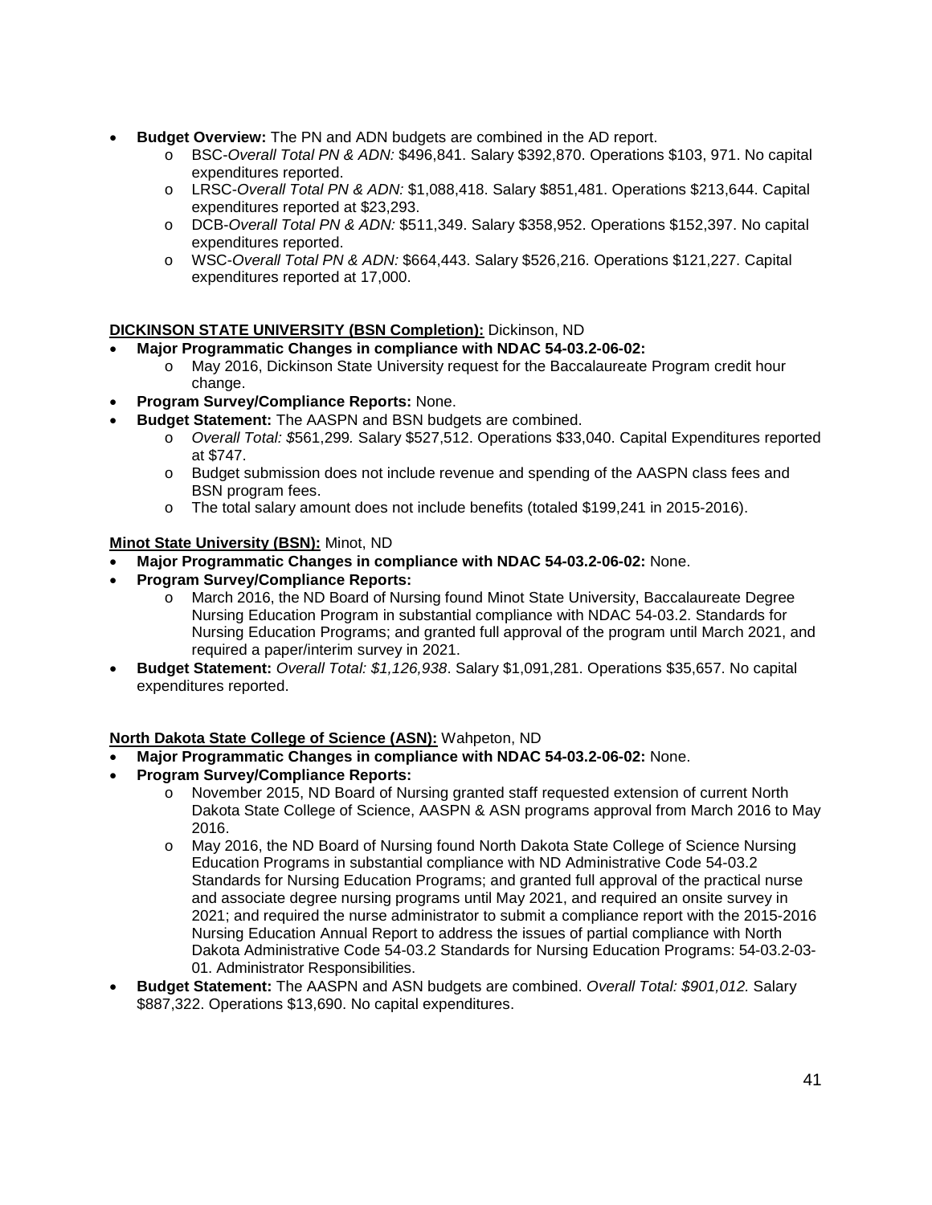- **Budget Overview:** The PN and ADN budgets are combined in the AD report.
  - BSC-*Overall Total PN & ADN:* $496,841. Salary $392,870. Operations $103, 971. No capital expenditures reported.
  - LRSC-*Overall Total PN & ADN:* $1,088,418. Salary $851,481. Operations $213,644. Capital expenditures reported at $23,293.
  - DCB-*Overall Total PN & ADN:* $511,349. Salary $358,952. Operations $152,397. No capital expenditures reported.
  - WSC-*Overall Total PN & ADN:* $664,443. Salary $526,216. Operations $121,227. Capital expenditures reported at 17,000.

**DICKINSON STATE UNIVERSITY (BSN Completion):** Dickinson, ND

- **Major Programmatic Changes in compliance with NDAC 54-03.2-06-02:**
  - May 2016, Dickinson State University request for the Baccalaureate Program credit hour change.
- **Program Survey/Compliance Reports:** None.
- **Budget Statement:** The AASPN and BSN budgets are combined.
  - *Overall Total: $*561,299*.* Salary $527,512. Operations $33,040. Capital Expenditures reported at $747.
  - Budget submission does not include revenue and spending of the AASPN class fees and BSN program fees.
  - The total salary amount does not include benefits (totaled $199,241 in 2015-2016).

**Minot State University (BSN):** Minot, ND

- **Major Programmatic Changes in compliance with NDAC 54-03.2-06-02:** None.
- **Program Survey/Compliance Reports:**
  - March 2016, the ND Board of Nursing found Minot State University, Baccalaureate Degree Nursing Education Program in substantial compliance with NDAC 54-03.2. Standards for Nursing Education Programs; and granted full approval of the program until March 2021, and required a paper/interim survey in 2021.
- **Budget Statement:** *Overall Total: $1,126,938*. Salary $1,091,281. Operations $35,657. No capital expenditures reported.

**North Dakota State College of Science (ASN):** Wahpeton, ND

- **Major Programmatic Changes in compliance with NDAC 54-03.2-06-02:** None.
- **Program Survey/Compliance Reports:**
  - November 2015, ND Board of Nursing granted staff requested extension of current North Dakota State College of Science, AASPN & ASN programs approval from March 2016 to May 2016.
  - May 2016, the ND Board of Nursing found North Dakota State College of Science Nursing Education Programs in substantial compliance with ND Administrative Code 54-03.2 Standards for Nursing Education Programs; and granted full approval of the practical nurse and associate degree nursing programs until May 2021, and required an onsite survey in 2021; and required the nurse administrator to submit a compliance report with the 2015-2016 Nursing Education Annual Report to address the issues of partial compliance with North Dakota Administrative Code 54-03.2 Standards for Nursing Education Programs: 54-03.2-03-01. Administrator Responsibilities.
- **Budget Statement:** The AASPN and ASN budgets are combined. *Overall Total: $901,012.* Salary $887,322. Operations $13,690. No capital expenditures.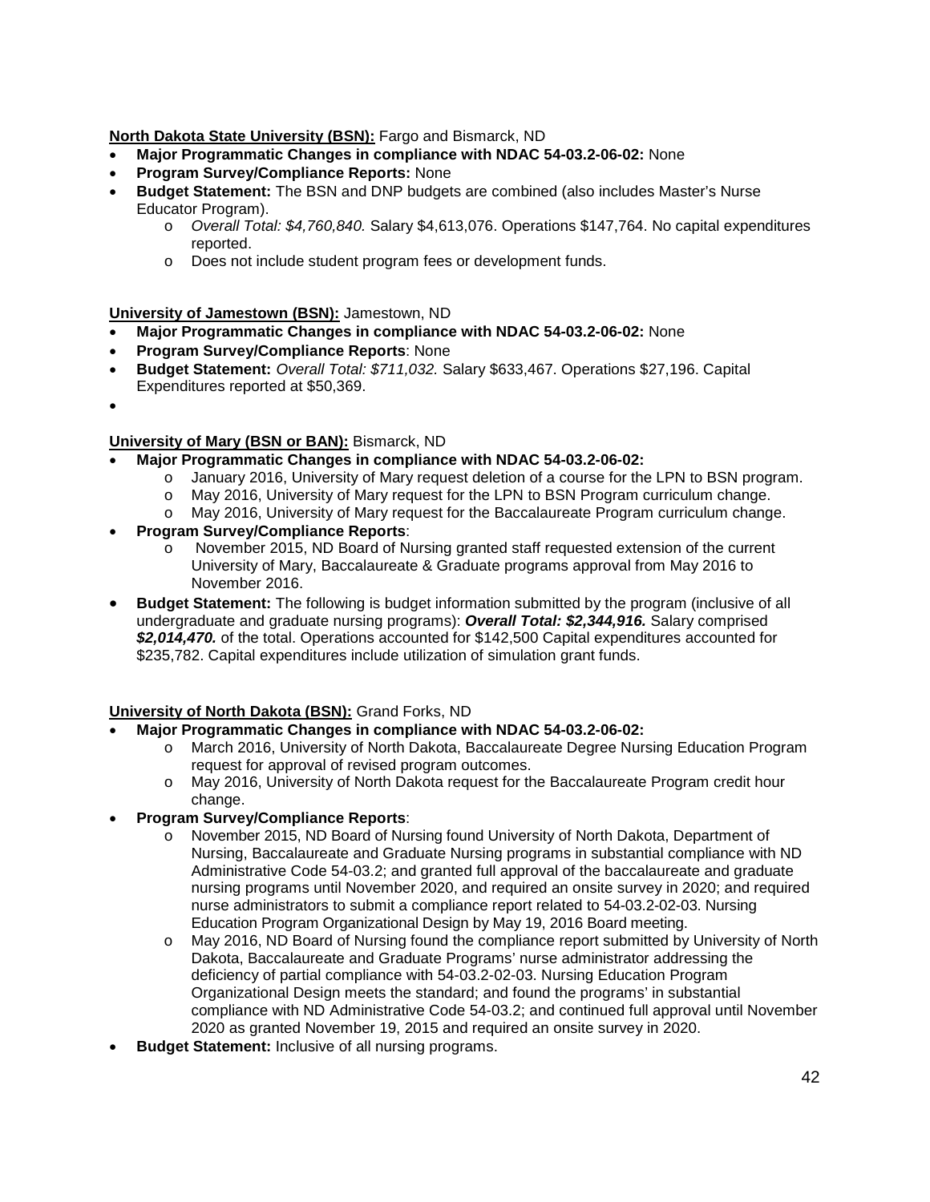**North Dakota State University (BSN):** Fargo and Bismarck, ND

- **Major Programmatic Changes in compliance with NDAC 54-03.2-06-02:** None
- **Program Survey/Compliance Reports:** None
- **Budget Statement:** The BSN and DNP budgets are combined (also includes Master's Nurse Educator Program).
    - *Overall Total: $4,760,840.* Salary $4,613,076. Operations $147,764. No capital expenditures reported.
    - Does not include student program fees or development funds.

**University of Jamestown (BSN):** Jamestown, ND

- **Major Programmatic Changes in compliance with NDAC 54-03.2-06-02:** None
- **Program Survey/Compliance Reports**: None
- **Budget Statement:** *Overall Total: $711,032.* Salary $633,467. Operations $27,196. Capital Expenditures reported at $50,369.
- 

**University of Mary (BSN or BAN):** Bismarck, ND

- **Major Programmatic Changes in compliance with NDAC 54-03.2-06-02:**
    - January 2016, University of Mary request deletion of a course for the LPN to BSN program.
    - May 2016, University of Mary request for the LPN to BSN Program curriculum change.
    - May 2016, University of Mary request for the Baccalaureate Program curriculum change.
- **Program Survey/Compliance Reports**:
    - November 2015, ND Board of Nursing granted staff requested extension of the current University of Mary, Baccalaureate & Graduate programs approval from May 2016 to November 2016.
- **Budget Statement:** The following is budget information submitted by the program (inclusive of all undergraduate and graduate nursing programs): ***Overall Total: $2,344,916.*** Salary comprised ***$2,014,470.*** of the total. Operations accounted for $142,500 Capital expenditures accounted for $235,782. Capital expenditures include utilization of simulation grant funds.

**University of North Dakota (BSN):** Grand Forks, ND

- **Major Programmatic Changes in compliance with NDAC 54-03.2-06-02:**
    - March 2016, University of North Dakota, Baccalaureate Degree Nursing Education Program request for approval of revised program outcomes.
    - May 2016, University of North Dakota request for the Baccalaureate Program credit hour change.
- **Program Survey/Compliance Reports**:
    - November 2015, ND Board of Nursing found University of North Dakota, Department of Nursing, Baccalaureate and Graduate Nursing programs in substantial compliance with ND Administrative Code 54-03.2; and granted full approval of the baccalaureate and graduate nursing programs until November 2020, and required an onsite survey in 2020; and required nurse administrators to submit a compliance report related to 54-03.2-02-03. Nursing Education Program Organizational Design by May 19, 2016 Board meeting.
    - May 2016, ND Board of Nursing found the compliance report submitted by University of North Dakota, Baccalaureate and Graduate Programs' nurse administrator addressing the deficiency of partial compliance with 54-03.2-02-03. Nursing Education Program Organizational Design meets the standard; and found the programs' in substantial compliance with ND Administrative Code 54-03.2; and continued full approval until November 2020 as granted November 19, 2015 and required an onsite survey in 2020.
- **Budget Statement:** Inclusive of all nursing programs.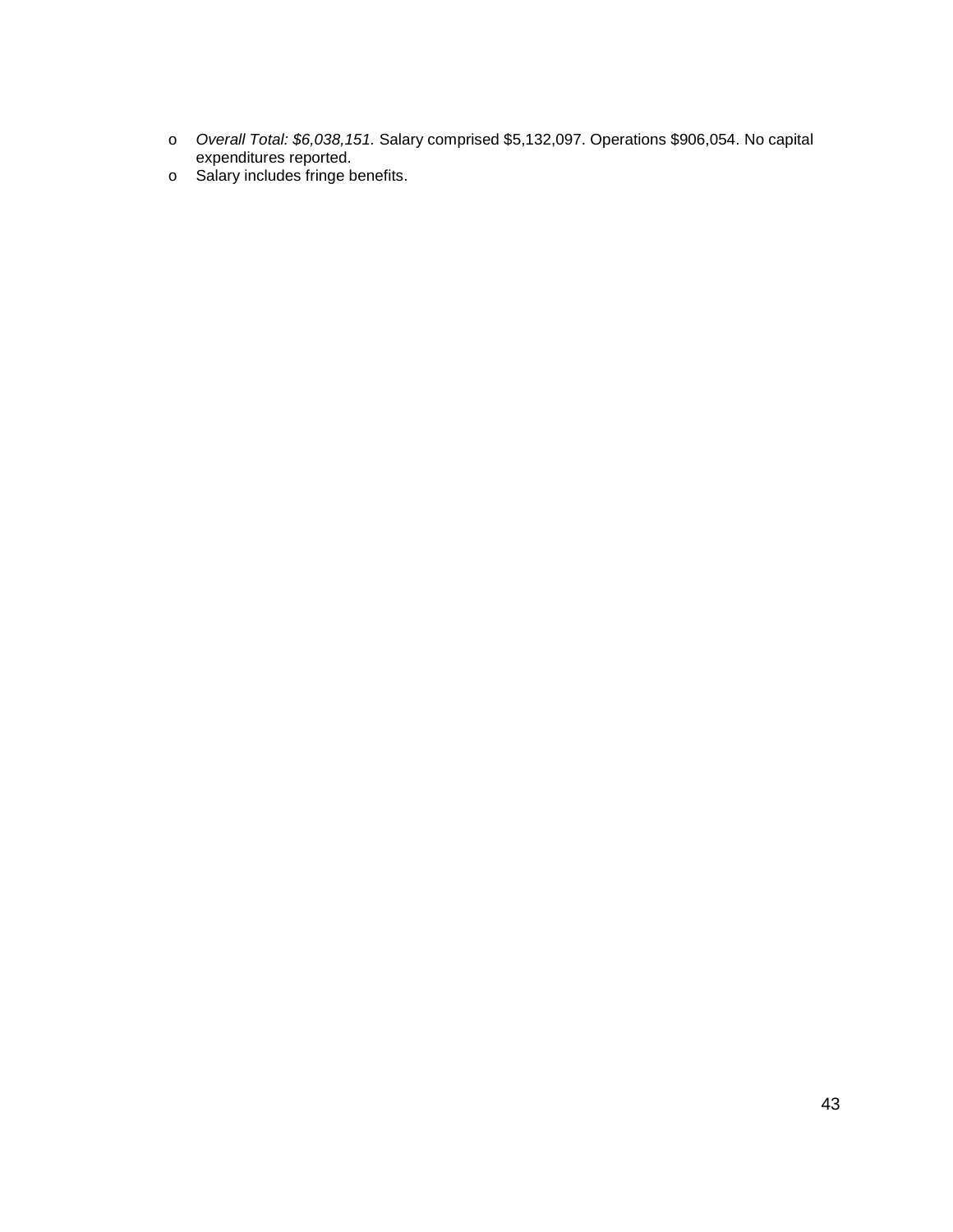- *Overall Total: $6,038,151.* Salary comprised $5,132,097. Operations $906,054. No capital expenditures reported.
- Salary includes fringe benefits.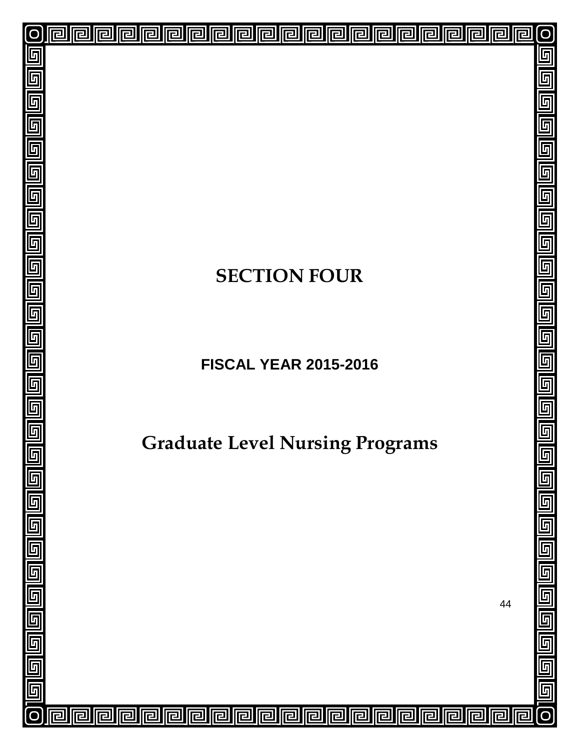# SECTION FOUR

## FISCAL YEAR 2015-2016

# Graduate Level Nursing Programs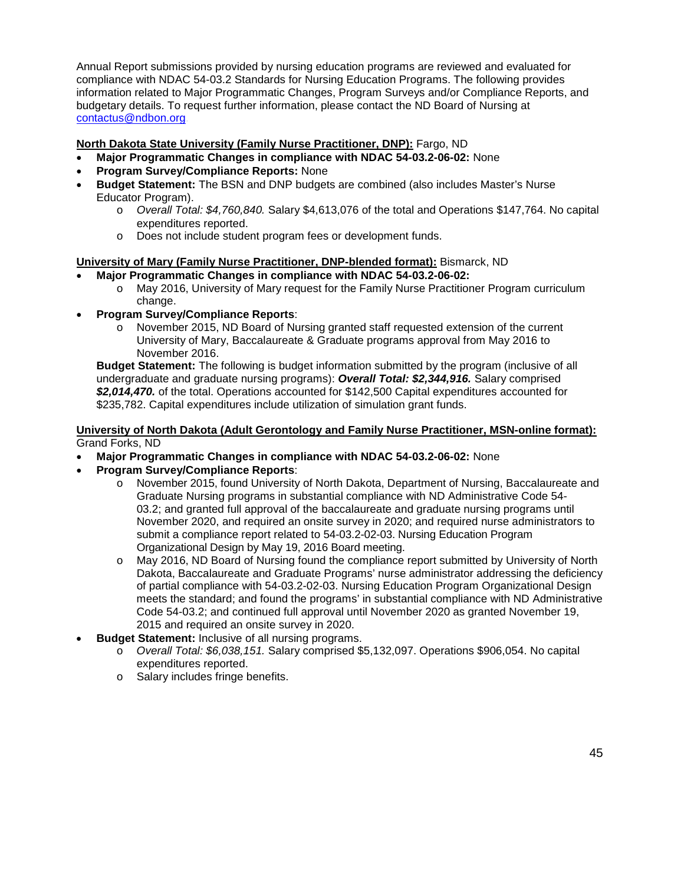Annual Report submissions provided by nursing education programs are reviewed and evaluated for compliance with NDAC 54-03.2 Standards for Nursing Education Programs. The following provides information related to Major Programmatic Changes, Program Surveys and/or Compliance Reports, and budgetary details. To request further information, please contact the ND Board of Nursing at [contactus@ndbon.org](mailto:contactus@ndbon.org)

**North Dakota State University (Family Nurse Practitioner, DNP):** Fargo, ND

- **Major Programmatic Changes in compliance with NDAC 54-03.2-06-02:** None
- **Program Survey/Compliance Reports:** None
- **Budget Statement:** The BSN and DNP budgets are combined (also includes Master's Nurse Educator Program).
  - *Overall Total: $4,760,840.* Salary $4,613,076 of the total and Operations $147,764. No capital expenditures reported.
  - Does not include student program fees or development funds.

**University of Mary (Family Nurse Practitioner, DNP-blended format):** Bismarck, ND

- **Major Programmatic Changes in compliance with NDAC 54-03.2-06-02:**
  - May 2016, University of Mary request for the Family Nurse Practitioner Program curriculum change.
- **Program Survey/Compliance Reports**:
  - November 2015, ND Board of Nursing granted staff requested extension of the current University of Mary, Baccalaureate & Graduate programs approval from May 2016 to November 2016.

  **Budget Statement:** The following is budget information submitted by the program (inclusive of all undergraduate and graduate nursing programs): ***Overall Total: $2,344,916.*** Salary comprised ***$2,014,470.*** of the total. Operations accounted for $142,500 Capital expenditures accounted for $235,782. Capital expenditures include utilization of simulation grant funds.

**University of North Dakota (Adult Gerontology and Family Nurse Practitioner, MSN-online format):** Grand Forks, ND

- **Major Programmatic Changes in compliance with NDAC 54-03.2-06-02:** None
- **Program Survey/Compliance Reports**:
  - November 2015, found University of North Dakota, Department of Nursing, Baccalaureate and Graduate Nursing programs in substantial compliance with ND Administrative Code 54-03.2; and granted full approval of the baccalaureate and graduate nursing programs until November 2020, and required an onsite survey in 2020; and required nurse administrators to submit a compliance report related to 54-03.2-02-03. Nursing Education Program Organizational Design by May 19, 2016 Board meeting.
  - May 2016, ND Board of Nursing found the compliance report submitted by University of North Dakota, Baccalaureate and Graduate Programs' nurse administrator addressing the deficiency of partial compliance with 54-03.2-02-03. Nursing Education Program Organizational Design meets the standard; and found the programs' in substantial compliance with ND Administrative Code 54-03.2; and continued full approval until November 2020 as granted November 19, 2015 and required an onsite survey in 2020.
- **Budget Statement:** Inclusive of all nursing programs.
  - *Overall Total: $6,038,151.* Salary comprised $5,132,097. Operations $906,054. No capital expenditures reported.
  - Salary includes fringe benefits.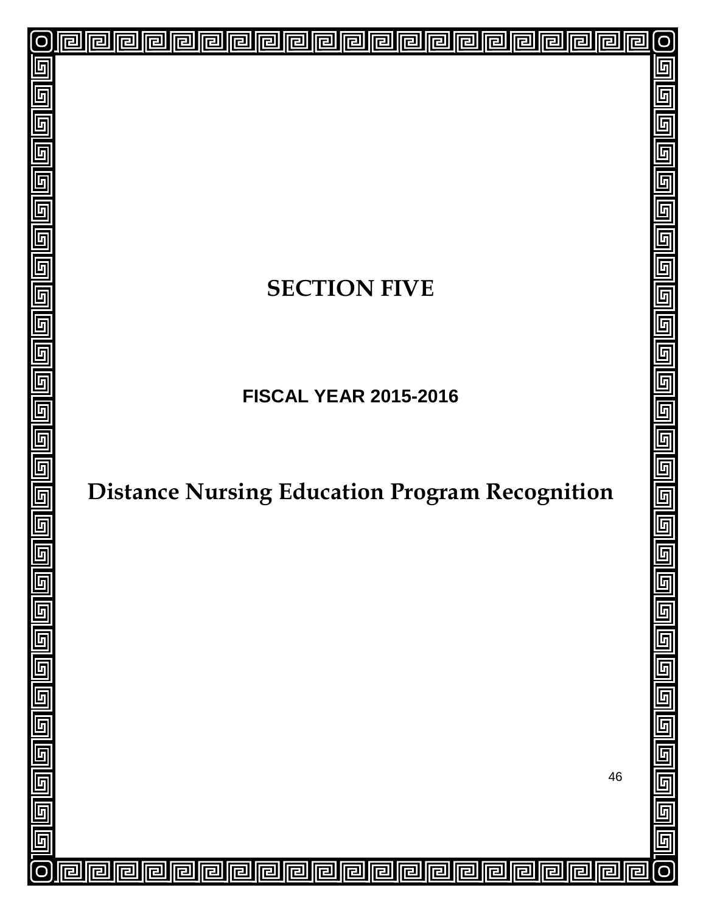# SECTION FIVE

## FISCAL YEAR 2015-2016

# Distance Nursing Education Program Recognition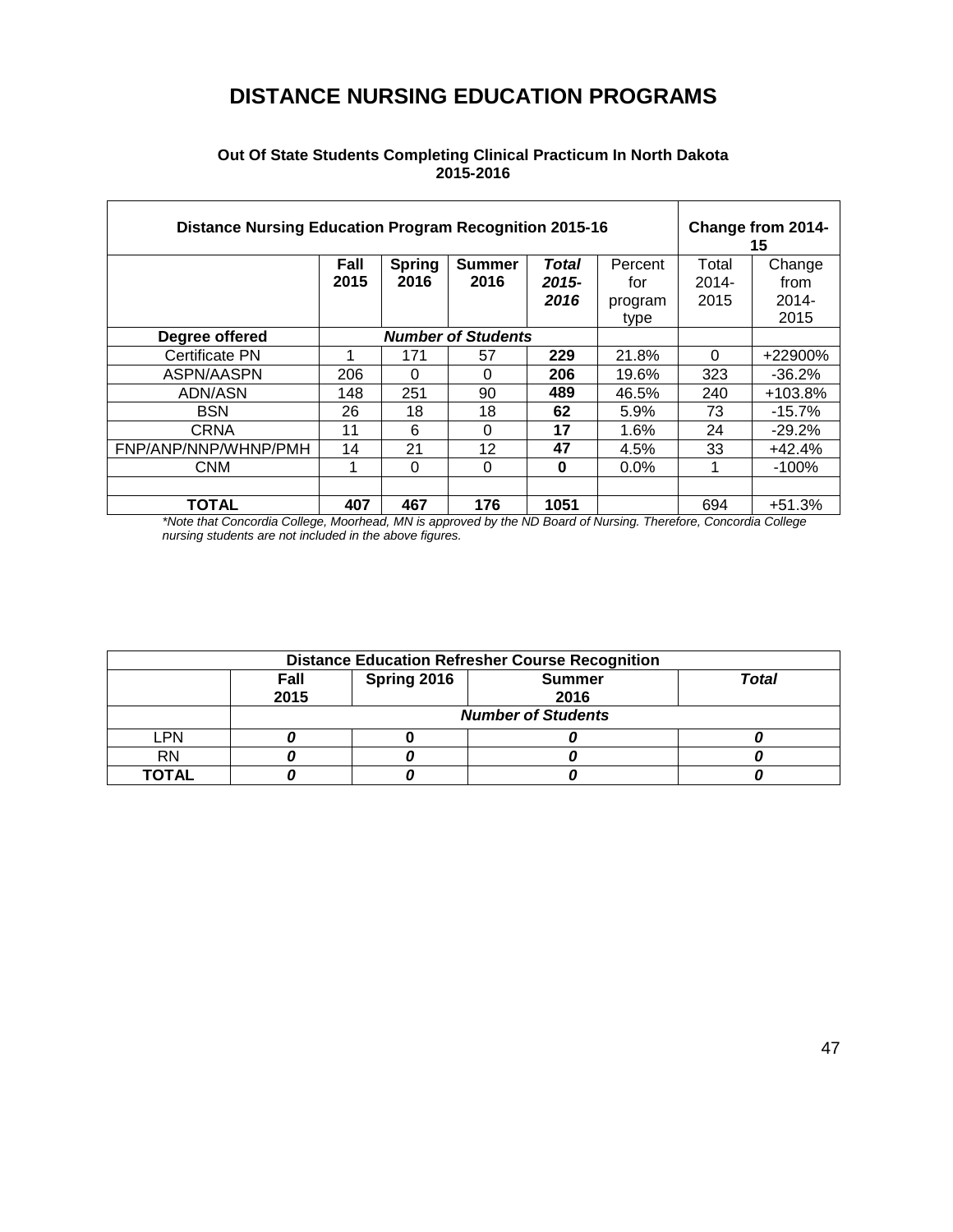# DISTANCE NURSING EDUCATION PROGRAMS

**Out Of State Students Completing Clinical Practicum In North Dakota 2015-2016**

| **Distance Nursing Education Program Recognition 2015-16** | | | | | | **Change from 2014-15** | |
|---|---|---|---|---|---|---|---|
| | **Fall 2015** | **Spring 2016** | **Summer 2016** | ***Total 2015-2016*** | Percent for program type | Total 2014-2015 | Change from 2014-2015 |
| **Degree offered** | ***Number of Students*** | | | | | | |
| Certificate PN | 1 | 171 | 57 | **229** | 21.8% | 0 | +22900% |
| ASPN/AASPN | 206 | 0 | 0 | **206** | 19.6% | 323 | -36.2% |
| ADN/ASN | 148 | 251 | 90 | **489** | 46.5% | 240 | +103.8% |
| BSN | 26 | 18 | 18 | **62** | 5.9% | 73 | -15.7% |
| CRNA | 11 | 6 | 0 | **17** | 1.6% | 24 | -29.2% |
| FNP/ANP/NNP/WHNP/PMH | 14 | 21 | 12 | **47** | 4.5% | 33 | +42.4% |
| CNM | 1 | 0 | 0 | **0** | 0.0% | 1 | -100% |
| | | | | | | | |
| **TOTAL** | **407** | **467** | **176** | **1051** | | 694 | +51.3% |

*\*Note that Concordia College, Moorhead, MN is approved by the ND Board of Nursing. Therefore, Concordia College nursing students are not included in the above figures.*

| **Distance Education Refresher Course Recognition** | | | | |
|---|---|---|---|---|
| | **Fall 2015** | **Spring 2016** | **Summer 2016** | ***Total*** |
| | ***Number of Students*** | | | |
| LPN | ***0*** | **0** | ***0*** | ***0*** |
| RN | ***0*** | ***0*** | ***0*** | ***0*** |
| **TOTAL** | ***0*** | ***0*** | ***0*** | ***0*** |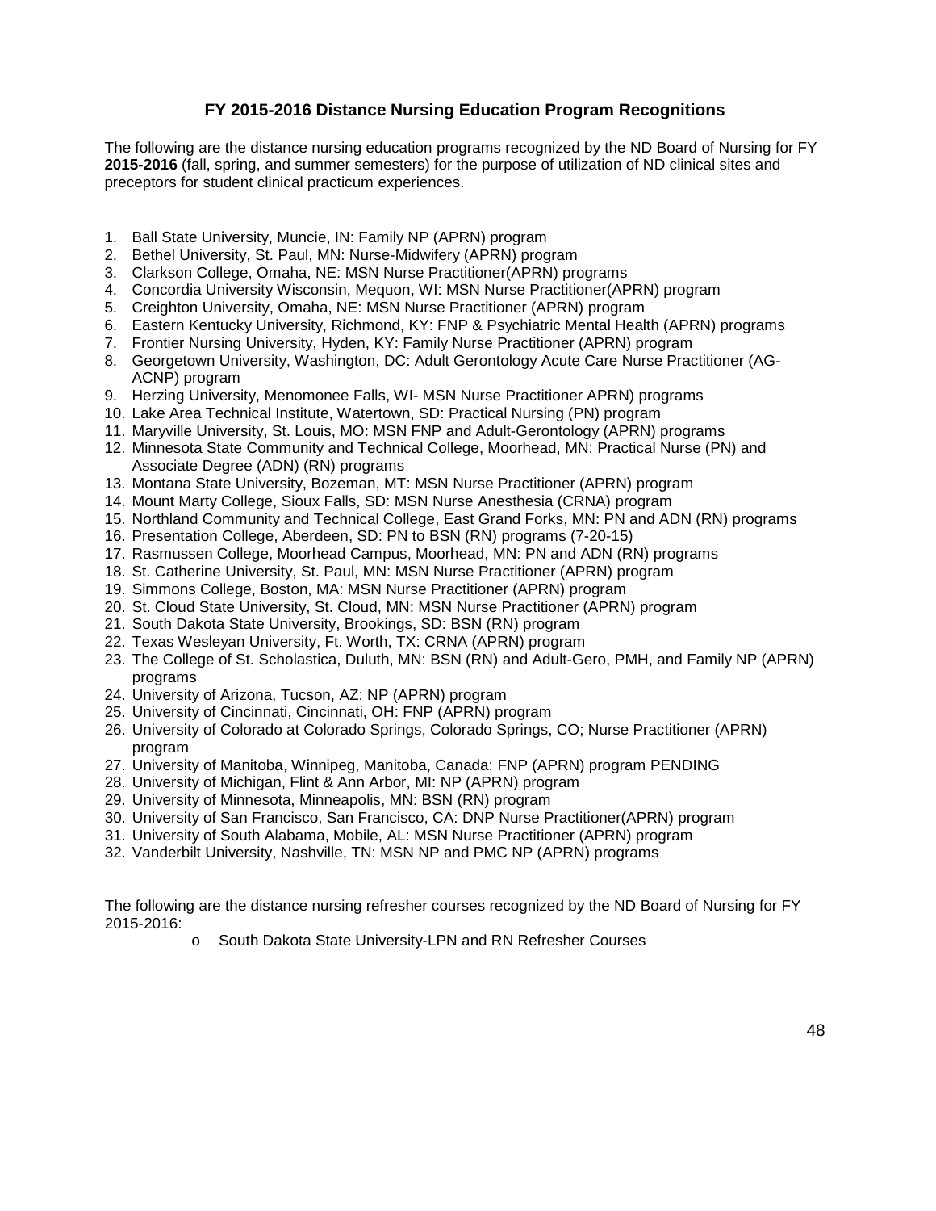## FY 2015-2016 Distance Nursing Education Program Recognitions

The following are the distance nursing education programs recognized by the ND Board of Nursing for FY **2015-2016** (fall, spring, and summer semesters) for the purpose of utilization of ND clinical sites and preceptors for student clinical practicum experiences.

1. Ball State University, Muncie, IN: Family NP (APRN) program
2. Bethel University, St. Paul, MN: Nurse-Midwifery (APRN) program
3. Clarkson College, Omaha, NE: MSN Nurse Practitioner(APRN) programs
4. Concordia University Wisconsin, Mequon, WI: MSN Nurse Practitioner(APRN) program
5. Creighton University, Omaha, NE: MSN Nurse Practitioner (APRN) program
6. Eastern Kentucky University, Richmond, KY: FNP & Psychiatric Mental Health (APRN) programs
7. Frontier Nursing University, Hyden, KY: Family Nurse Practitioner (APRN) program
8. Georgetown University, Washington, DC: Adult Gerontology Acute Care Nurse Practitioner (AG-ACNP) program
9. Herzing University, Menomonee Falls, WI- MSN Nurse Practitioner APRN) programs
10. Lake Area Technical Institute, Watertown, SD: Practical Nursing (PN) program
11. Maryville University, St. Louis, MO: MSN FNP and Adult-Gerontology (APRN) programs
12. Minnesota State Community and Technical College, Moorhead, MN: Practical Nurse (PN) and Associate Degree (ADN) (RN) programs
13. Montana State University, Bozeman, MT: MSN Nurse Practitioner (APRN) program
14. Mount Marty College, Sioux Falls, SD: MSN Nurse Anesthesia (CRNA) program
15. Northland Community and Technical College, East Grand Forks, MN: PN and ADN (RN) programs
16. Presentation College, Aberdeen, SD: PN to BSN (RN) programs (7-20-15)
17. Rasmussen College, Moorhead Campus, Moorhead, MN: PN and ADN (RN) programs
18. St. Catherine University, St. Paul, MN: MSN Nurse Practitioner (APRN) program
19. Simmons College, Boston, MA: MSN Nurse Practitioner (APRN) program
20. St. Cloud State University, St. Cloud, MN: MSN Nurse Practitioner (APRN) program
21. South Dakota State University, Brookings, SD: BSN (RN) program
22. Texas Wesleyan University, Ft. Worth, TX: CRNA (APRN) program
23. The College of St. Scholastica, Duluth, MN: BSN (RN) and Adult-Gero, PMH, and Family NP (APRN) programs
24. University of Arizona, Tucson, AZ: NP (APRN) program
25. University of Cincinnati, Cincinnati, OH: FNP (APRN) program
26. University of Colorado at Colorado Springs, Colorado Springs, CO; Nurse Practitioner (APRN) program
27. University of Manitoba, Winnipeg, Manitoba, Canada: FNP (APRN) program PENDING
28. University of Michigan, Flint & Ann Arbor, MI: NP (APRN) program
29. University of Minnesota, Minneapolis, MN: BSN (RN) program
30. University of San Francisco, San Francisco, CA: DNP Nurse Practitioner(APRN) program
31. University of South Alabama, Mobile, AL: MSN Nurse Practitioner (APRN) program
32. Vanderbilt University, Nashville, TN: MSN NP and PMC NP (APRN) programs

The following are the distance nursing refresher courses recognized by the ND Board of Nursing for FY 2015-2016:

- South Dakota State University-LPN and RN Refresher Courses